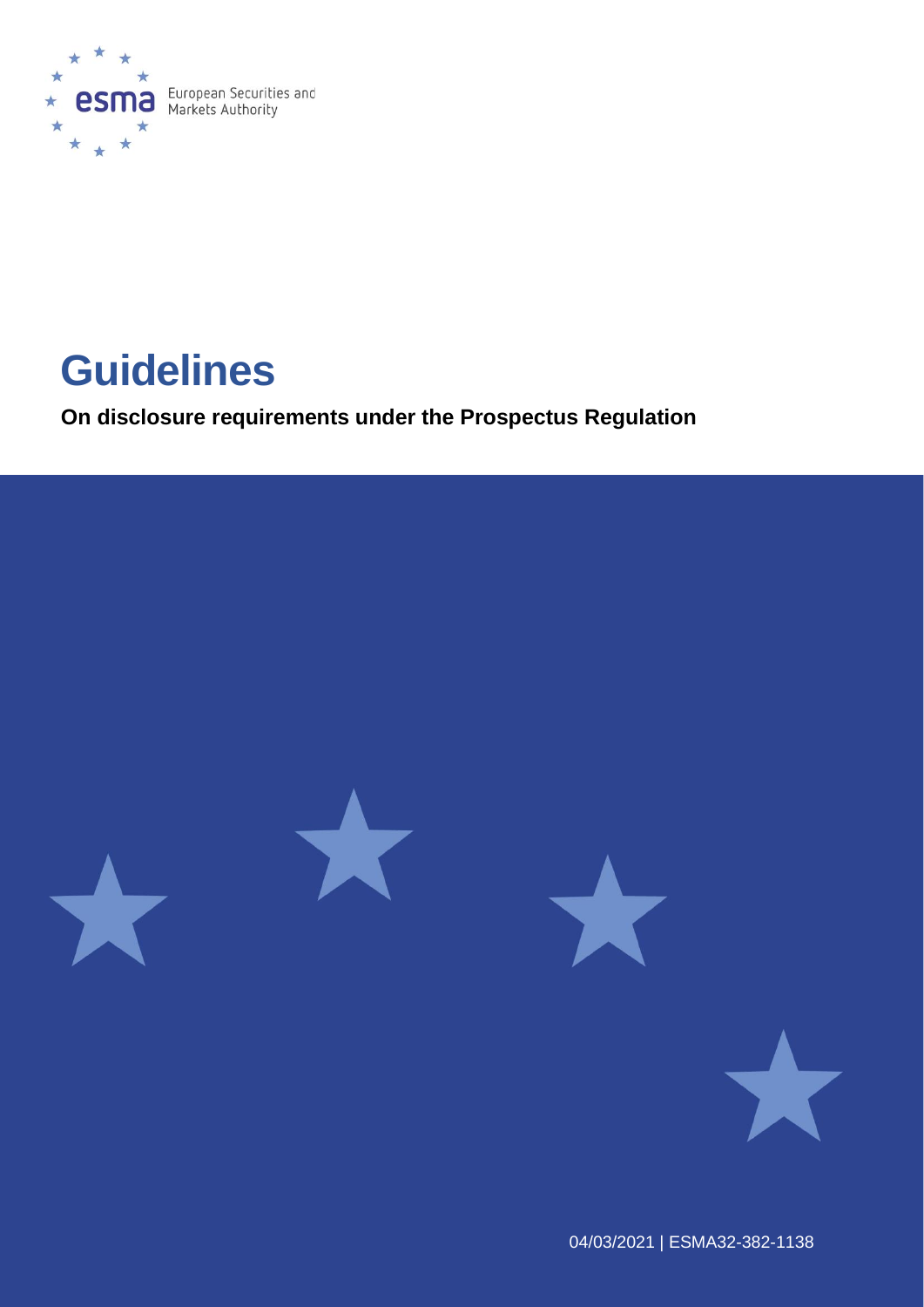European Securities and Markets Authority

# Guidelines

**On disclosure requirements under the Prospectus Regulation**

04/03/2021 | ESMA32-382-1138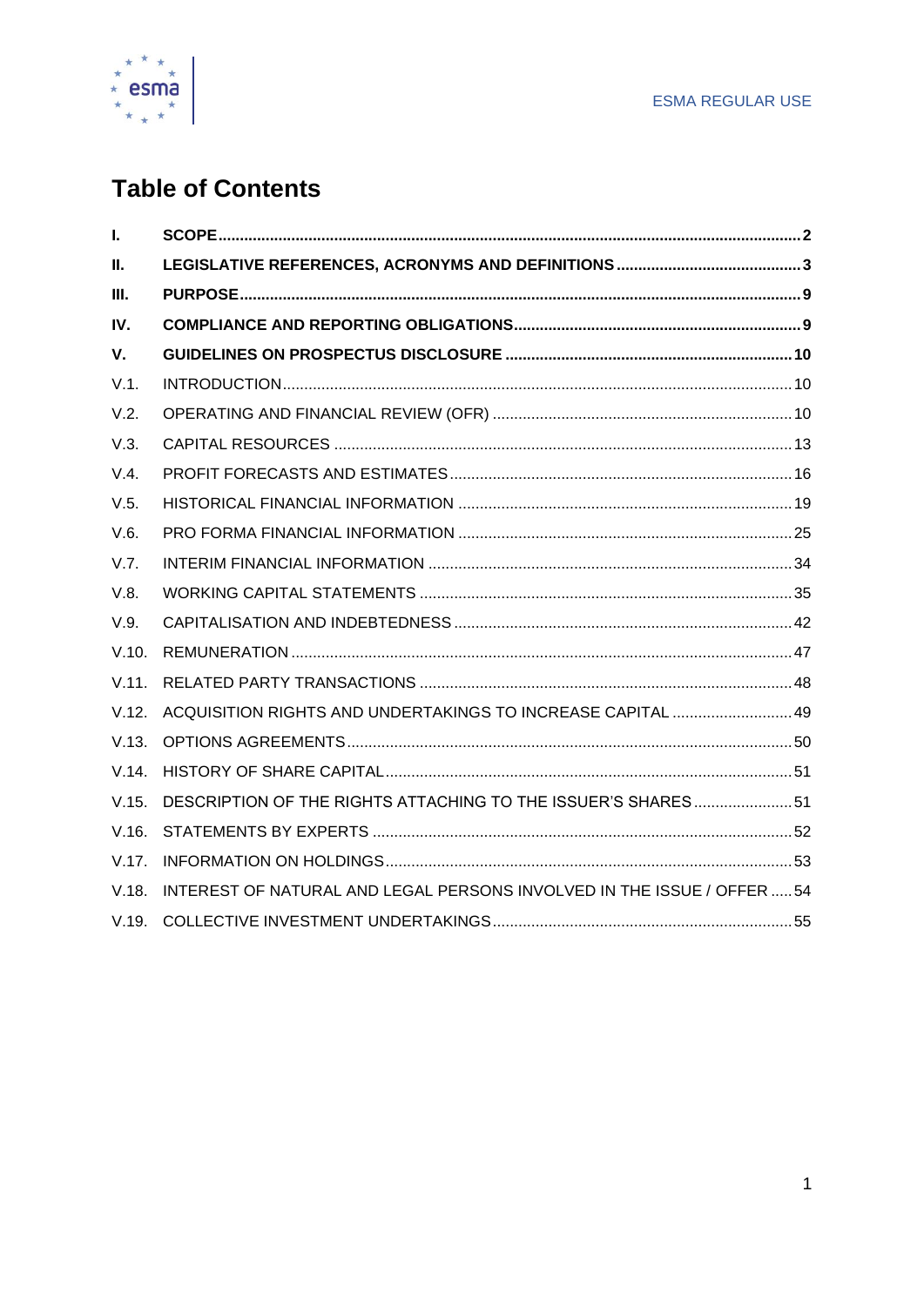# Table of Contents

| | | |
|---|---|---|
| **I.** | **SCOPE** | **2** |
| **II.** | **LEGISLATIVE REFERENCES, ACRONYMS AND DEFINITIONS** | **3** |
| **III.** | **PURPOSE** | **9** |
| **IV.** | **COMPLIANCE AND REPORTING OBLIGATIONS** | **9** |
| **V.** | **GUIDELINES ON PROSPECTUS DISCLOSURE** | **10** |
| V.1. | INTRODUCTION | 10 |
| V.2. | OPERATING AND FINANCIAL REVIEW (OFR) | 10 |
| V.3. | CAPITAL RESOURCES | 13 |
| V.4. | PROFIT FORECASTS AND ESTIMATES | 16 |
| V.5. | HISTORICAL FINANCIAL INFORMATION | 19 |
| V.6. | PRO FORMA FINANCIAL INFORMATION | 25 |
| V.7. | INTERIM FINANCIAL INFORMATION | 34 |
| V.8. | WORKING CAPITAL STATEMENTS | 35 |
| V.9. | CAPITALISATION AND INDEBTEDNESS | 42 |
| V.10. | REMUNERATION | 47 |
| V.11. | RELATED PARTY TRANSACTIONS | 48 |
| V.12. | ACQUISITION RIGHTS AND UNDERTAKINGS TO INCREASE CAPITAL | 49 |
| V.13. | OPTIONS AGREEMENTS | 50 |
| V.14. | HISTORY OF SHARE CAPITAL | 51 |
| V.15. | DESCRIPTION OF THE RIGHTS ATTACHING TO THE ISSUER'S SHARES | 51 |
| V.16. | STATEMENTS BY EXPERTS | 52 |
| V.17. | INFORMATION ON HOLDINGS | 53 |
| V.18. | INTEREST OF NATURAL AND LEGAL PERSONS INVOLVED IN THE ISSUE / OFFER | 54 |
| V.19. | COLLECTIVE INVESTMENT UNDERTAKINGS | 55 |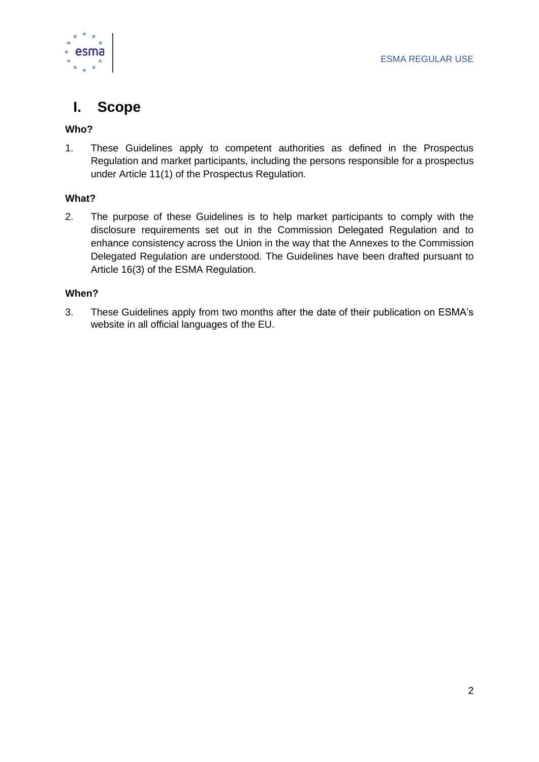# I. Scope

**Who?**

1. These Guidelines apply to competent authorities as defined in the Prospectus Regulation and market participants, including the persons responsible for a prospectus under Article 11(1) of the Prospectus Regulation.

**What?**

2. The purpose of these Guidelines is to help market participants to comply with the disclosure requirements set out in the Commission Delegated Regulation and to enhance consistency across the Union in the way that the Annexes to the Commission Delegated Regulation are understood. The Guidelines have been drafted pursuant to Article 16(3) of the ESMA Regulation.

**When?**

3. These Guidelines apply from two months after the date of their publication on ESMA's website in all official languages of the EU.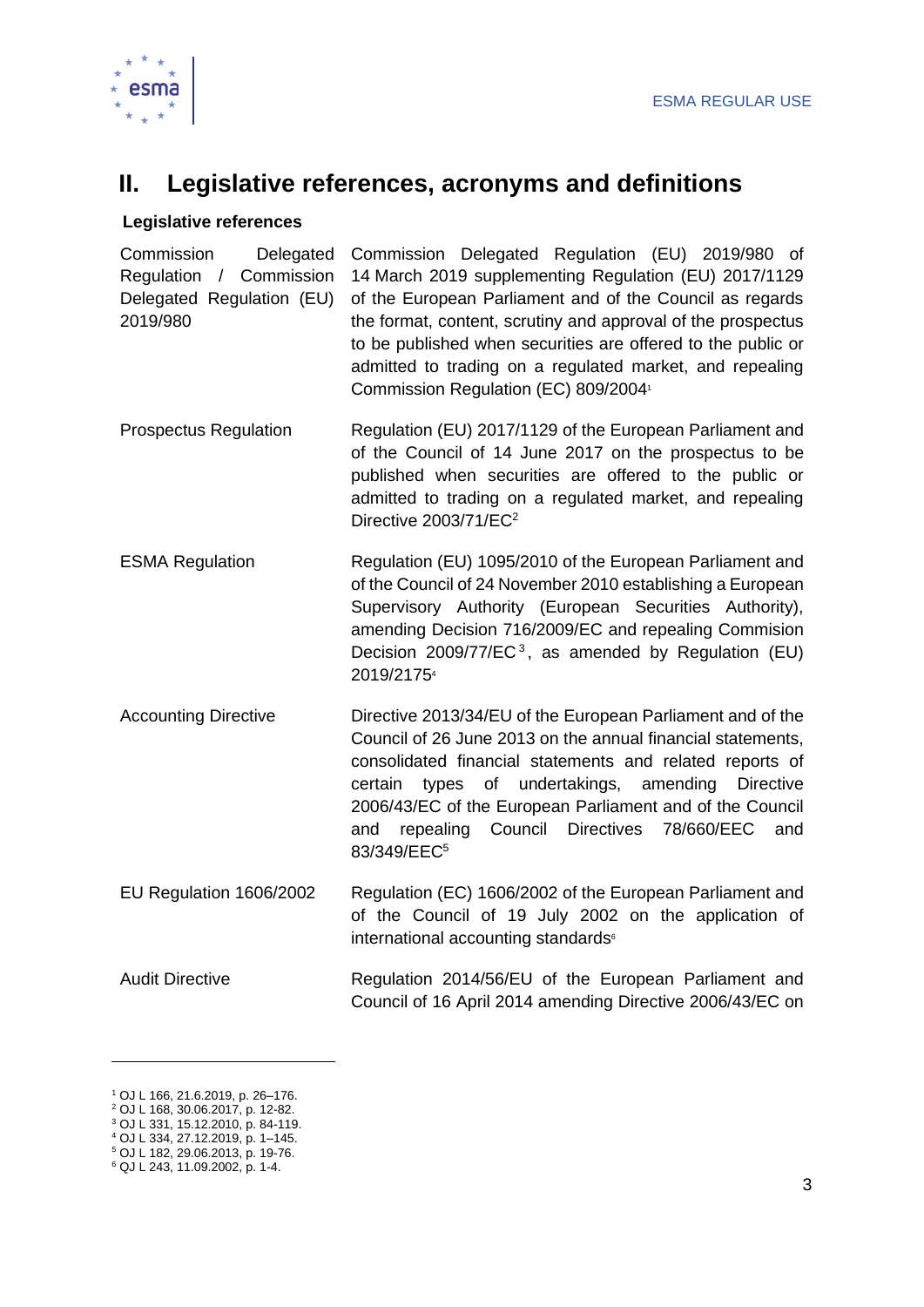# II. Legislative references, acronyms and definitions

**Legislative references**

| | |
|---|---|
| Commission Delegated Regulation / Commission Delegated Regulation (EU) 2019/980 | Commission Delegated Regulation (EU) 2019/980 of 14 March 2019 supplementing Regulation (EU) 2017/1129 of the European Parliament and of the Council as regards the format, content, scrutiny and approval of the prospectus to be published when securities are offered to the public or admitted to trading on a regulated market, and repealing Commission Regulation (EC) 809/2004[1] |
| Prospectus Regulation | Regulation (EU) 2017/1129 of the European Parliament and of the Council of 14 June 2017 on the prospectus to be published when securities are offered to the public or admitted to trading on a regulated market, and repealing Directive 2003/71/EC[2] |
| ESMA Regulation | Regulation (EU) 1095/2010 of the European Parliament and of the Council of 24 November 2010 establishing a European Supervisory Authority (European Securities Authority), amending Decision 716/2009/EC and repealing Commision Decision 2009/77/EC[3], as amended by Regulation (EU) 2019/2175[4] |
| Accounting Directive | Directive 2013/34/EU of the European Parliament and of the Council of 26 June 2013 on the annual financial statements, consolidated financial statements and related reports of certain types of undertakings, amending Directive 2006/43/EC of the European Parliament and of the Council and repealing Council Directives 78/660/EEC and 83/349/EEC[5] |
| EU Regulation 1606/2002 | Regulation (EC) 1606/2002 of the European Parliament and of the Council of 19 July 2002 on the application of international accounting standards[6] |
| Audit Directive | Regulation 2014/56/EU of the European Parliament and Council of 16 April 2014 amending Directive 2006/43/EC on |

[1] OJ L 166, 21.6.2019, p. 26–176.
[2] OJ L 168, 30.06.2017, p. 12-82.
[3] OJ L 331, 15.12.2010, p. 84-119.
[4] OJ L 334, 27.12.2019, p. 1–145.
[5] OJ L 182, 29.06.2013, p. 19-76.
[6] QJ L 243, 11.09.2002, p. 1-4.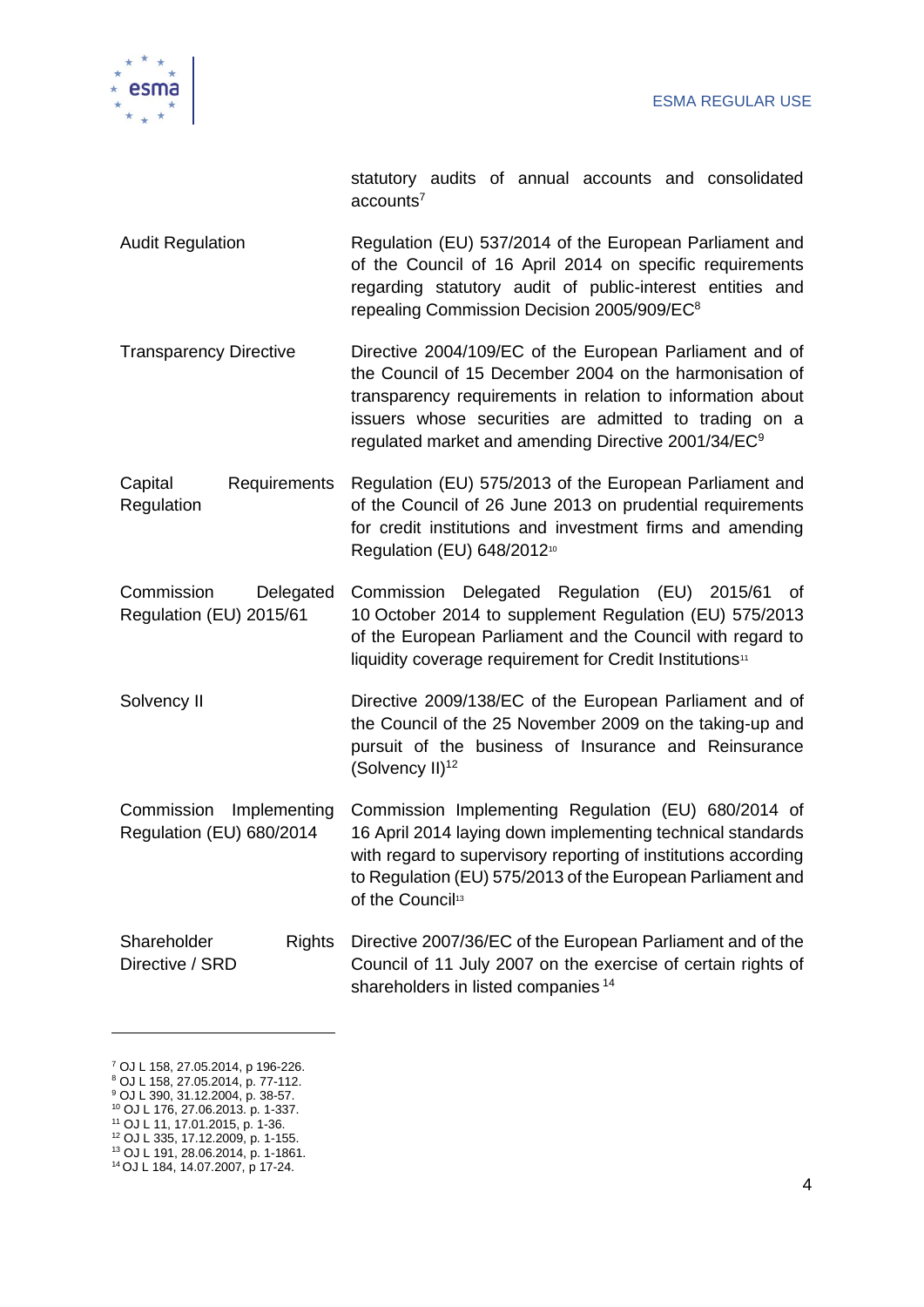| | |
|---|---|
| | statutory audits of annual accounts and consolidated accounts[7] |
| Audit Regulation | Regulation (EU) 537/2014 of the European Parliament and of the Council of 16 April 2014 on specific requirements regarding statutory audit of public-interest entities and repealing Commission Decision 2005/909/EC[8] |
| Transparency Directive | Directive 2004/109/EC of the European Parliament and of the Council of 15 December 2004 on the harmonisation of transparency requirements in relation to information about issuers whose securities are admitted to trading on a regulated market and amending Directive 2001/34/EC[9] |
| Capital Requirements Regulation | Regulation (EU) 575/2013 of the European Parliament and of the Council of 26 June 2013 on prudential requirements for credit institutions and investment firms and amending Regulation (EU) 648/2012[10] |
| Commission Delegated Regulation (EU) 2015/61 | Commission Delegated Regulation (EU) 2015/61 of 10 October 2014 to supplement Regulation (EU) 575/2013 of the European Parliament and the Council with regard to liquidity coverage requirement for Credit Institutions[11] |
| Solvency II | Directive 2009/138/EC of the European Parliament and of the Council of the 25 November 2009 on the taking-up and pursuit of the business of Insurance and Reinsurance (Solvency II)[12] |
| Commission Implementing Regulation (EU) 680/2014 | Commission Implementing Regulation (EU) 680/2014 of 16 April 2014 laying down implementing technical standards with regard to supervisory reporting of institutions according to Regulation (EU) 575/2013 of the European Parliament and of the Council[13] |
| Shareholder Rights Directive / SRD | Directive 2007/36/EC of the European Parliament and of the Council of 11 July 2007 on the exercise of certain rights of shareholders in listed companies [14] |

[7] OJ L 158, 27.05.2014, p 196-226.
[8] OJ L 158, 27.05.2014, p. 77-112.
[9] OJ L 390, 31.12.2004, p. 38-57.
[10] OJ L 176, 27.06.2013. p. 1-337.
[11] OJ L 11, 17.01.2015, p. 1-36.
[12] OJ L 335, 17.12.2009, p. 1-155.
[13] OJ L 191, 28.06.2014, p. 1-1861.
[14] OJ L 184, 14.07.2007, p 17-24.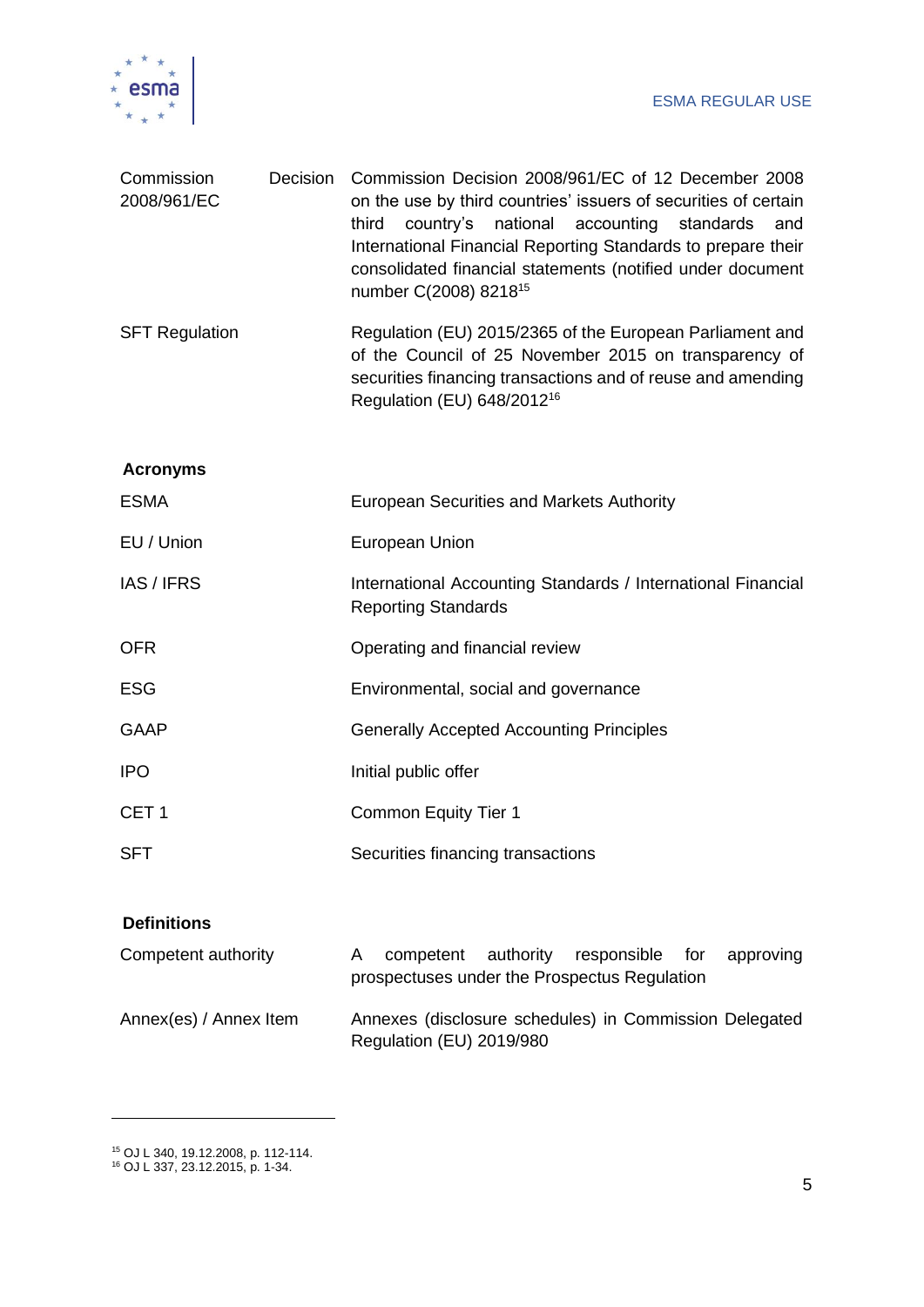| | |
|---|---|
| Commission Decision 2008/961/EC | Commission Decision 2008/961/EC of 12 December 2008 on the use by third countries' issuers of securities of certain third country's national accounting standards and International Financial Reporting Standards to prepare their consolidated financial statements (notified under document number C(2008) 8218[15] |
| SFT Regulation | Regulation (EU) 2015/2365 of the European Parliament and of the Council of 25 November 2015 on transparency of securities financing transactions and of reuse and amending Regulation (EU) 648/2012[16] |

**Acronyms**

| | |
|---|---|
| ESMA | European Securities and Markets Authority |
| EU / Union | European Union |
| IAS / IFRS | International Accounting Standards / International Financial Reporting Standards |
| OFR | Operating and financial review |
| ESG | Environmental, social and governance |
| GAAP | Generally Accepted Accounting Principles |
| IPO | Initial public offer |
| CET 1 | Common Equity Tier 1 |
| SFT | Securities financing transactions |

**Definitions**

| | |
|---|---|
| Competent authority | A competent authority responsible for approving prospectuses under the Prospectus Regulation |
| Annex(es) / Annex Item | Annexes (disclosure schedules) in Commission Delegated Regulation (EU) 2019/980 |

[15] OJ L 340, 19.12.2008, p. 112-114.
[16] OJ L 337, 23.12.2015, p. 1-34.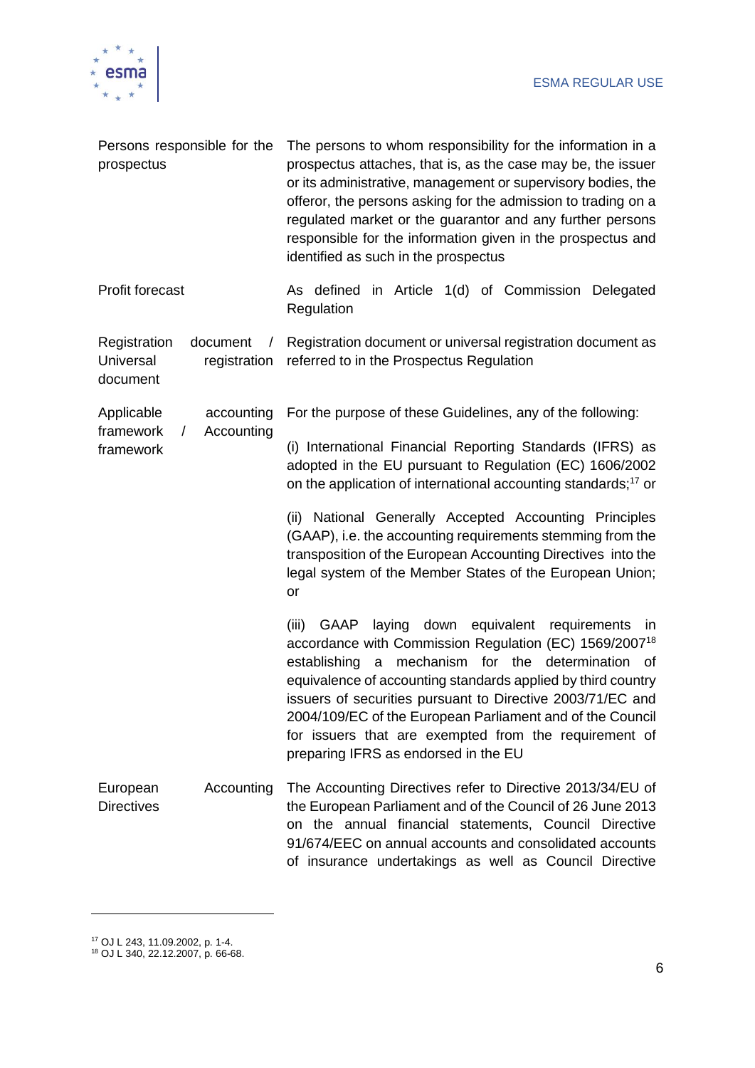| | |
|---|---|
| Persons responsible for the prospectus | The persons to whom responsibility for the information in a prospectus attaches, that is, as the case may be, the issuer or its administrative, management or supervisory bodies, the offeror, the persons asking for the admission to trading on a regulated market or the guarantor and any further persons responsible for the information given in the prospectus and identified as such in the prospectus |
| Profit forecast | As defined in Article 1(d) of Commission Delegated Regulation |
| Registration document / Universal registration document | Registration document or universal registration document as referred to in the Prospectus Regulation |
| Applicable accounting framework / Accounting framework | For the purpose of these Guidelines, any of the following:<br><br>(i) International Financial Reporting Standards (IFRS) as adopted in the EU pursuant to Regulation (EC) 1606/2002 on the application of international accounting standards;[17] or<br><br>(ii) National Generally Accepted Accounting Principles (GAAP), i.e. the accounting requirements stemming from the transposition of the European Accounting Directives into the legal system of the Member States of the European Union; or<br><br>(iii) GAAP laying down equivalent requirements in accordance with Commission Regulation (EC) 1569/2007[18] establishing a mechanism for the determination of equivalence of accounting standards applied by third country issuers of securities pursuant to Directive 2003/71/EC and 2004/109/EC of the European Parliament and of the Council for issuers that are exempted from the requirement of preparing IFRS as endorsed in the EU |
| European Accounting Directives | The Accounting Directives refer to Directive 2013/34/EU of the European Parliament and of the Council of 26 June 2013 on the annual financial statements, Council Directive 91/674/EEC on annual accounts and consolidated accounts of insurance undertakings as well as Council Directive |

[17] OJ L 243, 11.09.2002, p. 1-4.

[18] OJ L 340, 22.12.2007, p. 66-68.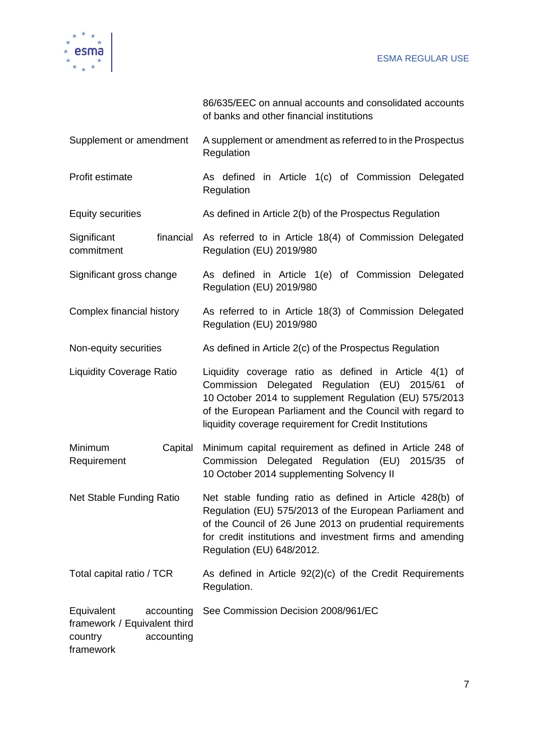| | |
|---|---|
| | 86/635/EEC on annual accounts and consolidated accounts of banks and other financial institutions |
| Supplement or amendment | A supplement or amendment as referred to in the Prospectus Regulation |
| Profit estimate | As defined in Article 1(c) of Commission Delegated Regulation |
| Equity securities | As defined in Article 2(b) of the Prospectus Regulation |
| Significant financial commitment | As referred to in Article 18(4) of Commission Delegated Regulation (EU) 2019/980 |
| Significant gross change | As defined in Article 1(e) of Commission Delegated Regulation (EU) 2019/980 |
| Complex financial history | As referred to in Article 18(3) of Commission Delegated Regulation (EU) 2019/980 |
| Non-equity securities | As defined in Article 2(c) of the Prospectus Regulation |
| Liquidity Coverage Ratio | Liquidity coverage ratio as defined in Article 4(1) of Commission Delegated Regulation (EU) 2015/61 of 10 October 2014 to supplement Regulation (EU) 575/2013 of the European Parliament and the Council with regard to liquidity coverage requirement for Credit Institutions |
| Minimum Capital Requirement | Minimum capital requirement as defined in Article 248 of Commission Delegated Regulation (EU) 2015/35 of 10 October 2014 supplementing Solvency II |
| Net Stable Funding Ratio | Net stable funding ratio as defined in Article 428(b) of Regulation (EU) 575/2013 of the European Parliament and of the Council of 26 June 2013 on prudential requirements for credit institutions and investment firms and amending Regulation (EU) 648/2012. |
| Total capital ratio / TCR | As defined in Article 92(2)(c) of the Credit Requirements Regulation. |
| Equivalent accounting framework / Equivalent third country accounting framework | See Commission Decision 2008/961/EC |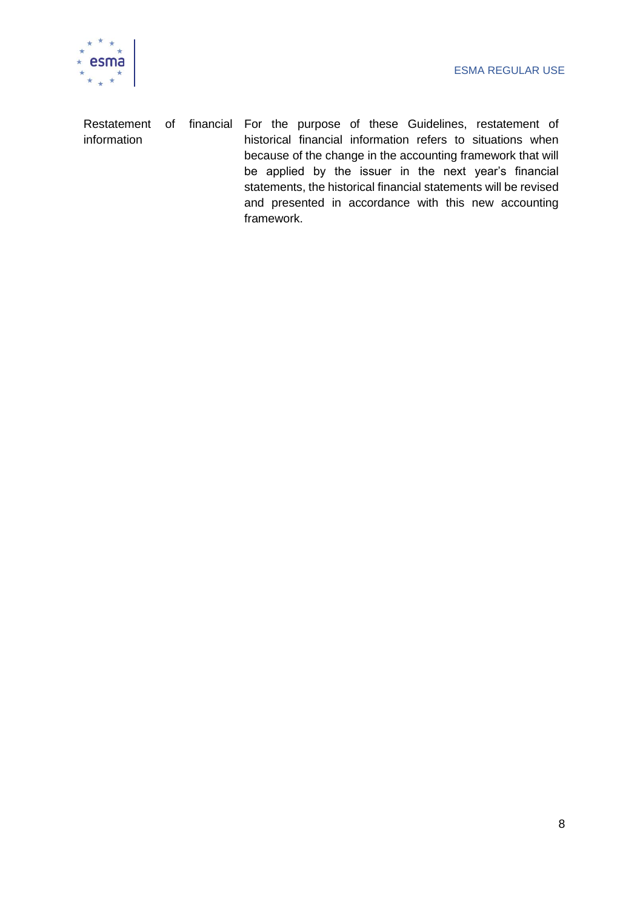| | |
|---|---|
| Restatement of financial information | For the purpose of these Guidelines, restatement of historical financial information refers to situations when because of the change in the accounting framework that will be applied by the issuer in the next year's financial statements, the historical financial statements will be revised and presented in accordance with this new accounting framework. |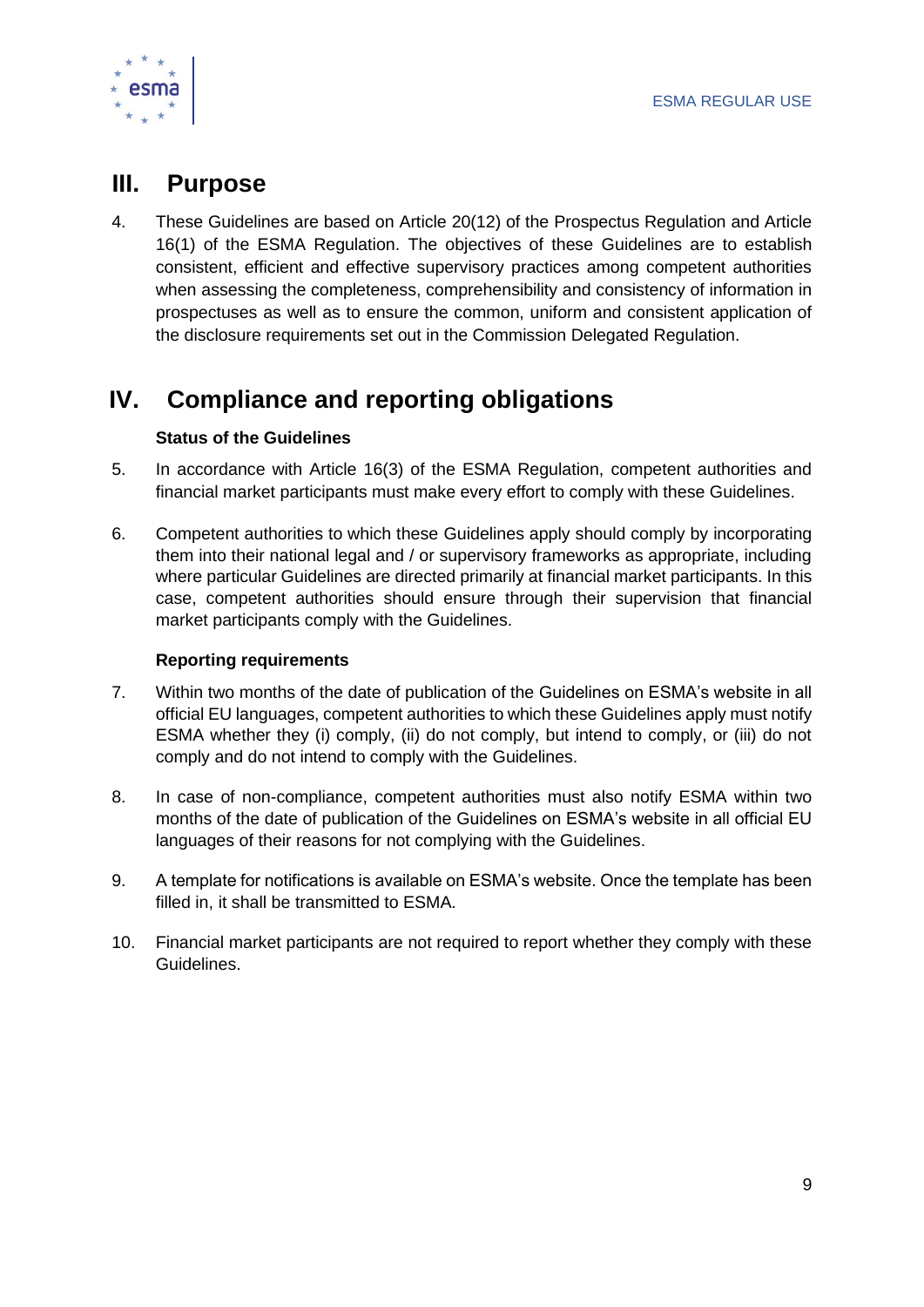# III. Purpose

4. These Guidelines are based on Article 20(12) of the Prospectus Regulation and Article 16(1) of the ESMA Regulation. The objectives of these Guidelines are to establish consistent, efficient and effective supervisory practices among competent authorities when assessing the completeness, comprehensibility and consistency of information in prospectuses as well as to ensure the common, uniform and consistent application of the disclosure requirements set out in the Commission Delegated Regulation.

# IV. Compliance and reporting obligations

### Status of the Guidelines

5. In accordance with Article 16(3) of the ESMA Regulation, competent authorities and financial market participants must make every effort to comply with these Guidelines.

6. Competent authorities to which these Guidelines apply should comply by incorporating them into their national legal and / or supervisory frameworks as appropriate, including where particular Guidelines are directed primarily at financial market participants. In this case, competent authorities should ensure through their supervision that financial market participants comply with the Guidelines.

### Reporting requirements

7. Within two months of the date of publication of the Guidelines on ESMA's website in all official EU languages, competent authorities to which these Guidelines apply must notify ESMA whether they (i) comply, (ii) do not comply, but intend to comply, or (iii) do not comply and do not intend to comply with the Guidelines.

8. In case of non-compliance, competent authorities must also notify ESMA within two months of the date of publication of the Guidelines on ESMA's website in all official EU languages of their reasons for not complying with the Guidelines.

9. A template for notifications is available on ESMA's website. Once the template has been filled in, it shall be transmitted to ESMA.

10. Financial market participants are not required to report whether they comply with these Guidelines.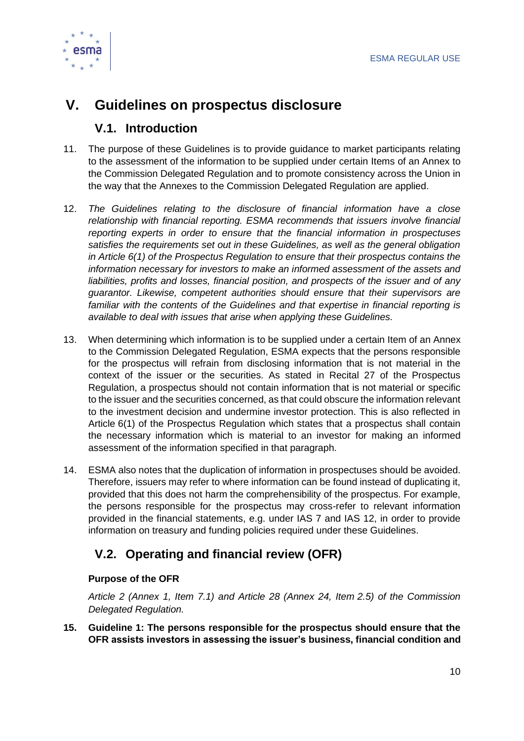# V. Guidelines on prospectus disclosure

## V.1. Introduction

11. The purpose of these Guidelines is to provide guidance to market participants relating to the assessment of the information to be supplied under certain Items of an Annex to the Commission Delegated Regulation and to promote consistency across the Union in the way that the Annexes to the Commission Delegated Regulation are applied.

12. *The Guidelines relating to the disclosure of financial information have a close relationship with financial reporting. ESMA recommends that issuers involve financial reporting experts in order to ensure that the financial information in prospectuses satisfies the requirements set out in these Guidelines, as well as the general obligation in Article 6(1) of the Prospectus Regulation to ensure that their prospectus contains the information necessary for investors to make an informed assessment of the assets and liabilities, profits and losses, financial position, and prospects of the issuer and of any guarantor. Likewise, competent authorities should ensure that their supervisors are familiar with the contents of the Guidelines and that expertise in financial reporting is available to deal with issues that arise when applying these Guidelines.*

13. When determining which information is to be supplied under a certain Item of an Annex to the Commission Delegated Regulation, ESMA expects that the persons responsible for the prospectus will refrain from disclosing information that is not material in the context of the issuer or the securities. As stated in Recital 27 of the Prospectus Regulation, a prospectus should not contain information that is not material or specific to the issuer and the securities concerned, as that could obscure the information relevant to the investment decision and undermine investor protection. This is also reflected in Article 6(1) of the Prospectus Regulation which states that a prospectus shall contain the necessary information which is material to an investor for making an informed assessment of the information specified in that paragraph.

14. ESMA also notes that the duplication of information in prospectuses should be avoided. Therefore, issuers may refer to where information can be found instead of duplicating it, provided that this does not harm the comprehensibility of the prospectus. For example, the persons responsible for the prospectus may cross-refer to relevant information provided in the financial statements, e.g. under IAS 7 and IAS 12, in order to provide information on treasury and funding policies required under these Guidelines.

## V.2. Operating and financial review (OFR)

**Purpose of the OFR**

*Article 2 (Annex 1, Item 7.1) and Article 28 (Annex 24, Item 2.5) of the Commission Delegated Regulation.*

15. **Guideline 1: The persons responsible for the prospectus should ensure that the OFR assists investors in assessing the issuer's business, financial condition and**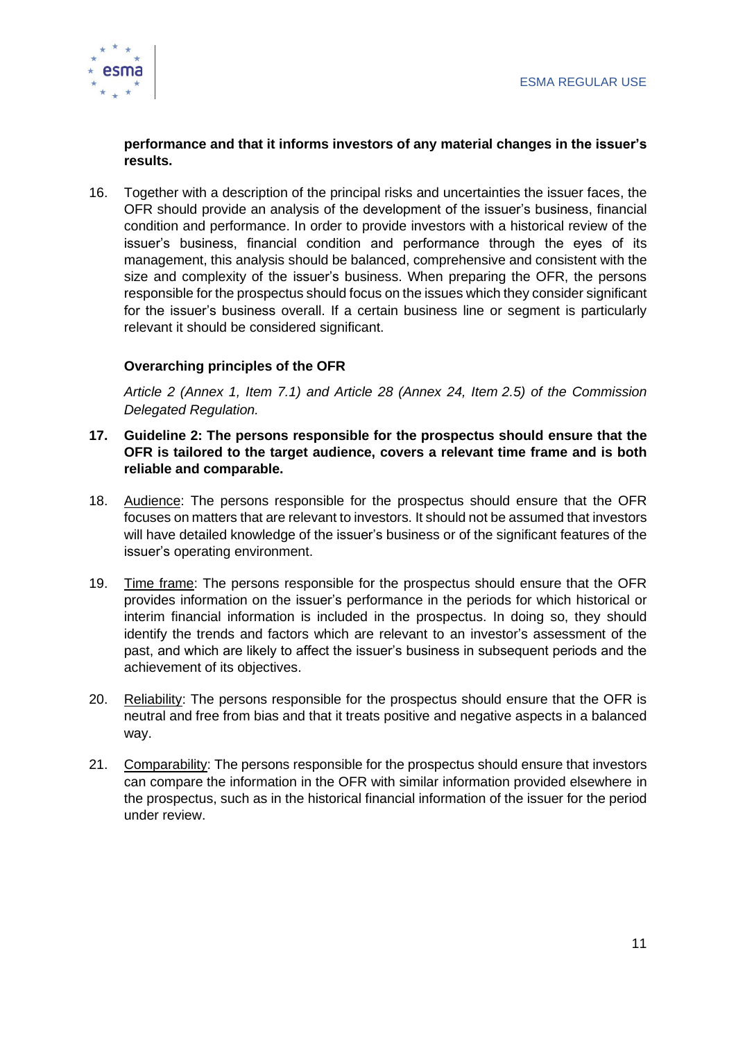**performance and that it informs investors of any material changes in the issuer's results.**

16. Together with a description of the principal risks and uncertainties the issuer faces, the OFR should provide an analysis of the development of the issuer's business, financial condition and performance. In order to provide investors with a historical review of the issuer's business, financial condition and performance through the eyes of its management, this analysis should be balanced, comprehensive and consistent with the size and complexity of the issuer's business. When preparing the OFR, the persons responsible for the prospectus should focus on the issues which they consider significant for the issuer's business overall. If a certain business line or segment is particularly relevant it should be considered significant.

### Overarching principles of the OFR

*Article 2 (Annex 1, Item 7.1) and Article 28 (Annex 24, Item 2.5) of the Commission Delegated Regulation.*

17. **Guideline 2: The persons responsible for the prospectus should ensure that the OFR is tailored to the target audience, covers a relevant time frame and is both reliable and comparable.**

18. Audience: The persons responsible for the prospectus should ensure that the OFR focuses on matters that are relevant to investors. It should not be assumed that investors will have detailed knowledge of the issuer's business or of the significant features of the issuer's operating environment.

19. Time frame: The persons responsible for the prospectus should ensure that the OFR provides information on the issuer's performance in the periods for which historical or interim financial information is included in the prospectus. In doing so, they should identify the trends and factors which are relevant to an investor's assessment of the past, and which are likely to affect the issuer's business in subsequent periods and the achievement of its objectives.

20. Reliability: The persons responsible for the prospectus should ensure that the OFR is neutral and free from bias and that it treats positive and negative aspects in a balanced way.

21. Comparability: The persons responsible for the prospectus should ensure that investors can compare the information in the OFR with similar information provided elsewhere in the prospectus, such as in the historical financial information of the issuer for the period under review.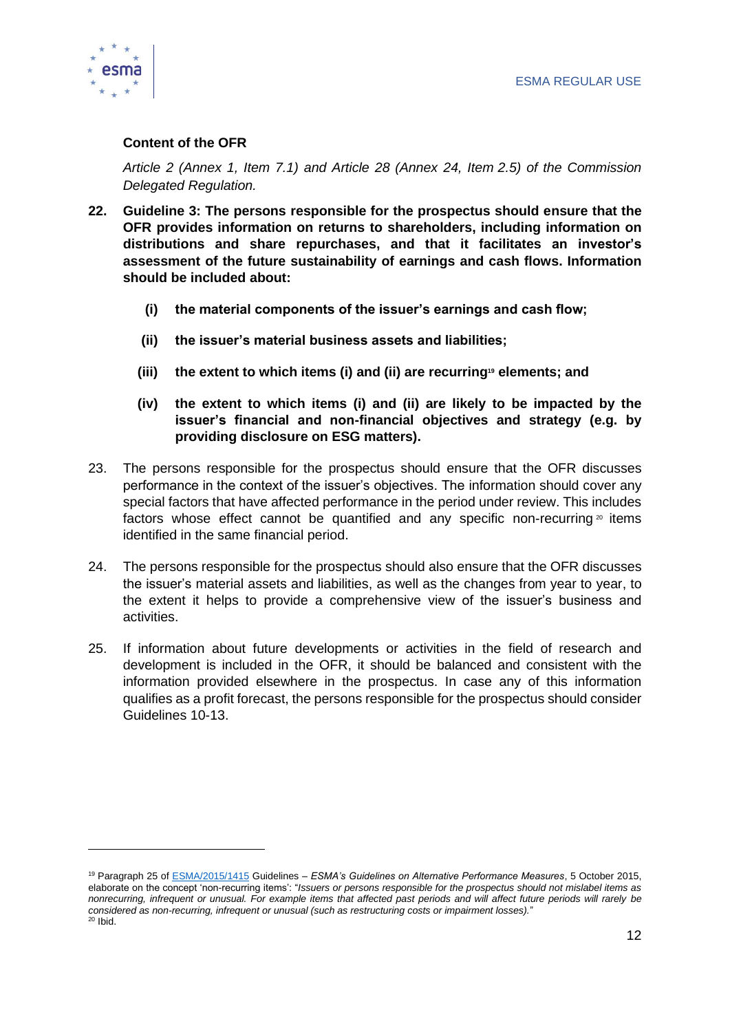**Content of the OFR**

*Article 2 (Annex 1, Item 7.1) and Article 28 (Annex 24, Item 2.5) of the Commission Delegated Regulation.*

22. **Guideline 3: The persons responsible for the prospectus should ensure that the OFR provides information on returns to shareholders, including information on distributions and share repurchases, and that it facilitates an investor's assessment of the future sustainability of earnings and cash flows. Information should be included about:**

    **(i) the material components of the issuer's earnings and cash flow;**

    **(ii) the issuer's material business assets and liabilities;**

    **(iii) the extent to which items (i) and (ii) are recurring[19] elements; and**

    **(iv) the extent to which items (i) and (ii) are likely to be impacted by the issuer's financial and non-financial objectives and strategy (e.g. by providing disclosure on ESG matters).**

23. The persons responsible for the prospectus should ensure that the OFR discusses performance in the context of the issuer's objectives. The information should cover any special factors that have affected performance in the period under review. This includes factors whose effect cannot be quantified and any specific non-recurring[20] items identified in the same financial period.

24. The persons responsible for the prospectus should also ensure that the OFR discusses the issuer's material assets and liabilities, as well as the changes from year to year, to the extent it helps to provide a comprehensive view of the issuer's business and activities.

25. If information about future developments or activities in the field of research and development is included in the OFR, it should be balanced and consistent with the information provided elsewhere in the prospectus. In case any of this information qualifies as a profit forecast, the persons responsible for the prospectus should consider Guidelines 10-13.

---

[19] Paragraph 25 of ESMA/2015/1415 Guidelines – *ESMA's Guidelines on Alternative Performance Measures*, 5 October 2015, elaborate on the concept 'non-recurring items': "*Issuers or persons responsible for the prospectus should not mislabel items as nonrecurring, infrequent or unusual. For example items that affected past periods and will affect future periods will rarely be considered as non-recurring, infrequent or unusual (such as restructuring costs or impairment losses).*"

[20] Ibid.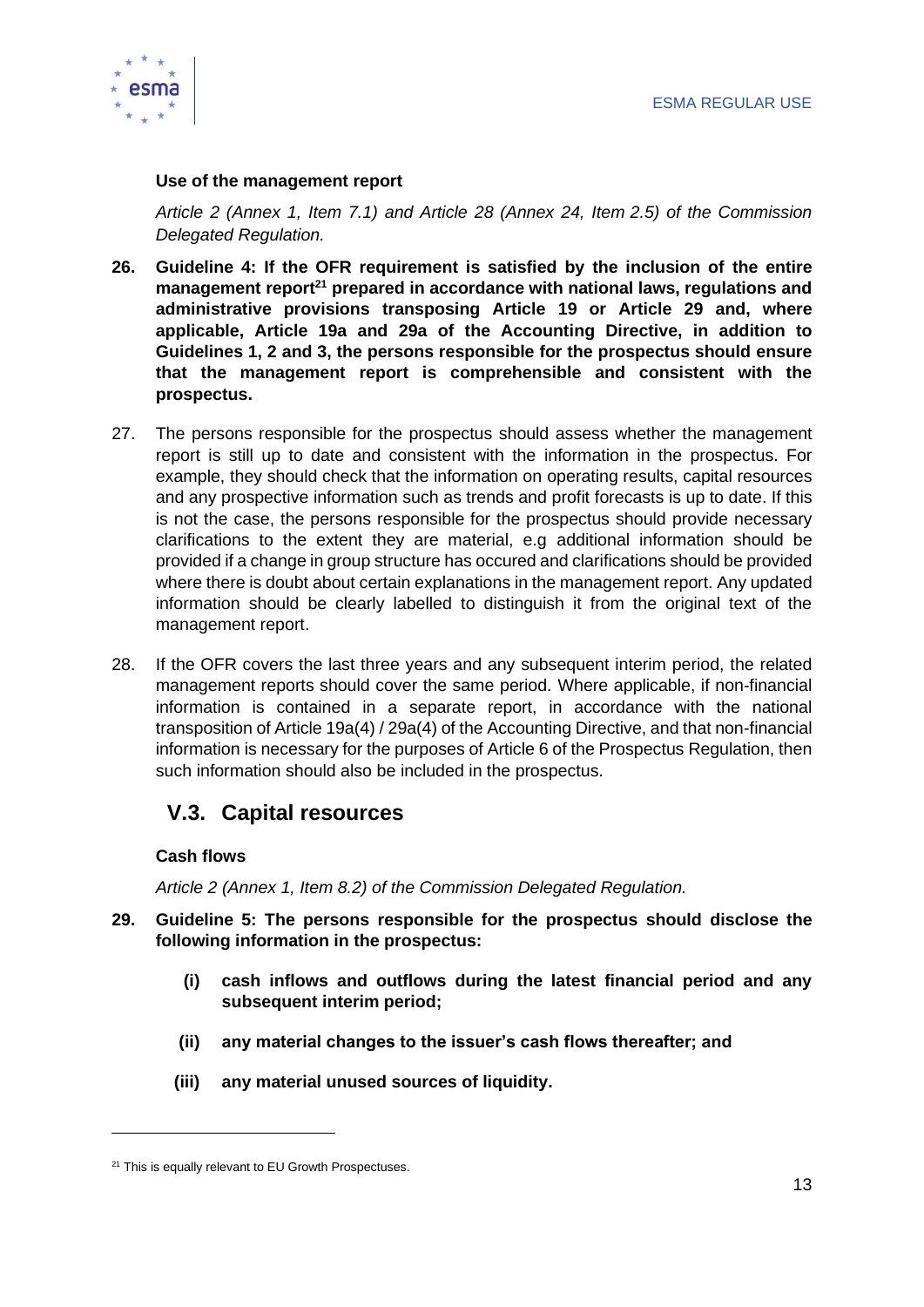**Use of the management report**

*Article 2 (Annex 1, Item 7.1) and Article 28 (Annex 24, Item 2.5) of the Commission Delegated Regulation.*

26. **Guideline 4: If the OFR requirement is satisfied by the inclusion of the entire management report[21] prepared in accordance with national laws, regulations and administrative provisions transposing Article 19 or Article 29 and, where applicable, Article 19a and 29a of the Accounting Directive, in addition to Guidelines 1, 2 and 3, the persons responsible for the prospectus should ensure that the management report is comprehensible and consistent with the prospectus.**

27. The persons responsible for the prospectus should assess whether the management report is still up to date and consistent with the information in the prospectus. For example, they should check that the information on operating results, capital resources and any prospective information such as trends and profit forecasts is up to date. If this is not the case, the persons responsible for the prospectus should provide necessary clarifications to the extent they are material, e.g additional information should be provided if a change in group structure has occured and clarifications should be provided where there is doubt about certain explanations in the management report. Any updated information should be clearly labelled to distinguish it from the original text of the management report.

28. If the OFR covers the last three years and any subsequent interim period, the related management reports should cover the same period. Where applicable, if non-financial information is contained in a separate report, in accordance with the national transposition of Article 19a(4) / 29a(4) of the Accounting Directive, and that non-financial information is necessary for the purposes of Article 6 of the Prospectus Regulation, then such information should also be included in the prospectus.

## V.3. Capital resources

**Cash flows**

*Article 2 (Annex 1, Item 8.2) of the Commission Delegated Regulation.*

29. **Guideline 5: The persons responsible for the prospectus should disclose the following information in the prospectus:**

    **(i) cash inflows and outflows during the latest financial period and any subsequent interim period;**

    **(ii) any material changes to the issuer's cash flows thereafter; and**

    **(iii) any material unused sources of liquidity.**

[21] This is equally relevant to EU Growth Prospectuses.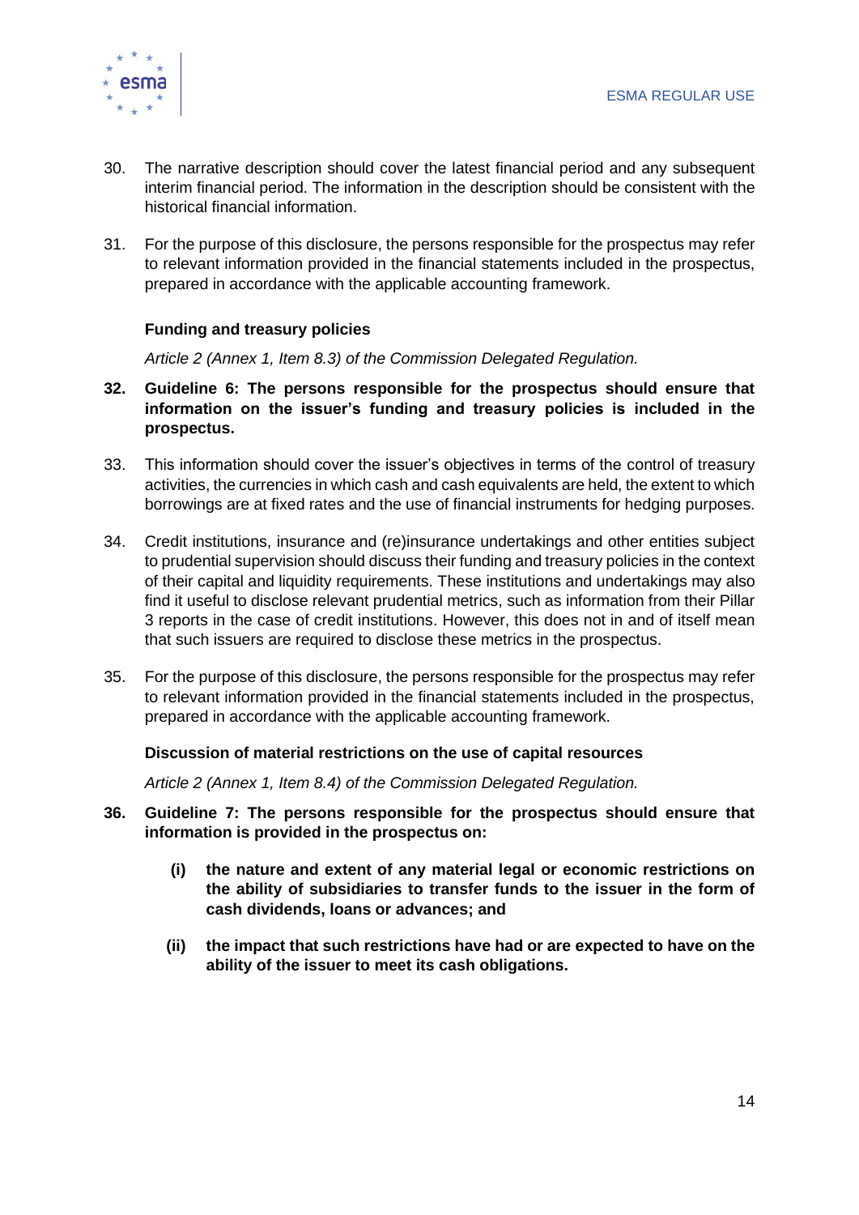30. The narrative description should cover the latest financial period and any subsequent interim financial period. The information in the description should be consistent with the historical financial information.

31. For the purpose of this disclosure, the persons responsible for the prospectus may refer to relevant information provided in the financial statements included in the prospectus, prepared in accordance with the applicable accounting framework.

### Funding and treasury policies

*Article 2 (Annex 1, Item 8.3) of the Commission Delegated Regulation.*

32. **Guideline 6: The persons responsible for the prospectus should ensure that information on the issuer's funding and treasury policies is included in the prospectus.**

33. This information should cover the issuer's objectives in terms of the control of treasury activities, the currencies in which cash and cash equivalents are held, the extent to which borrowings are at fixed rates and the use of financial instruments for hedging purposes.

34. Credit institutions, insurance and (re)insurance undertakings and other entities subject to prudential supervision should discuss their funding and treasury policies in the context of their capital and liquidity requirements. These institutions and undertakings may also find it useful to disclose relevant prudential metrics, such as information from their Pillar 3 reports in the case of credit institutions. However, this does not in and of itself mean that such issuers are required to disclose these metrics in the prospectus.

35. For the purpose of this disclosure, the persons responsible for the prospectus may refer to relevant information provided in the financial statements included in the prospectus, prepared in accordance with the applicable accounting framework.

### Discussion of material restrictions on the use of capital resources

*Article 2 (Annex 1, Item 8.4) of the Commission Delegated Regulation.*

36. **Guideline 7: The persons responsible for the prospectus should ensure that information is provided in the prospectus on:**

    **(i) the nature and extent of any material legal or economic restrictions on the ability of subsidiaries to transfer funds to the issuer in the form of cash dividends, loans or advances; and**

    **(ii) the impact that such restrictions have had or are expected to have on the ability of the issuer to meet its cash obligations.**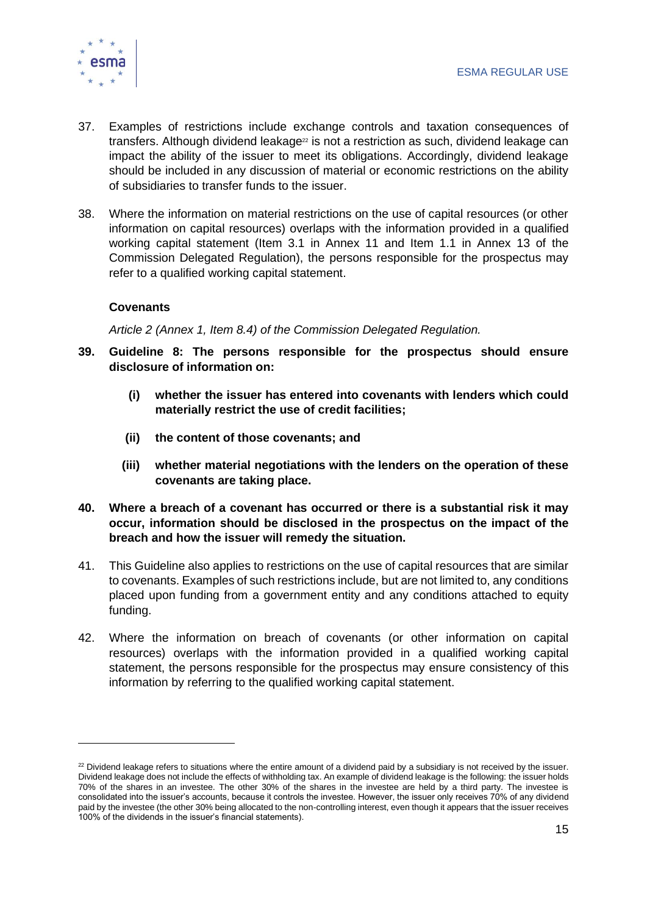37. Examples of restrictions include exchange controls and taxation consequences of transfers. Although dividend leakage[22] is not a restriction as such, dividend leakage can impact the ability of the issuer to meet its obligations. Accordingly, dividend leakage should be included in any discussion of material or economic restrictions on the ability of subsidiaries to transfer funds to the issuer.

38. Where the information on material restrictions on the use of capital resources (or other information on capital resources) overlaps with the information provided in a qualified working capital statement (Item 3.1 in Annex 11 and Item 1.1 in Annex 13 of the Commission Delegated Regulation), the persons responsible for the prospectus may refer to a qualified working capital statement.

### Covenants

*Article 2 (Annex 1, Item 8.4) of the Commission Delegated Regulation.*

**39. Guideline 8: The persons responsible for the prospectus should ensure disclosure of information on:**

**(i) whether the issuer has entered into covenants with lenders which could materially restrict the use of credit facilities;**

**(ii) the content of those covenants; and**

**(iii) whether material negotiations with the lenders on the operation of these covenants are taking place.**

**40. Where a breach of a covenant has occurred or there is a substantial risk it may occur, information should be disclosed in the prospectus on the impact of the breach and how the issuer will remedy the situation.**

41. This Guideline also applies to restrictions on the use of capital resources that are similar to covenants. Examples of such restrictions include, but are not limited to, any conditions placed upon funding from a government entity and any conditions attached to equity funding.

42. Where the information on breach of covenants (or other information on capital resources) overlaps with the information provided in a qualified working capital statement, the persons responsible for the prospectus may ensure consistency of this information by referring to the qualified working capital statement.

---

[22] Dividend leakage refers to situations where the entire amount of a dividend paid by a subsidiary is not received by the issuer. Dividend leakage does not include the effects of withholding tax. An example of dividend leakage is the following: the issuer holds 70% of the shares in an investee. The other 30% of the shares in the investee are held by a third party. The investee is consolidated into the issuer's accounts, because it controls the investee. However, the issuer only receives 70% of any dividend paid by the investee (the other 30% being allocated to the non-controlling interest, even though it appears that the issuer receives 100% of the dividends in the issuer's financial statements).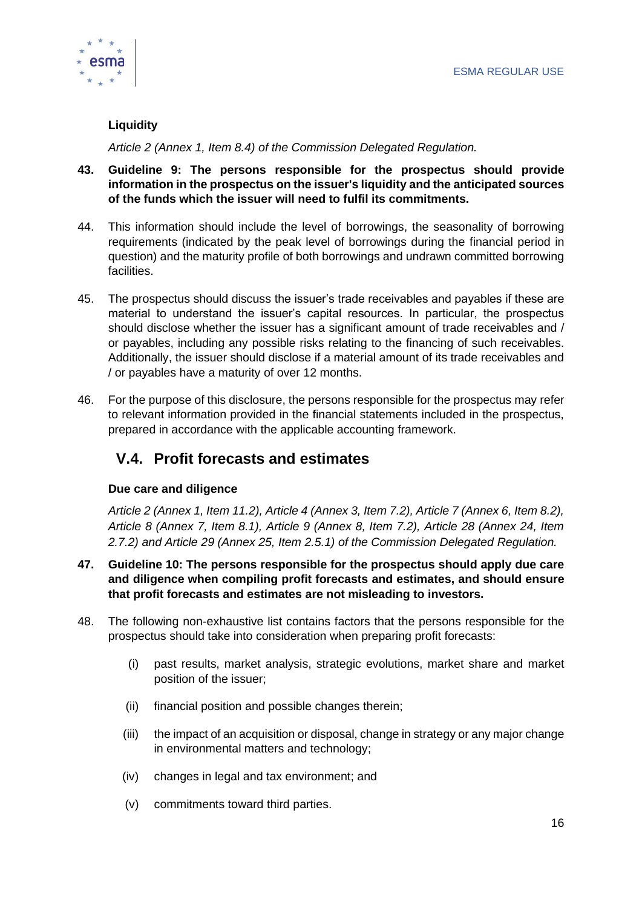**Liquidity**

*Article 2 (Annex 1, Item 8.4) of the Commission Delegated Regulation.*

43. **Guideline 9: The persons responsible for the prospectus should provide information in the prospectus on the issuer's liquidity and the anticipated sources of the funds which the issuer will need to fulfil its commitments.**

44. This information should include the level of borrowings, the seasonality of borrowing requirements (indicated by the peak level of borrowings during the financial period in question) and the maturity profile of both borrowings and undrawn committed borrowing facilities.

45. The prospectus should discuss the issuer's trade receivables and payables if these are material to understand the issuer's capital resources. In particular, the prospectus should disclose whether the issuer has a significant amount of trade receivables and / or payables, including any possible risks relating to the financing of such receivables. Additionally, the issuer should disclose if a material amount of its trade receivables and / or payables have a maturity of over 12 months.

46. For the purpose of this disclosure, the persons responsible for the prospectus may refer to relevant information provided in the financial statements included in the prospectus, prepared in accordance with the applicable accounting framework.

## V.4. Profit forecasts and estimates

**Due care and diligence**

*Article 2 (Annex 1, Item 11.2), Article 4 (Annex 3, Item 7.2), Article 7 (Annex 6, Item 8.2), Article 8 (Annex 7, Item 8.1), Article 9 (Annex 8, Item 7.2), Article 28 (Annex 24, Item 2.7.2) and Article 29 (Annex 25, Item 2.5.1) of the Commission Delegated Regulation.*

47. **Guideline 10: The persons responsible for the prospectus should apply due care and diligence when compiling profit forecasts and estimates, and should ensure that profit forecasts and estimates are not misleading to investors.**

48. The following non-exhaustive list contains factors that the persons responsible for the prospectus should take into consideration when preparing profit forecasts:

    (i) past results, market analysis, strategic evolutions, market share and market position of the issuer;

    (ii) financial position and possible changes therein;

    (iii) the impact of an acquisition or disposal, change in strategy or any major change in environmental matters and technology;

    (iv) changes in legal and tax environment; and

    (v) commitments toward third parties.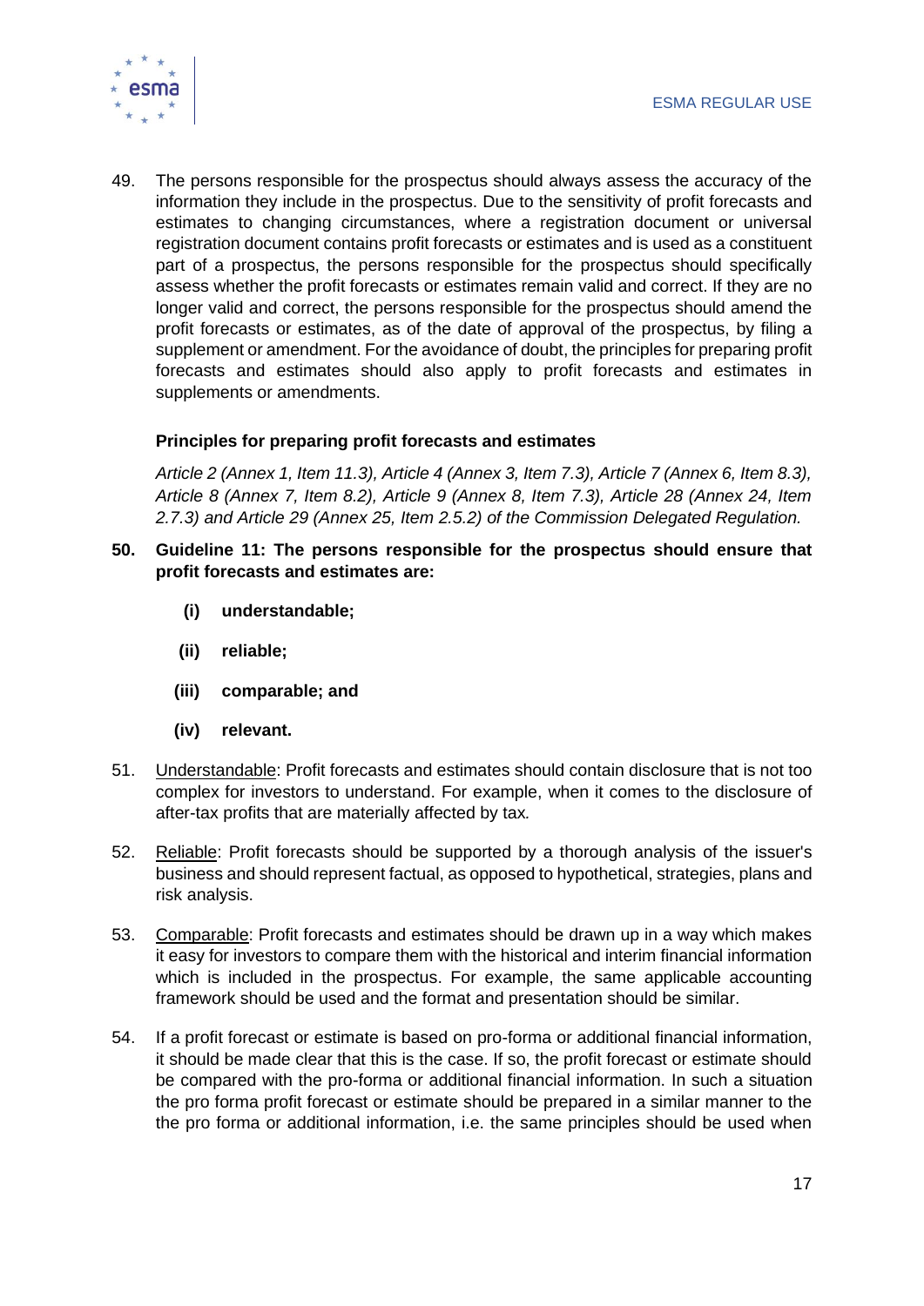49. The persons responsible for the prospectus should always assess the accuracy of the information they include in the prospectus. Due to the sensitivity of profit forecasts and estimates to changing circumstances, where a registration document or universal registration document contains profit forecasts or estimates and is used as a constituent part of a prospectus, the persons responsible for the prospectus should specifically assess whether the profit forecasts or estimates remain valid and correct. If they are no longer valid and correct, the persons responsible for the prospectus should amend the profit forecasts or estimates, as of the date of approval of the prospectus, by filing a supplement or amendment. For the avoidance of doubt, the principles for preparing profit forecasts and estimates should also apply to profit forecasts and estimates in supplements or amendments.

**Principles for preparing profit forecasts and estimates**

*Article 2 (Annex 1, Item 11.3), Article 4 (Annex 3, Item 7.3), Article 7 (Annex 6, Item 8.3), Article 8 (Annex 7, Item 8.2), Article 9 (Annex 8, Item 7.3), Article 28 (Annex 24, Item 2.7.3) and Article 29 (Annex 25, Item 2.5.2) of the Commission Delegated Regulation.*

50. **Guideline 11: The persons responsible for the prospectus should ensure that profit forecasts and estimates are:**

    **(i) understandable;**

    **(ii) reliable;**

    **(iii) comparable; and**

    **(iv) relevant.**

51. Understandable: Profit forecasts and estimates should contain disclosure that is not too complex for investors to understand. For example, when it comes to the disclosure of after-tax profits that are materially affected by tax*.*

52. Reliable: Profit forecasts should be supported by a thorough analysis of the issuer's business and should represent factual, as opposed to hypothetical, strategies, plans and risk analysis.

53. Comparable: Profit forecasts and estimates should be drawn up in a way which makes it easy for investors to compare them with the historical and interim financial information which is included in the prospectus. For example, the same applicable accounting framework should be used and the format and presentation should be similar.

54. If a profit forecast or estimate is based on pro-forma or additional financial information, it should be made clear that this is the case. If so, the profit forecast or estimate should be compared with the pro-forma or additional financial information. In such a situation the pro forma profit forecast or estimate should be prepared in a similar manner to the the pro forma or additional information, i.e. the same principles should be used when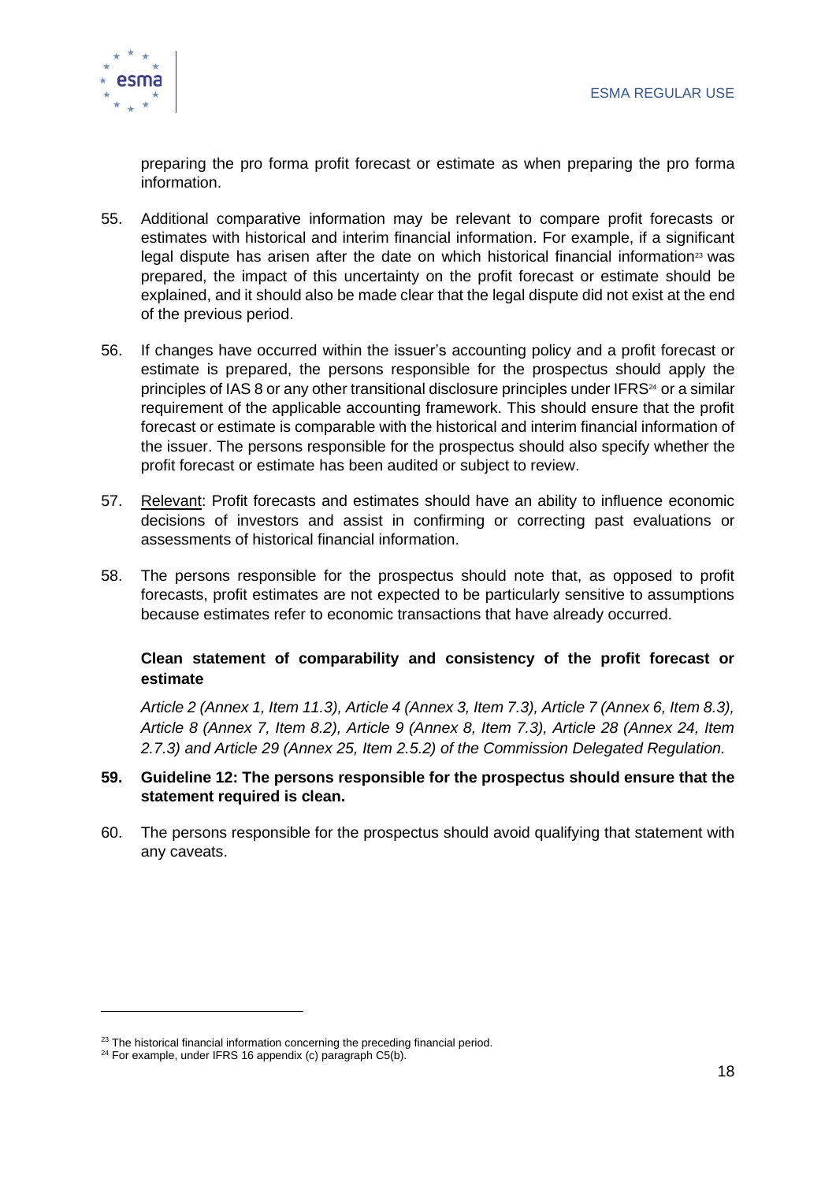preparing the pro forma profit forecast or estimate as when preparing the pro forma information.

55. Additional comparative information may be relevant to compare profit forecasts or estimates with historical and interim financial information. For example, if a significant legal dispute has arisen after the date on which historical financial information[23] was prepared, the impact of this uncertainty on the profit forecast or estimate should be explained, and it should also be made clear that the legal dispute did not exist at the end of the previous period.

56. If changes have occurred within the issuer's accounting policy and a profit forecast or estimate is prepared, the persons responsible for the prospectus should apply the principles of IAS 8 or any other transitional disclosure principles under IFRS[24] or a similar requirement of the applicable accounting framework. This should ensure that the profit forecast or estimate is comparable with the historical and interim financial information of the issuer. The persons responsible for the prospectus should also specify whether the profit forecast or estimate has been audited or subject to review.

57. Relevant: Profit forecasts and estimates should have an ability to influence economic decisions of investors and assist in confirming or correcting past evaluations or assessments of historical financial information.

58. The persons responsible for the prospectus should note that, as opposed to profit forecasts, profit estimates are not expected to be particularly sensitive to assumptions because estimates refer to economic transactions that have already occurred.

**Clean statement of comparability and consistency of the profit forecast or estimate**

*Article 2 (Annex 1, Item 11.3), Article 4 (Annex 3, Item 7.3), Article 7 (Annex 6, Item 8.3), Article 8 (Annex 7, Item 8.2), Article 9 (Annex 8, Item 7.3), Article 28 (Annex 24, Item 2.7.3) and Article 29 (Annex 25, Item 2.5.2) of the Commission Delegated Regulation.*

**59. Guideline 12: The persons responsible for the prospectus should ensure that the statement required is clean.**

60. The persons responsible for the prospectus should avoid qualifying that statement with any caveats.

---

[23] The historical financial information concerning the preceding financial period.

[24] For example, under IFRS 16 appendix (c) paragraph C5(b).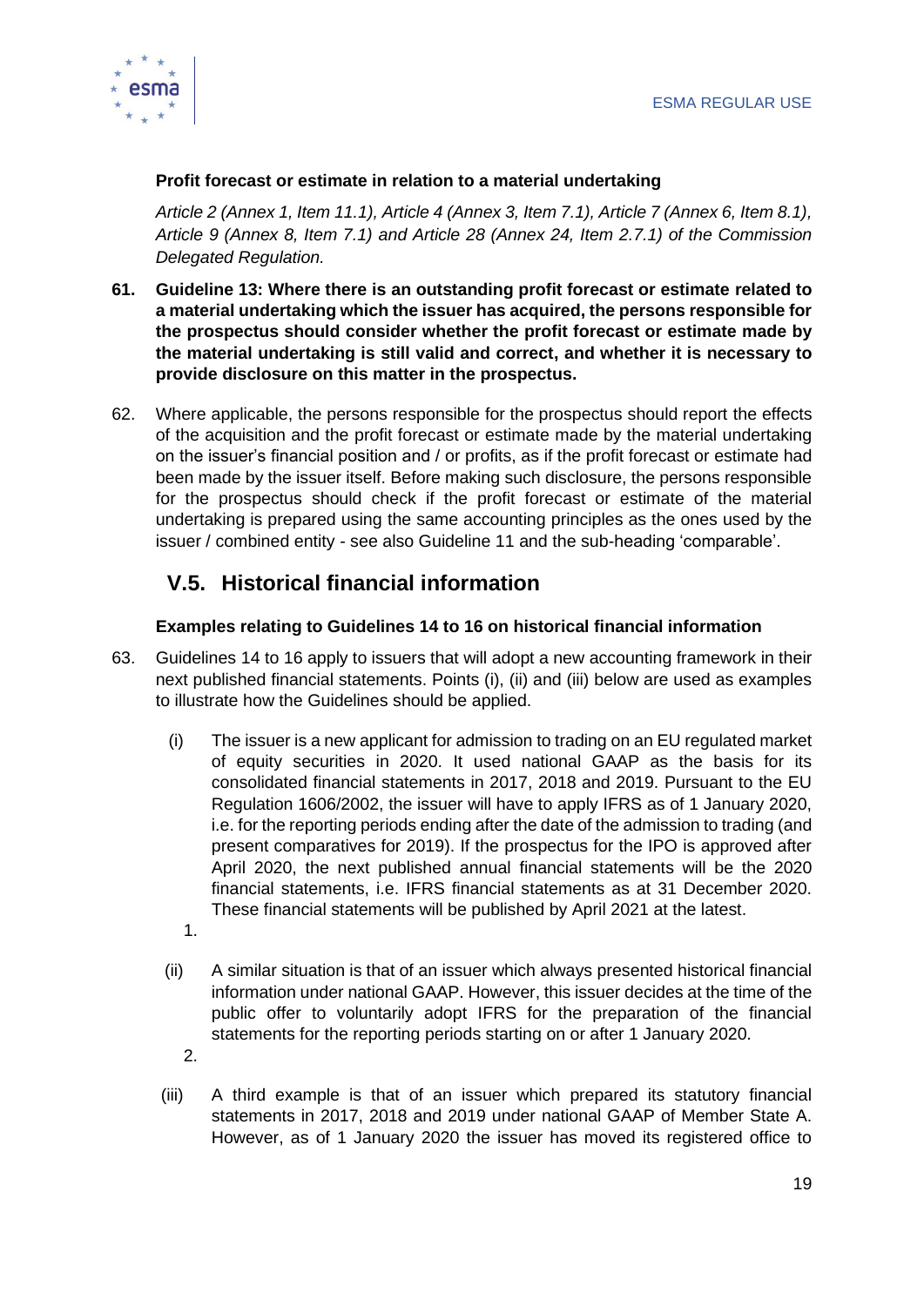**Profit forecast or estimate in relation to a material undertaking**

*Article 2 (Annex 1, Item 11.1), Article 4 (Annex 3, Item 7.1), Article 7 (Annex 6, Item 8.1), Article 9 (Annex 8, Item 7.1) and Article 28 (Annex 24, Item 2.7.1) of the Commission Delegated Regulation.*

61. **Guideline 13: Where there is an outstanding profit forecast or estimate related to a material undertaking which the issuer has acquired, the persons responsible for the prospectus should consider whether the profit forecast or estimate made by the material undertaking is still valid and correct, and whether it is necessary to provide disclosure on this matter in the prospectus.**

62. Where applicable, the persons responsible for the prospectus should report the effects of the acquisition and the profit forecast or estimate made by the material undertaking on the issuer's financial position and / or profits, as if the profit forecast or estimate had been made by the issuer itself. Before making such disclosure, the persons responsible for the prospectus should check if the profit forecast or estimate of the material undertaking is prepared using the same accounting principles as the ones used by the issuer / combined entity - see also Guideline 11 and the sub-heading 'comparable'.

## V.5. Historical financial information

**Examples relating to Guidelines 14 to 16 on historical financial information**

63. Guidelines 14 to 16 apply to issuers that will adopt a new accounting framework in their next published financial statements. Points (i), (ii) and (iii) below are used as examples to illustrate how the Guidelines should be applied.

   (i) The issuer is a new applicant for admission to trading on an EU regulated market of equity securities in 2020. It used national GAAP as the basis for its consolidated financial statements in 2017, 2018 and 2019. Pursuant to the EU Regulation 1606/2002, the issuer will have to apply IFRS as of 1 January 2020, i.e. for the reporting periods ending after the date of the admission to trading (and present comparatives for 2019). If the prospectus for the IPO is approved after April 2020, the next published annual financial statements will be the 2020 financial statements, i.e. IFRS financial statements as at 31 December 2020. These financial statements will be published by April 2021 at the latest.

   1.

   (ii) A similar situation is that of an issuer which always presented historical financial information under national GAAP. However, this issuer decides at the time of the public offer to voluntarily adopt IFRS for the preparation of the financial statements for the reporting periods starting on or after 1 January 2020.

   2.

   (iii) A third example is that of an issuer which prepared its statutory financial statements in 2017, 2018 and 2019 under national GAAP of Member State A. However, as of 1 January 2020 the issuer has moved its registered office to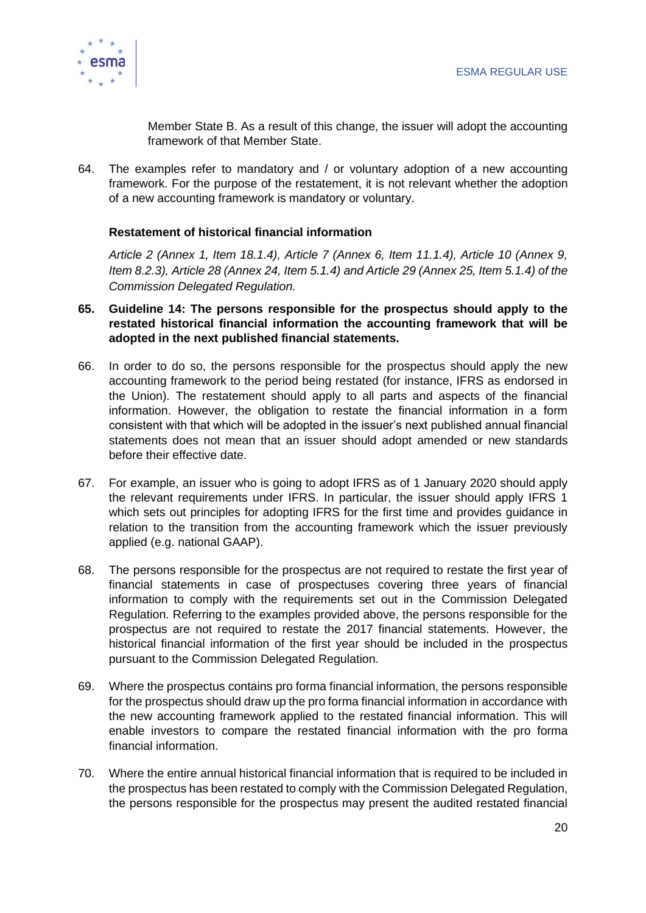Member State B. As a result of this change, the issuer will adopt the accounting framework of that Member State.

64. The examples refer to mandatory and / or voluntary adoption of a new accounting framework. For the purpose of the restatement, it is not relevant whether the adoption of a new accounting framework is mandatory or voluntary.

**Restatement of historical financial information**

*Article 2 (Annex 1, Item 18.1.4), Article 7 (Annex 6, Item 11.1.4), Article 10 (Annex 9, Item 8.2.3), Article 28 (Annex 24, Item 5.1.4) and Article 29 (Annex 25, Item 5.1.4) of the Commission Delegated Regulation.*

**65. Guideline 14: The persons responsible for the prospectus should apply to the restated historical financial information the accounting framework that will be adopted in the next published financial statements.**

66. In order to do so, the persons responsible for the prospectus should apply the new accounting framework to the period being restated (for instance, IFRS as endorsed in the Union). The restatement should apply to all parts and aspects of the financial information. However, the obligation to restate the financial information in a form consistent with that which will be adopted in the issuer's next published annual financial statements does not mean that an issuer should adopt amended or new standards before their effective date.

67. For example, an issuer who is going to adopt IFRS as of 1 January 2020 should apply the relevant requirements under IFRS. In particular, the issuer should apply IFRS 1 which sets out principles for adopting IFRS for the first time and provides guidance in relation to the transition from the accounting framework which the issuer previously applied (e.g. national GAAP).

68. The persons responsible for the prospectus are not required to restate the first year of financial statements in case of prospectuses covering three years of financial information to comply with the requirements set out in the Commission Delegated Regulation. Referring to the examples provided above, the persons responsible for the prospectus are not required to restate the 2017 financial statements. However, the historical financial information of the first year should be included in the prospectus pursuant to the Commission Delegated Regulation.

69. Where the prospectus contains pro forma financial information, the persons responsible for the prospectus should draw up the pro forma financial information in accordance with the new accounting framework applied to the restated financial information. This will enable investors to compare the restated financial information with the pro forma financial information.

70. Where the entire annual historical financial information that is required to be included in the prospectus has been restated to comply with the Commission Delegated Regulation, the persons responsible for the prospectus may present the audited restated financial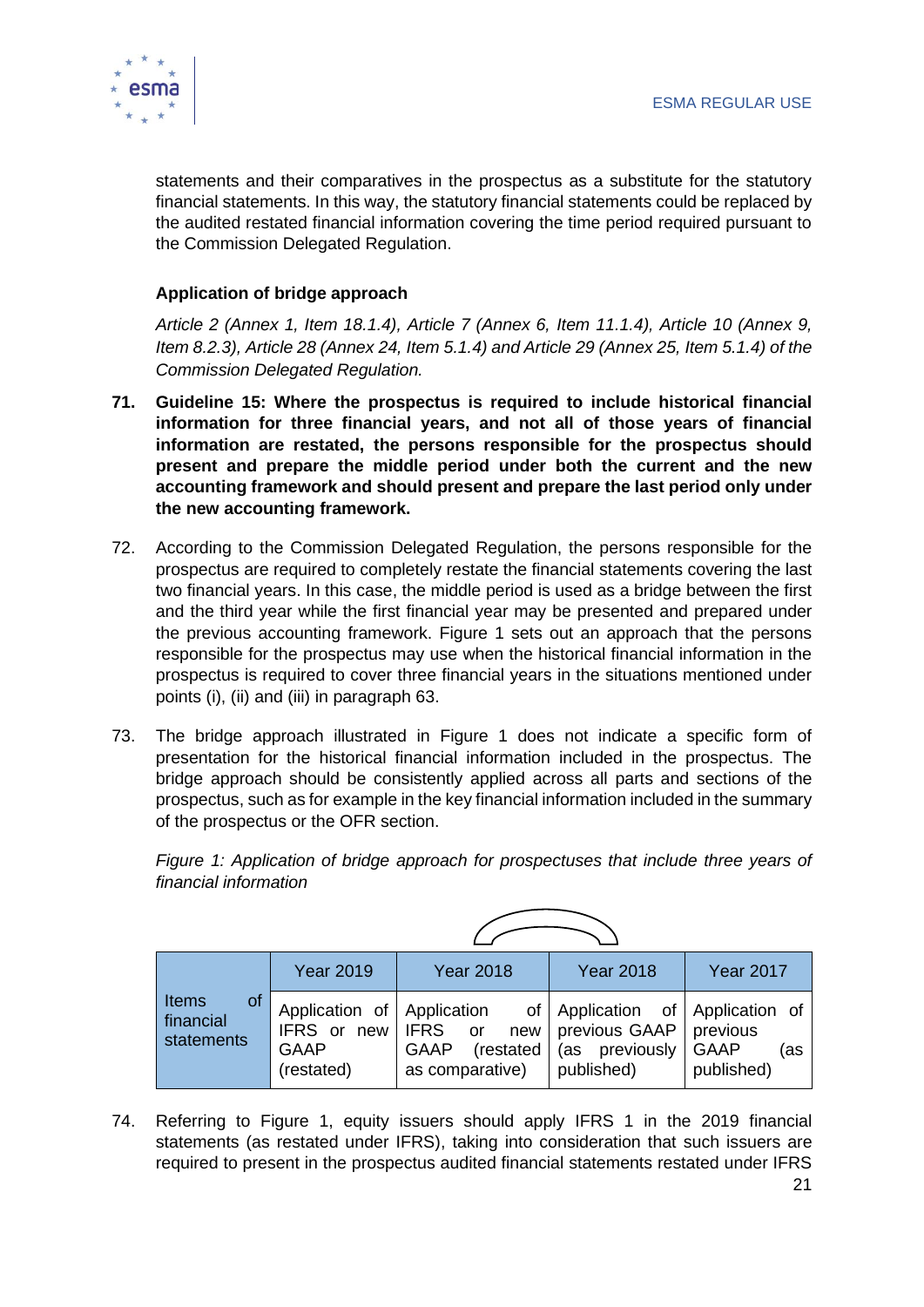statements and their comparatives in the prospectus as a substitute for the statutory financial statements. In this way, the statutory financial statements could be replaced by the audited restated financial information covering the time period required pursuant to the Commission Delegated Regulation.

**Application of bridge approach**

*Article 2 (Annex 1, Item 18.1.4), Article 7 (Annex 6, Item 11.1.4), Article 10 (Annex 9, Item 8.2.3), Article 28 (Annex 24, Item 5.1.4) and Article 29 (Annex 25, Item 5.1.4) of the Commission Delegated Regulation.*

71. **Guideline 15: Where the prospectus is required to include historical financial information for three financial years, and not all of those years of financial information are restated, the persons responsible for the prospectus should present and prepare the middle period under both the current and the new accounting framework and should present and prepare the last period only under the new accounting framework.**

72. According to the Commission Delegated Regulation, the persons responsible for the prospectus are required to completely restate the financial statements covering the last two financial years. In this case, the middle period is used as a bridge between the first and the third year while the first financial year may be presented and prepared under the previous accounting framework. Figure 1 sets out an approach that the persons responsible for the prospectus may use when the historical financial information in the prospectus is required to cover three financial years in the situations mentioned under points (i), (ii) and (iii) in paragraph 63.

73. The bridge approach illustrated in Figure 1 does not indicate a specific form of presentation for the historical financial information included in the prospectus. The bridge approach should be consistently applied across all parts and sections of the prospectus, such as for example in the key financial information included in the summary of the prospectus or the OFR section.

*Figure 1: Application of bridge approach for prospectuses that include three years of financial information*

| | Year 2019 | Year 2018 | Year 2018 | Year 2017 |
|---|---|---|---|---|
| Items of financial statements | Application of IFRS or new GAAP (restated) | Application of IFRS or new GAAP (restated as comparative) | Application of previous GAAP (as previously published) | Application of previous GAAP (as published) |

74. Referring to Figure 1, equity issuers should apply IFRS 1 in the 2019 financial statements (as restated under IFRS), taking into consideration that such issuers are required to present in the prospectus audited financial statements restated under IFRS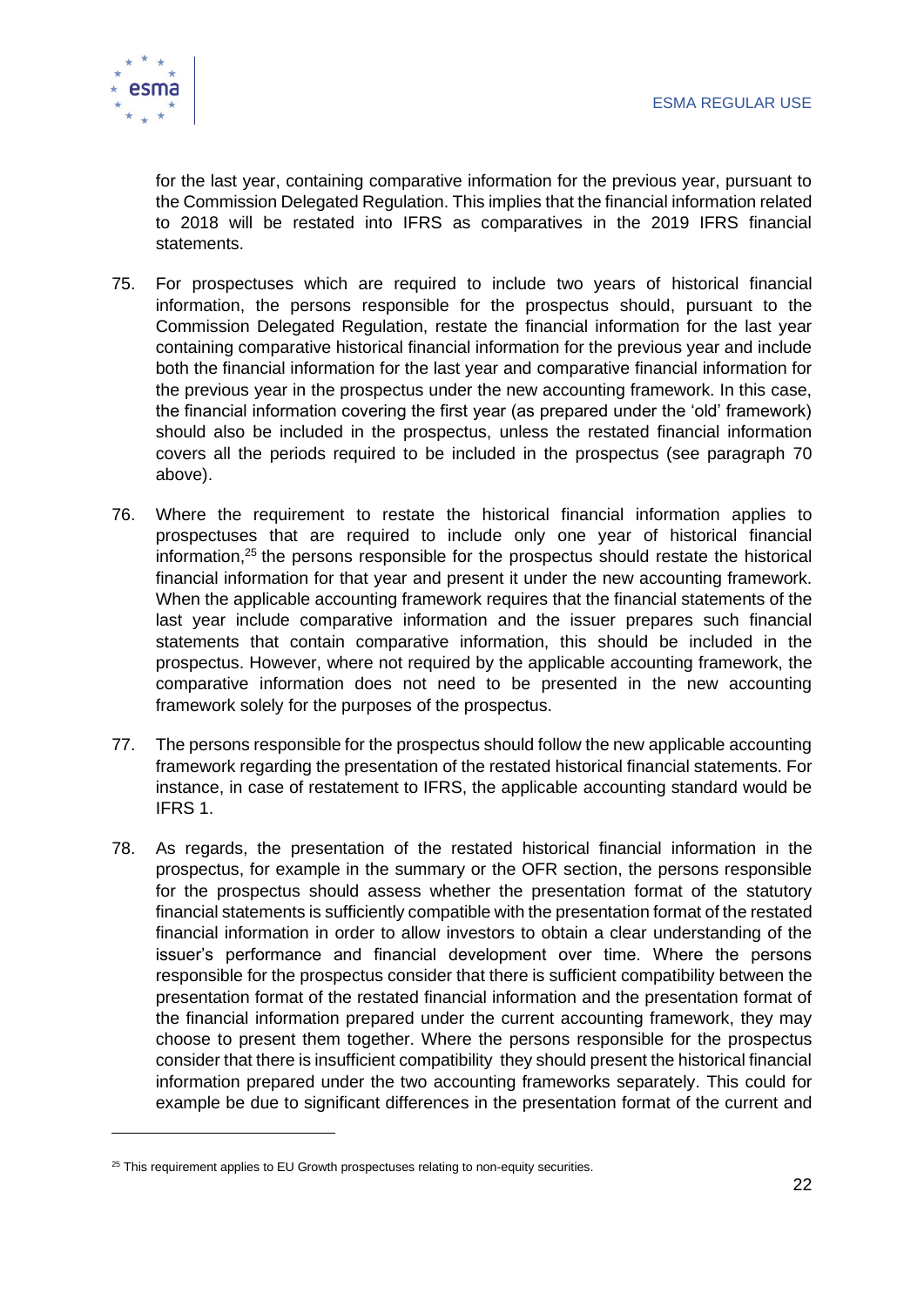for the last year, containing comparative information for the previous year, pursuant to the Commission Delegated Regulation. This implies that the financial information related to 2018 will be restated into IFRS as comparatives in the 2019 IFRS financial statements.

75. For prospectuses which are required to include two years of historical financial information, the persons responsible for the prospectus should, pursuant to the Commission Delegated Regulation, restate the financial information for the last year containing comparative historical financial information for the previous year and include both the financial information for the last year and comparative financial information for the previous year in the prospectus under the new accounting framework. In this case, the financial information covering the first year (as prepared under the 'old' framework) should also be included in the prospectus, unless the restated financial information covers all the periods required to be included in the prospectus (see paragraph 70 above).

76. Where the requirement to restate the historical financial information applies to prospectuses that are required to include only one year of historical financial information,[25] the persons responsible for the prospectus should restate the historical financial information for that year and present it under the new accounting framework. When the applicable accounting framework requires that the financial statements of the last year include comparative information and the issuer prepares such financial statements that contain comparative information, this should be included in the prospectus. However, where not required by the applicable accounting framework, the comparative information does not need to be presented in the new accounting framework solely for the purposes of the prospectus.

77. The persons responsible for the prospectus should follow the new applicable accounting framework regarding the presentation of the restated historical financial statements. For instance, in case of restatement to IFRS, the applicable accounting standard would be IFRS 1.

78. As regards, the presentation of the restated historical financial information in the prospectus, for example in the summary or the OFR section, the persons responsible for the prospectus should assess whether the presentation format of the statutory financial statements is sufficiently compatible with the presentation format of the restated financial information in order to allow investors to obtain a clear understanding of the issuer's performance and financial development over time. Where the persons responsible for the prospectus consider that there is sufficient compatibility between the presentation format of the restated financial information and the presentation format of the financial information prepared under the current accounting framework, they may choose to present them together. Where the persons responsible for the prospectus consider that there is insufficient compatibility they should present the historical financial information prepared under the two accounting frameworks separately. This could for example be due to significant differences in the presentation format of the current and

[25] This requirement applies to EU Growth prospectuses relating to non-equity securities.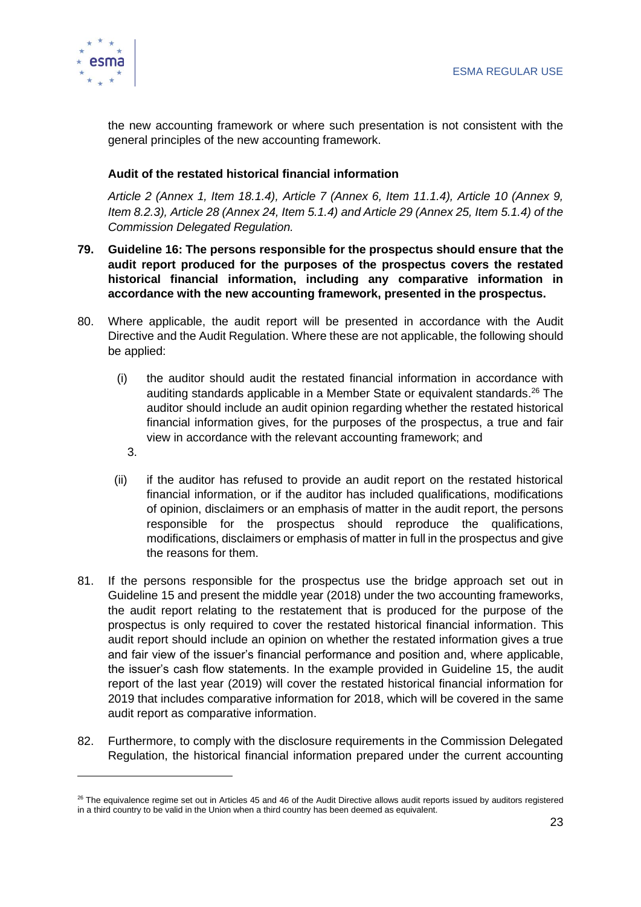the new accounting framework or where such presentation is not consistent with the general principles of the new accounting framework.

**Audit of the restated historical financial information**

*Article 2 (Annex 1, Item 18.1.4), Article 7 (Annex 6, Item 11.1.4), Article 10 (Annex 9, Item 8.2.3), Article 28 (Annex 24, Item 5.1.4) and Article 29 (Annex 25, Item 5.1.4) of the Commission Delegated Regulation.*

79. **Guideline 16: The persons responsible for the prospectus should ensure that the audit report produced for the purposes of the prospectus covers the restated historical financial information, including any comparative information in accordance with the new accounting framework, presented in the prospectus.**

80. Where applicable, the audit report will be presented in accordance with the Audit Directive and the Audit Regulation. Where these are not applicable, the following should be applied:

    (i) the auditor should audit the restated financial information in accordance with auditing standards applicable in a Member State or equivalent standards.[26] The auditor should include an audit opinion regarding whether the restated historical financial information gives, for the purposes of the prospectus, a true and fair view in accordance with the relevant accounting framework; and

    3.

    (ii) if the auditor has refused to provide an audit report on the restated historical financial information, or if the auditor has included qualifications, modifications of opinion, disclaimers or an emphasis of matter in the audit report, the persons responsible for the prospectus should reproduce the qualifications, modifications, disclaimers or emphasis of matter in full in the prospectus and give the reasons for them.

81. If the persons responsible for the prospectus use the bridge approach set out in Guideline 15 and present the middle year (2018) under the two accounting frameworks, the audit report relating to the restatement that is produced for the purpose of the prospectus is only required to cover the restated historical financial information. This audit report should include an opinion on whether the restated information gives a true and fair view of the issuer's financial performance and position and, where applicable, the issuer's cash flow statements. In the example provided in Guideline 15, the audit report of the last year (2019) will cover the restated historical financial information for 2019 that includes comparative information for 2018, which will be covered in the same audit report as comparative information.

82. Furthermore, to comply with the disclosure requirements in the Commission Delegated Regulation, the historical financial information prepared under the current accounting

[26] The equivalence regime set out in Articles 45 and 46 of the Audit Directive allows audit reports issued by auditors registered in a third country to be valid in the Union when a third country has been deemed as equivalent.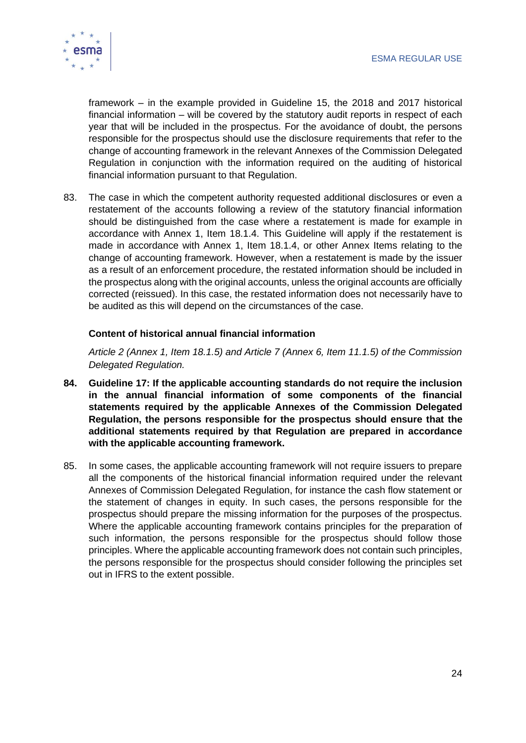framework – in the example provided in Guideline 15, the 2018 and 2017 historical financial information – will be covered by the statutory audit reports in respect of each year that will be included in the prospectus. For the avoidance of doubt, the persons responsible for the prospectus should use the disclosure requirements that refer to the change of accounting framework in the relevant Annexes of the Commission Delegated Regulation in conjunction with the information required on the auditing of historical financial information pursuant to that Regulation.

83. The case in which the competent authority requested additional disclosures or even a restatement of the accounts following a review of the statutory financial information should be distinguished from the case where a restatement is made for example in accordance with Annex 1, Item 18.1.4. This Guideline will apply if the restatement is made in accordance with Annex 1, Item 18.1.4, or other Annex Items relating to the change of accounting framework. However, when a restatement is made by the issuer as a result of an enforcement procedure, the restated information should be included in the prospectus along with the original accounts, unless the original accounts are officially corrected (reissued). In this case, the restated information does not necessarily have to be audited as this will depend on the circumstances of the case.

**Content of historical annual financial information**

*Article 2 (Annex 1, Item 18.1.5) and Article 7 (Annex 6, Item 11.1.5) of the Commission Delegated Regulation.*

**84. Guideline 17: If the applicable accounting standards do not require the inclusion in the annual financial information of some components of the financial statements required by the applicable Annexes of the Commission Delegated Regulation, the persons responsible for the prospectus should ensure that the additional statements required by that Regulation are prepared in accordance with the applicable accounting framework.**

85. In some cases, the applicable accounting framework will not require issuers to prepare all the components of the historical financial information required under the relevant Annexes of Commission Delegated Regulation, for instance the cash flow statement or the statement of changes in equity. In such cases, the persons responsible for the prospectus should prepare the missing information for the purposes of the prospectus. Where the applicable accounting framework contains principles for the preparation of such information, the persons responsible for the prospectus should follow those principles. Where the applicable accounting framework does not contain such principles, the persons responsible for the prospectus should consider following the principles set out in IFRS to the extent possible.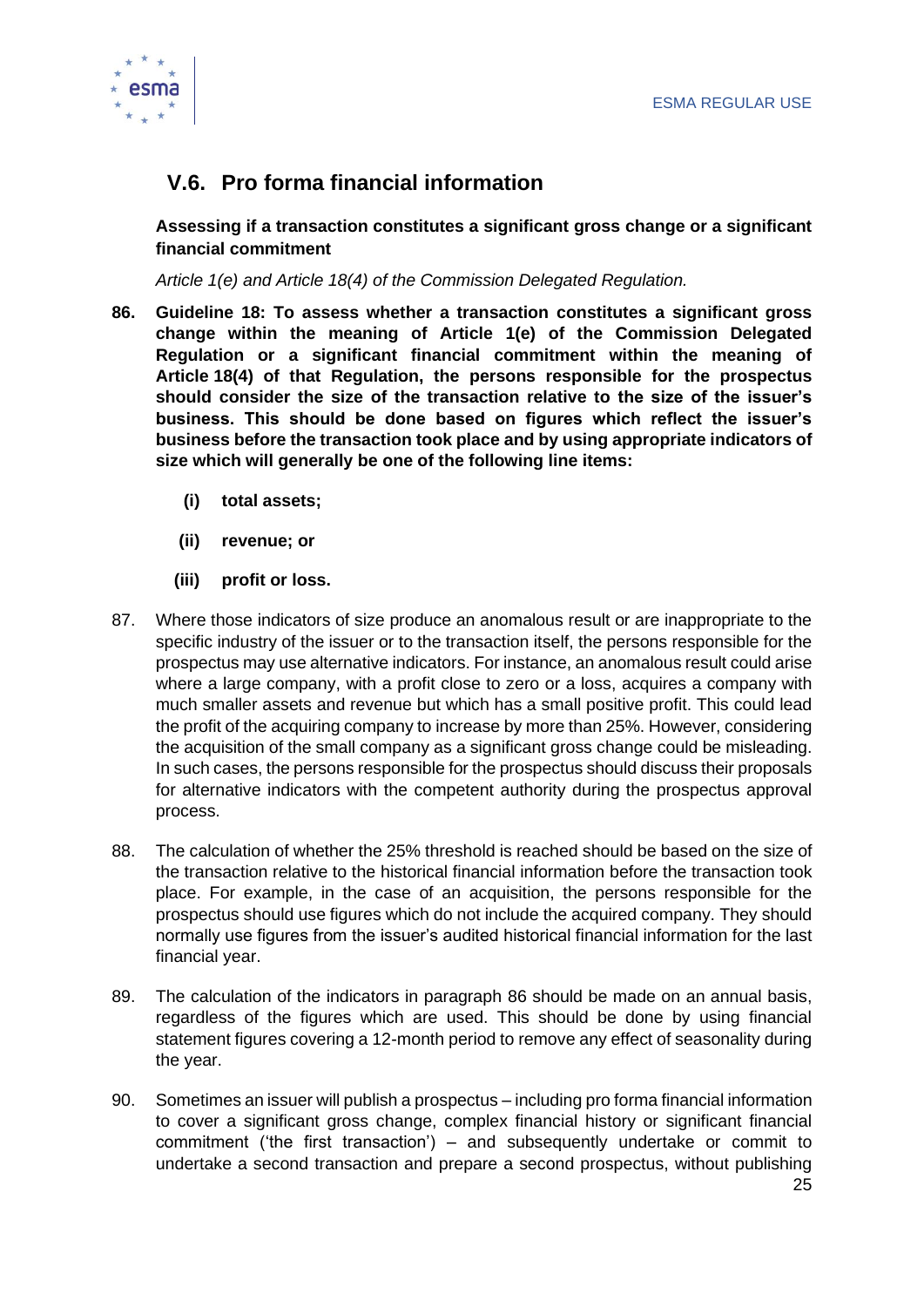## V.6. Pro forma financial information

**Assessing if a transaction constitutes a significant gross change or a significant financial commitment**

*Article 1(e) and Article 18(4) of the Commission Delegated Regulation.*

86. **Guideline 18: To assess whether a transaction constitutes a significant gross change within the meaning of Article 1(e) of the Commission Delegated Regulation or a significant financial commitment within the meaning of Article 18(4) of that Regulation, the persons responsible for the prospectus should consider the size of the transaction relative to the size of the issuer's business. This should be done based on figures which reflect the issuer's business before the transaction took place and by using appropriate indicators of size which will generally be one of the following line items:**

    **(i) total assets;**

    **(ii) revenue; or**

    **(iii) profit or loss.**

87. Where those indicators of size produce an anomalous result or are inappropriate to the specific industry of the issuer or to the transaction itself, the persons responsible for the prospectus may use alternative indicators. For instance, an anomalous result could arise where a large company, with a profit close to zero or a loss, acquires a company with much smaller assets and revenue but which has a small positive profit. This could lead the profit of the acquiring company to increase by more than 25%. However, considering the acquisition of the small company as a significant gross change could be misleading. In such cases, the persons responsible for the prospectus should discuss their proposals for alternative indicators with the competent authority during the prospectus approval process.

88. The calculation of whether the 25% threshold is reached should be based on the size of the transaction relative to the historical financial information before the transaction took place. For example, in the case of an acquisition, the persons responsible for the prospectus should use figures which do not include the acquired company. They should normally use figures from the issuer's audited historical financial information for the last financial year.

89. The calculation of the indicators in paragraph 86 should be made on an annual basis, regardless of the figures which are used. This should be done by using financial statement figures covering a 12-month period to remove any effect of seasonality during the year.

90. Sometimes an issuer will publish a prospectus – including pro forma financial information to cover a significant gross change, complex financial history or significant financial commitment ('the first transaction') – and subsequently undertake or commit to undertake a second transaction and prepare a second prospectus, without publishing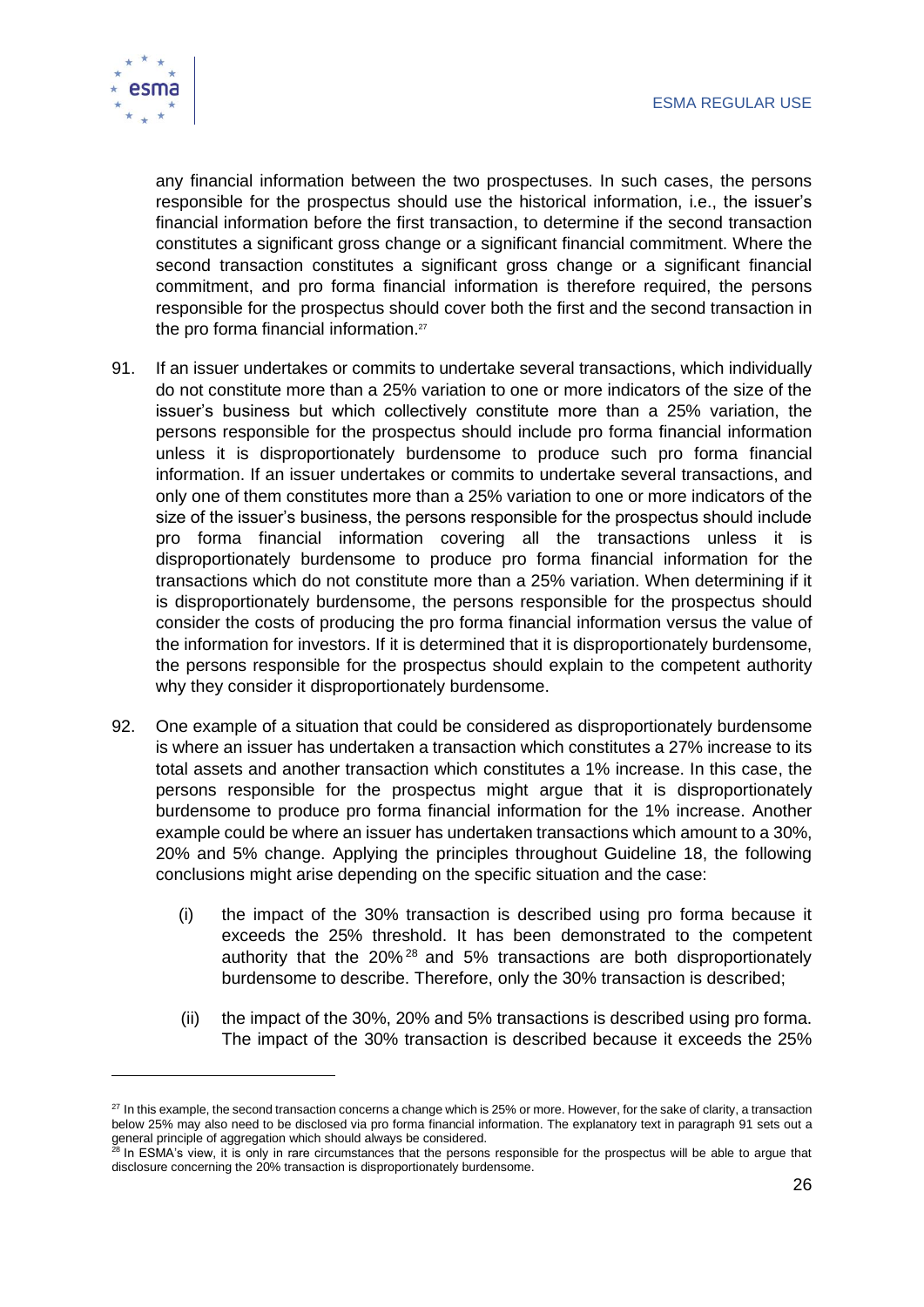any financial information between the two prospectuses. In such cases, the persons responsible for the prospectus should use the historical information, i.e., the issuer's financial information before the first transaction, to determine if the second transaction constitutes a significant gross change or a significant financial commitment. Where the second transaction constitutes a significant gross change or a significant financial commitment, and pro forma financial information is therefore required, the persons responsible for the prospectus should cover both the first and the second transaction in the pro forma financial information.[27]

91. If an issuer undertakes or commits to undertake several transactions, which individually do not constitute more than a 25% variation to one or more indicators of the size of the issuer's business but which collectively constitute more than a 25% variation, the persons responsible for the prospectus should include pro forma financial information unless it is disproportionately burdensome to produce such pro forma financial information. If an issuer undertakes or commits to undertake several transactions, and only one of them constitutes more than a 25% variation to one or more indicators of the size of the issuer's business, the persons responsible for the prospectus should include pro forma financial information covering all the transactions unless it is disproportionately burdensome to produce pro forma financial information for the transactions which do not constitute more than a 25% variation. When determining if it is disproportionately burdensome, the persons responsible for the prospectus should consider the costs of producing the pro forma financial information versus the value of the information for investors. If it is determined that it is disproportionately burdensome, the persons responsible for the prospectus should explain to the competent authority why they consider it disproportionately burdensome.

92. One example of a situation that could be considered as disproportionately burdensome is where an issuer has undertaken a transaction which constitutes a 27% increase to its total assets and another transaction which constitutes a 1% increase. In this case, the persons responsible for the prospectus might argue that it is disproportionately burdensome to produce pro forma financial information for the 1% increase. Another example could be where an issuer has undertaken transactions which amount to a 30%, 20% and 5% change. Applying the principles throughout Guideline 18, the following conclusions might arise depending on the specific situation and the case:

   (i) the impact of the 30% transaction is described using pro forma because it exceeds the 25% threshold. It has been demonstrated to the competent authority that the 20%[28] and 5% transactions are both disproportionately burdensome to describe. Therefore, only the 30% transaction is described;

   (ii) the impact of the 30%, 20% and 5% transactions is described using pro forma. The impact of the 30% transaction is described because it exceeds the 25%

---

[27] In this example, the second transaction concerns a change which is 25% or more. However, for the sake of clarity, a transaction below 25% may also need to be disclosed via pro forma financial information. The explanatory text in paragraph 91 sets out a general principle of aggregation which should always be considered.

[28] In ESMA's view, it is only in rare circumstances that the persons responsible for the prospectus will be able to argue that disclosure concerning the 20% transaction is disproportionately burdensome.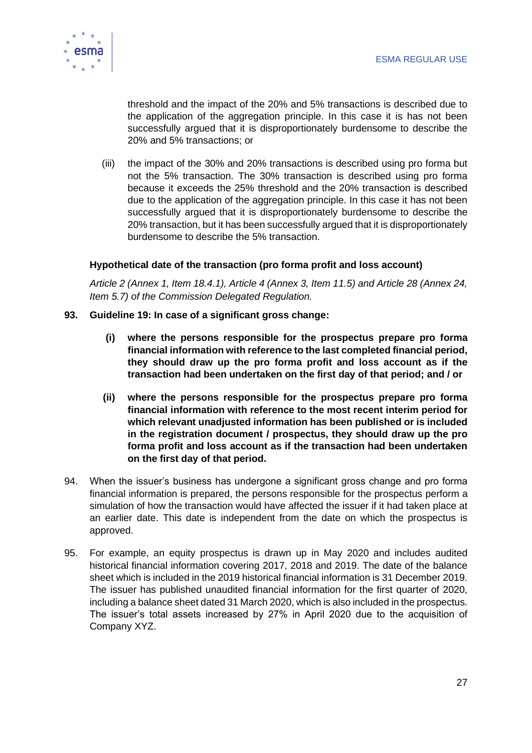threshold and the impact of the 20% and 5% transactions is described due to the application of the aggregation principle. In this case it is has not been successfully argued that it is disproportionately burdensome to describe the 20% and 5% transactions; or

(iii) the impact of the 30% and 20% transactions is described using pro forma but not the 5% transaction. The 30% transaction is described using pro forma because it exceeds the 25% threshold and the 20% transaction is described due to the application of the aggregation principle. In this case it has not been successfully argued that it is disproportionately burdensome to describe the 20% transaction, but it has been successfully argued that it is disproportionately burdensome to describe the 5% transaction.

**Hypothetical date of the transaction (pro forma profit and loss account)**

*Article 2 (Annex 1, Item 18.4.1), Article 4 (Annex 3, Item 11.5) and Article 28 (Annex 24, Item 5.7) of the Commission Delegated Regulation.*

93. **Guideline 19: In case of a significant gross change:**

   **(i) where the persons responsible for the prospectus prepare pro forma financial information with reference to the last completed financial period, they should draw up the pro forma profit and loss account as if the transaction had been undertaken on the first day of that period; and / or**

   **(ii) where the persons responsible for the prospectus prepare pro forma financial information with reference to the most recent interim period for which relevant unadjusted information has been published or is included in the registration document / prospectus, they should draw up the pro forma profit and loss account as if the transaction had been undertaken on the first day of that period.**

94. When the issuer's business has undergone a significant gross change and pro forma financial information is prepared, the persons responsible for the prospectus perform a simulation of how the transaction would have affected the issuer if it had taken place at an earlier date. This date is independent from the date on which the prospectus is approved.

95. For example, an equity prospectus is drawn up in May 2020 and includes audited historical financial information covering 2017, 2018 and 2019. The date of the balance sheet which is included in the 2019 historical financial information is 31 December 2019. The issuer has published unaudited financial information for the first quarter of 2020, including a balance sheet dated 31 March 2020, which is also included in the prospectus. The issuer's total assets increased by 27% in April 2020 due to the acquisition of Company XYZ.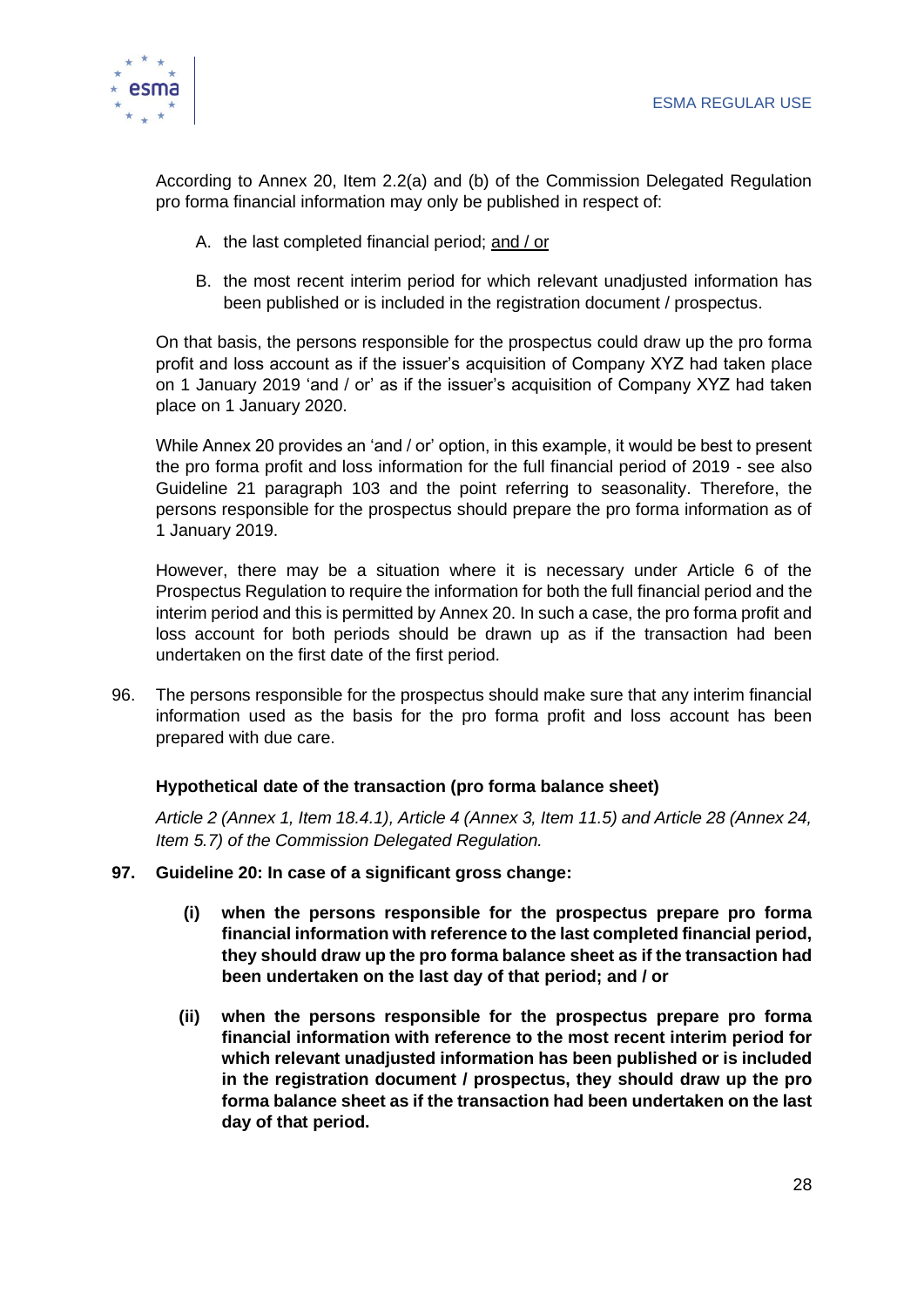According to Annex 20, Item 2.2(a) and (b) of the Commission Delegated Regulation pro forma financial information may only be published in respect of:

A. the last completed financial period; <u>and / or</u>

B. the most recent interim period for which relevant unadjusted information has been published or is included in the registration document / prospectus.

On that basis, the persons responsible for the prospectus could draw up the pro forma profit and loss account as if the issuer's acquisition of Company XYZ had taken place on 1 January 2019 'and / or' as if the issuer's acquisition of Company XYZ had taken place on 1 January 2020.

While Annex 20 provides an 'and / or' option, in this example, it would be best to present the pro forma profit and loss information for the full financial period of 2019 - see also Guideline 21 paragraph 103 and the point referring to seasonality. Therefore, the persons responsible for the prospectus should prepare the pro forma information as of 1 January 2019.

However, there may be a situation where it is necessary under Article 6 of the Prospectus Regulation to require the information for both the full financial period and the interim period and this is permitted by Annex 20. In such a case, the pro forma profit and loss account for both periods should be drawn up as if the transaction had been undertaken on the first date of the first period.

96. The persons responsible for the prospectus should make sure that any interim financial information used as the basis for the pro forma profit and loss account has been prepared with due care.

**Hypothetical date of the transaction (pro forma balance sheet)**

*Article 2 (Annex 1, Item 18.4.1), Article 4 (Annex 3, Item 11.5) and Article 28 (Annex 24, Item 5.7) of the Commission Delegated Regulation.*

**97. Guideline 20: In case of a significant gross change:**

**(i) when the persons responsible for the prospectus prepare pro forma financial information with reference to the last completed financial period, they should draw up the pro forma balance sheet as if the transaction had been undertaken on the last day of that period; and / or**

**(ii) when the persons responsible for the prospectus prepare pro forma financial information with reference to the most recent interim period for which relevant unadjusted information has been published or is included in the registration document / prospectus, they should draw up the pro forma balance sheet as if the transaction had been undertaken on the last day of that period.**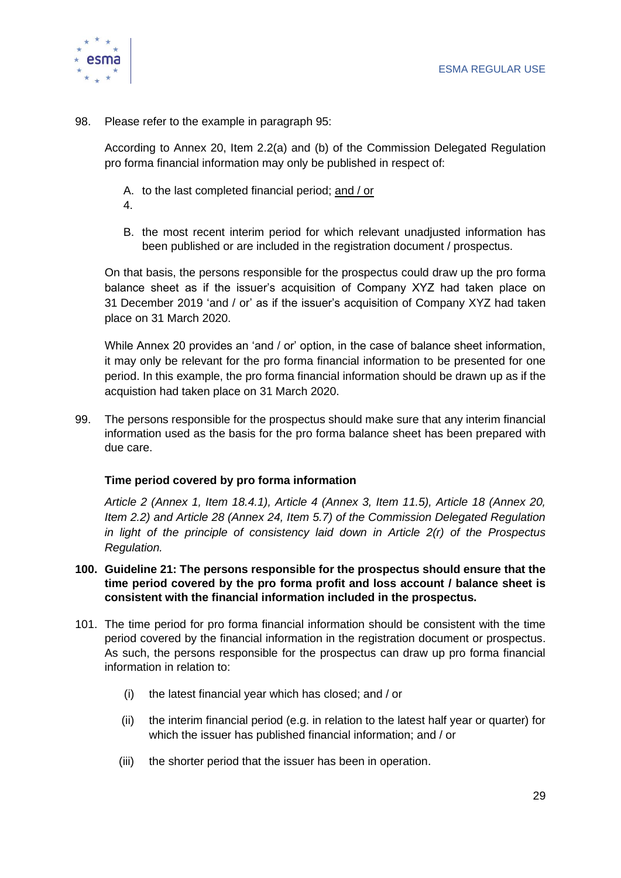98. Please refer to the example in paragraph 95:

According to Annex 20, Item 2.2(a) and (b) of the Commission Delegated Regulation pro forma financial information may only be published in respect of:

A. to the last completed financial period; and / or

4.

B. the most recent interim period for which relevant unadjusted information has been published or are included in the registration document / prospectus.

On that basis, the persons responsible for the prospectus could draw up the pro forma balance sheet as if the issuer's acquisition of Company XYZ had taken place on 31 December 2019 'and / or' as if the issuer's acquisition of Company XYZ had taken place on 31 March 2020.

While Annex 20 provides an 'and / or' option, in the case of balance sheet information, it may only be relevant for the pro forma financial information to be presented for one period. In this example, the pro forma financial information should be drawn up as if the acquistion had taken place on 31 March 2020.

99. The persons responsible for the prospectus should make sure that any interim financial information used as the basis for the pro forma balance sheet has been prepared with due care.

**Time period covered by pro forma information**

*Article 2 (Annex 1, Item 18.4.1), Article 4 (Annex 3, Item 11.5), Article 18 (Annex 20, Item 2.2) and Article 28 (Annex 24, Item 5.7) of the Commission Delegated Regulation in light of the principle of consistency laid down in Article 2(r) of the Prospectus Regulation.*

**100. Guideline 21: The persons responsible for the prospectus should ensure that the time period covered by the pro forma profit and loss account / balance sheet is consistent with the financial information included in the prospectus.**

101. The time period for pro forma financial information should be consistent with the time period covered by the financial information in the registration document or prospectus. As such, the persons responsible for the prospectus can draw up pro forma financial information in relation to:

(i) the latest financial year which has closed; and / or

(ii) the interim financial period (e.g. in relation to the latest half year or quarter) for which the issuer has published financial information; and / or

(iii) the shorter period that the issuer has been in operation.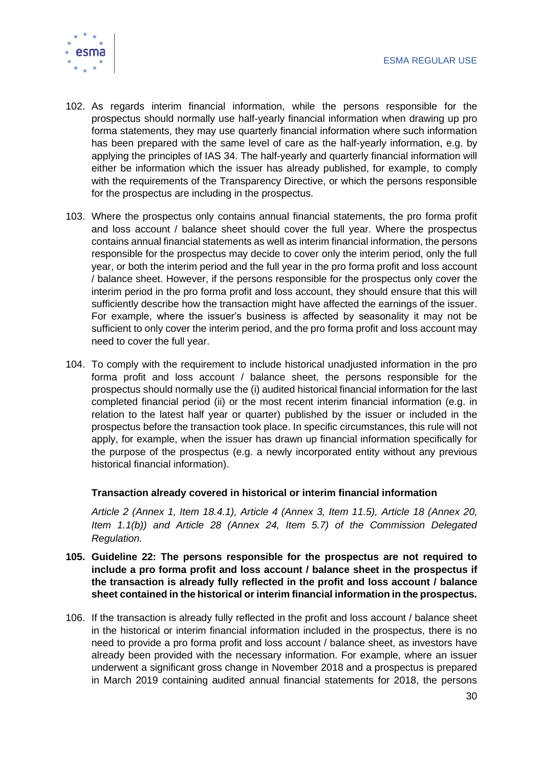102. As regards interim financial information, while the persons responsible for the prospectus should normally use half-yearly financial information when drawing up pro forma statements, they may use quarterly financial information where such information has been prepared with the same level of care as the half-yearly information, e.g. by applying the principles of IAS 34. The half-yearly and quarterly financial information will either be information which the issuer has already published, for example, to comply with the requirements of the Transparency Directive, or which the persons responsible for the prospectus are including in the prospectus.

103. Where the prospectus only contains annual financial statements, the pro forma profit and loss account / balance sheet should cover the full year. Where the prospectus contains annual financial statements as well as interim financial information, the persons responsible for the prospectus may decide to cover only the interim period, only the full year, or both the interim period and the full year in the pro forma profit and loss account / balance sheet. However, if the persons responsible for the prospectus only cover the interim period in the pro forma profit and loss account, they should ensure that this will sufficiently describe how the transaction might have affected the earnings of the issuer. For example, where the issuer's business is affected by seasonality it may not be sufficient to only cover the interim period, and the pro forma profit and loss account may need to cover the full year.

104. To comply with the requirement to include historical unadjusted information in the pro forma profit and loss account / balance sheet, the persons responsible for the prospectus should normally use the (i) audited historical financial information for the last completed financial period (ii) or the most recent interim financial information (e.g. in relation to the latest half year or quarter) published by the issuer or included in the prospectus before the transaction took place. In specific circumstances, this rule will not apply, for example, when the issuer has drawn up financial information specifically for the purpose of the prospectus (e.g. a newly incorporated entity without any previous historical financial information).

**Transaction already covered in historical or interim financial information**

*Article 2 (Annex 1, Item 18.4.1), Article 4 (Annex 3, Item 11.5), Article 18 (Annex 20, Item 1.1(b)) and Article 28 (Annex 24, Item 5.7) of the Commission Delegated Regulation.*

**105. Guideline 22: The persons responsible for the prospectus are not required to include a pro forma profit and loss account / balance sheet in the prospectus if the transaction is already fully reflected in the profit and loss account / balance sheet contained in the historical or interim financial information in the prospectus.**

106. If the transaction is already fully reflected in the profit and loss account / balance sheet in the historical or interim financial information included in the prospectus, there is no need to provide a pro forma profit and loss account / balance sheet, as investors have already been provided with the necessary information. For example, where an issuer underwent a significant gross change in November 2018 and a prospectus is prepared in March 2019 containing audited annual financial statements for 2018, the persons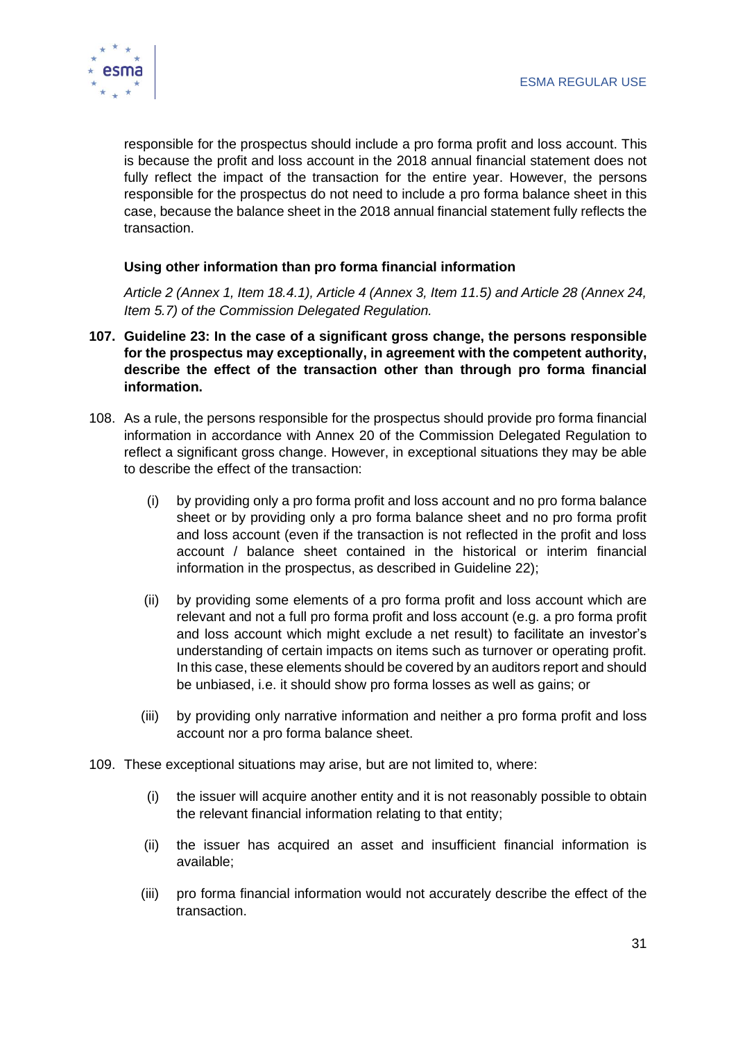responsible for the prospectus should include a pro forma profit and loss account. This is because the profit and loss account in the 2018 annual financial statement does not fully reflect the impact of the transaction for the entire year. However, the persons responsible for the prospectus do not need to include a pro forma balance sheet in this case, because the balance sheet in the 2018 annual financial statement fully reflects the transaction.

### Using other information than pro forma financial information

*Article 2 (Annex 1, Item 18.4.1), Article 4 (Annex 3, Item 11.5) and Article 28 (Annex 24, Item 5.7) of the Commission Delegated Regulation.*

**107. Guideline 23: In the case of a significant gross change, the persons responsible for the prospectus may exceptionally, in agreement with the competent authority, describe the effect of the transaction other than through pro forma financial information.**

108. As a rule, the persons responsible for the prospectus should provide pro forma financial information in accordance with Annex 20 of the Commission Delegated Regulation to reflect a significant gross change. However, in exceptional situations they may be able to describe the effect of the transaction:

   (i) by providing only a pro forma profit and loss account and no pro forma balance sheet or by providing only a pro forma balance sheet and no pro forma profit and loss account (even if the transaction is not reflected in the profit and loss account / balance sheet contained in the historical or interim financial information in the prospectus, as described in Guideline 22);

   (ii) by providing some elements of a pro forma profit and loss account which are relevant and not a full pro forma profit and loss account (e.g. a pro forma profit and loss account which might exclude a net result) to facilitate an investor's understanding of certain impacts on items such as turnover or operating profit. In this case, these elements should be covered by an auditors report and should be unbiased, i.e. it should show pro forma losses as well as gains; or

   (iii) by providing only narrative information and neither a pro forma profit and loss account nor a pro forma balance sheet.

109. These exceptional situations may arise, but are not limited to, where:

   (i) the issuer will acquire another entity and it is not reasonably possible to obtain the relevant financial information relating to that entity;

   (ii) the issuer has acquired an asset and insufficient financial information is available;

   (iii) pro forma financial information would not accurately describe the effect of the transaction.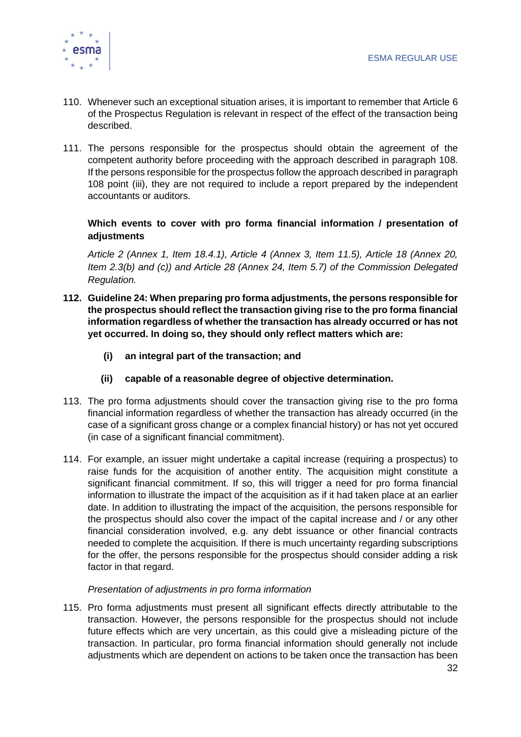110. Whenever such an exceptional situation arises, it is important to remember that Article 6 of the Prospectus Regulation is relevant in respect of the effect of the transaction being described.

111. The persons responsible for the prospectus should obtain the agreement of the competent authority before proceeding with the approach described in paragraph 108. If the persons responsible for the prospectus follow the approach described in paragraph 108 point (iii), they are not required to include a report prepared by the independent accountants or auditors.

**Which events to cover with pro forma financial information / presentation of adjustments**

*Article 2 (Annex 1, Item 18.4.1), Article 4 (Annex 3, Item 11.5), Article 18 (Annex 20, Item 2.3(b) and (c)) and Article 28 (Annex 24, Item 5.7) of the Commission Delegated Regulation.*

**112. Guideline 24: When preparing pro forma adjustments, the persons responsible for the prospectus should reflect the transaction giving rise to the pro forma financial information regardless of whether the transaction has already occurred or has not yet occurred. In doing so, they should only reflect matters which are:**

**(i) an integral part of the transaction; and**

**(ii) capable of a reasonable degree of objective determination.**

113. The pro forma adjustments should cover the transaction giving rise to the pro forma financial information regardless of whether the transaction has already occurred (in the case of a significant gross change or a complex financial history) or has not yet occured (in case of a significant financial commitment).

114. For example, an issuer might undertake a capital increase (requiring a prospectus) to raise funds for the acquisition of another entity. The acquisition might constitute a significant financial commitment. If so, this will trigger a need for pro forma financial information to illustrate the impact of the acquisition as if it had taken place at an earlier date. In addition to illustrating the impact of the acquisition, the persons responsible for the prospectus should also cover the impact of the capital increase and / or any other financial consideration involved, e.g. any debt issuance or other financial contracts needed to complete the acquisition. If there is much uncertainty regarding subscriptions for the offer, the persons responsible for the prospectus should consider adding a risk factor in that regard.

*Presentation of adjustments in pro forma information*

115. Pro forma adjustments must present all significant effects directly attributable to the transaction. However, the persons responsible for the prospectus should not include future effects which are very uncertain, as this could give a misleading picture of the transaction. In particular, pro forma financial information should generally not include adjustments which are dependent on actions to be taken once the transaction has been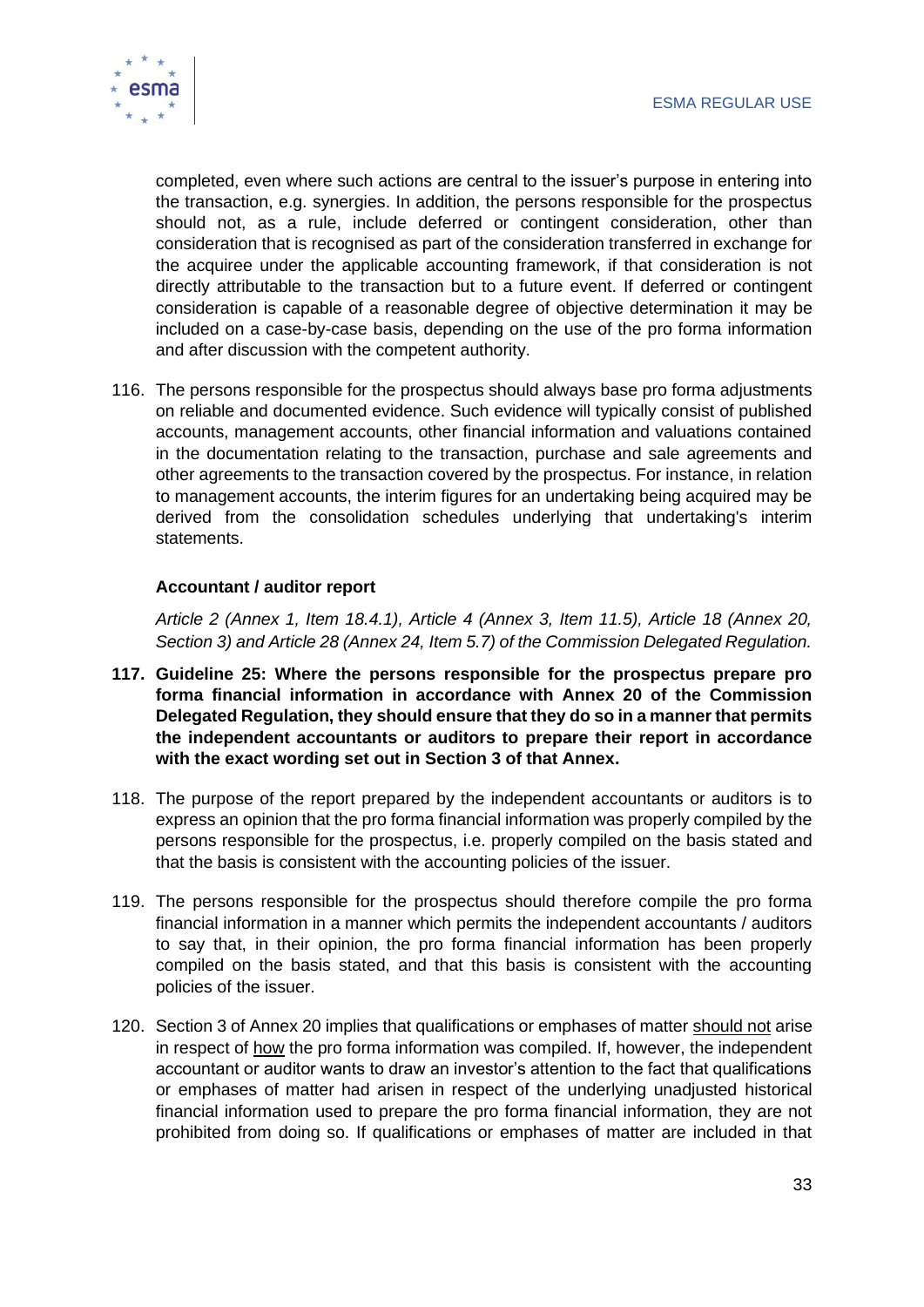completed, even where such actions are central to the issuer's purpose in entering into the transaction, e.g. synergies. In addition, the persons responsible for the prospectus should not, as a rule, include deferred or contingent consideration, other than consideration that is recognised as part of the consideration transferred in exchange for the acquiree under the applicable accounting framework, if that consideration is not directly attributable to the transaction but to a future event. If deferred or contingent consideration is capable of a reasonable degree of objective determination it may be included on a case-by-case basis, depending on the use of the pro forma information and after discussion with the competent authority.

116. The persons responsible for the prospectus should always base pro forma adjustments on reliable and documented evidence. Such evidence will typically consist of published accounts, management accounts, other financial information and valuations contained in the documentation relating to the transaction, purchase and sale agreements and other agreements to the transaction covered by the prospectus. For instance, in relation to management accounts, the interim figures for an undertaking being acquired may be derived from the consolidation schedules underlying that undertaking's interim statements.

**Accountant / auditor report**

*Article 2 (Annex 1, Item 18.4.1), Article 4 (Annex 3, Item 11.5), Article 18 (Annex 20, Section 3) and Article 28 (Annex 24, Item 5.7) of the Commission Delegated Regulation.*

**117. Guideline 25: Where the persons responsible for the prospectus prepare pro forma financial information in accordance with Annex 20 of the Commission Delegated Regulation, they should ensure that they do so in a manner that permits the independent accountants or auditors to prepare their report in accordance with the exact wording set out in Section 3 of that Annex.**

118. The purpose of the report prepared by the independent accountants or auditors is to express an opinion that the pro forma financial information was properly compiled by the persons responsible for the prospectus, i.e. properly compiled on the basis stated and that the basis is consistent with the accounting policies of the issuer.

119. The persons responsible for the prospectus should therefore compile the pro forma financial information in a manner which permits the independent accountants / auditors to say that, in their opinion, the pro forma financial information has been properly compiled on the basis stated, and that this basis is consistent with the accounting policies of the issuer.

120. Section 3 of Annex 20 implies that qualifications or emphases of matter should not arise in respect of how the pro forma information was compiled. If, however, the independent accountant or auditor wants to draw an investor's attention to the fact that qualifications or emphases of matter had arisen in respect of the underlying unadjusted historical financial information used to prepare the pro forma financial information, they are not prohibited from doing so. If qualifications or emphases of matter are included in that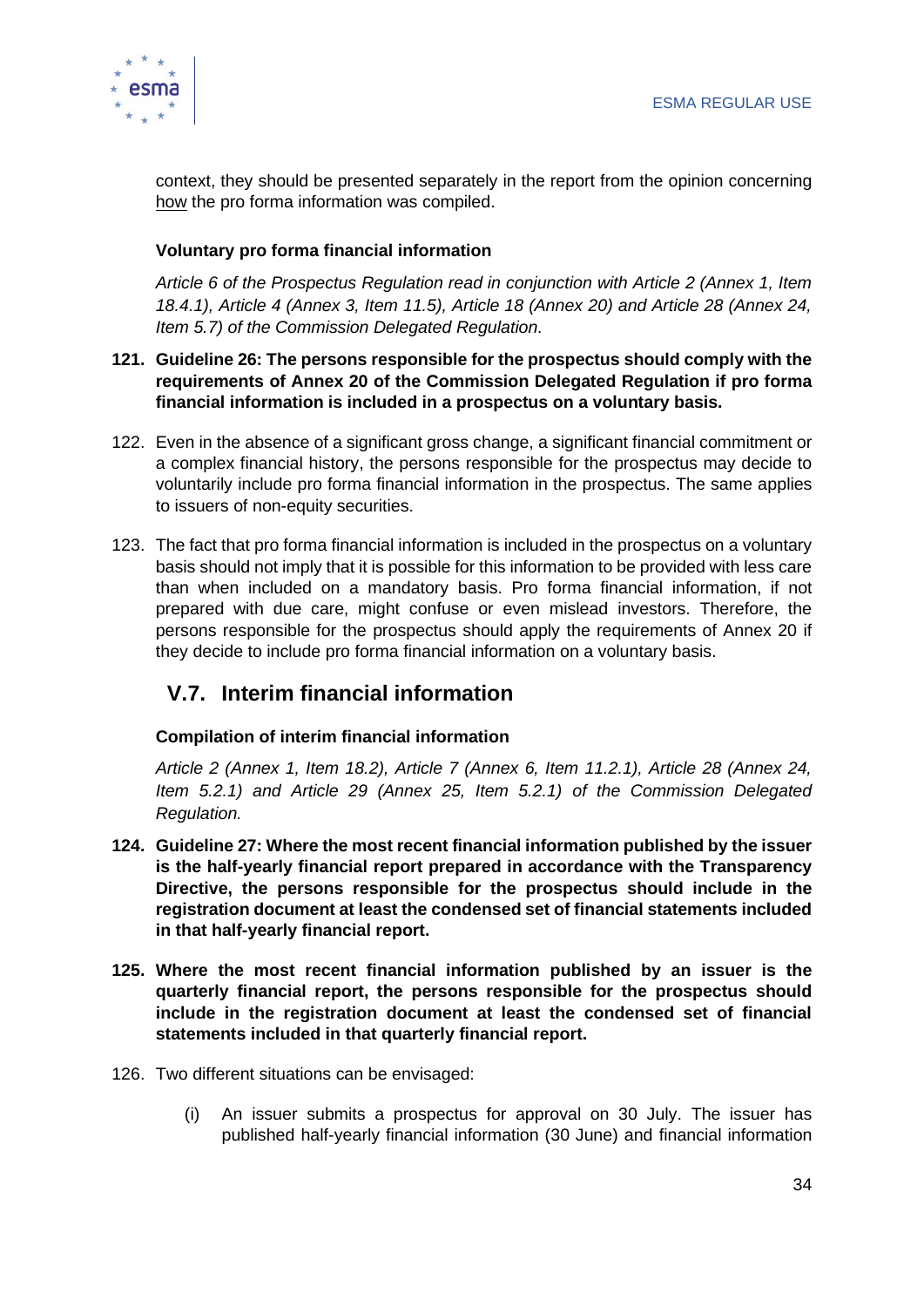context, they should be presented separately in the report from the opinion concerning how the pro forma information was compiled.

**Voluntary pro forma financial information**

*Article 6 of the Prospectus Regulation read in conjunction with Article 2 (Annex 1, Item 18.4.1), Article 4 (Annex 3, Item 11.5), Article 18 (Annex 20) and Article 28 (Annex 24, Item 5.7) of the Commission Delegated Regulation.*

121. **Guideline 26: The persons responsible for the prospectus should comply with the requirements of Annex 20 of the Commission Delegated Regulation if pro forma financial information is included in a prospectus on a voluntary basis.**

122. Even in the absence of a significant gross change, a significant financial commitment or a complex financial history, the persons responsible for the prospectus may decide to voluntarily include pro forma financial information in the prospectus. The same applies to issuers of non-equity securities.

123. The fact that pro forma financial information is included in the prospectus on a voluntary basis should not imply that it is possible for this information to be provided with less care than when included on a mandatory basis. Pro forma financial information, if not prepared with due care, might confuse or even mislead investors. Therefore, the persons responsible for the prospectus should apply the requirements of Annex 20 if they decide to include pro forma financial information on a voluntary basis.

## V.7. Interim financial information

**Compilation of interim financial information**

*Article 2 (Annex 1, Item 18.2), Article 7 (Annex 6, Item 11.2.1), Article 28 (Annex 24, Item 5.2.1) and Article 29 (Annex 25, Item 5.2.1) of the Commission Delegated Regulation.*

124. **Guideline 27: Where the most recent financial information published by the issuer is the half-yearly financial report prepared in accordance with the Transparency Directive, the persons responsible for the prospectus should include in the registration document at least the condensed set of financial statements included in that half-yearly financial report.**

125. **Where the most recent financial information published by an issuer is the quarterly financial report, the persons responsible for the prospectus should include in the registration document at least the condensed set of financial statements included in that quarterly financial report.**

126. Two different situations can be envisaged:

   (i) An issuer submits a prospectus for approval on 30 July. The issuer has published half-yearly financial information (30 June) and financial information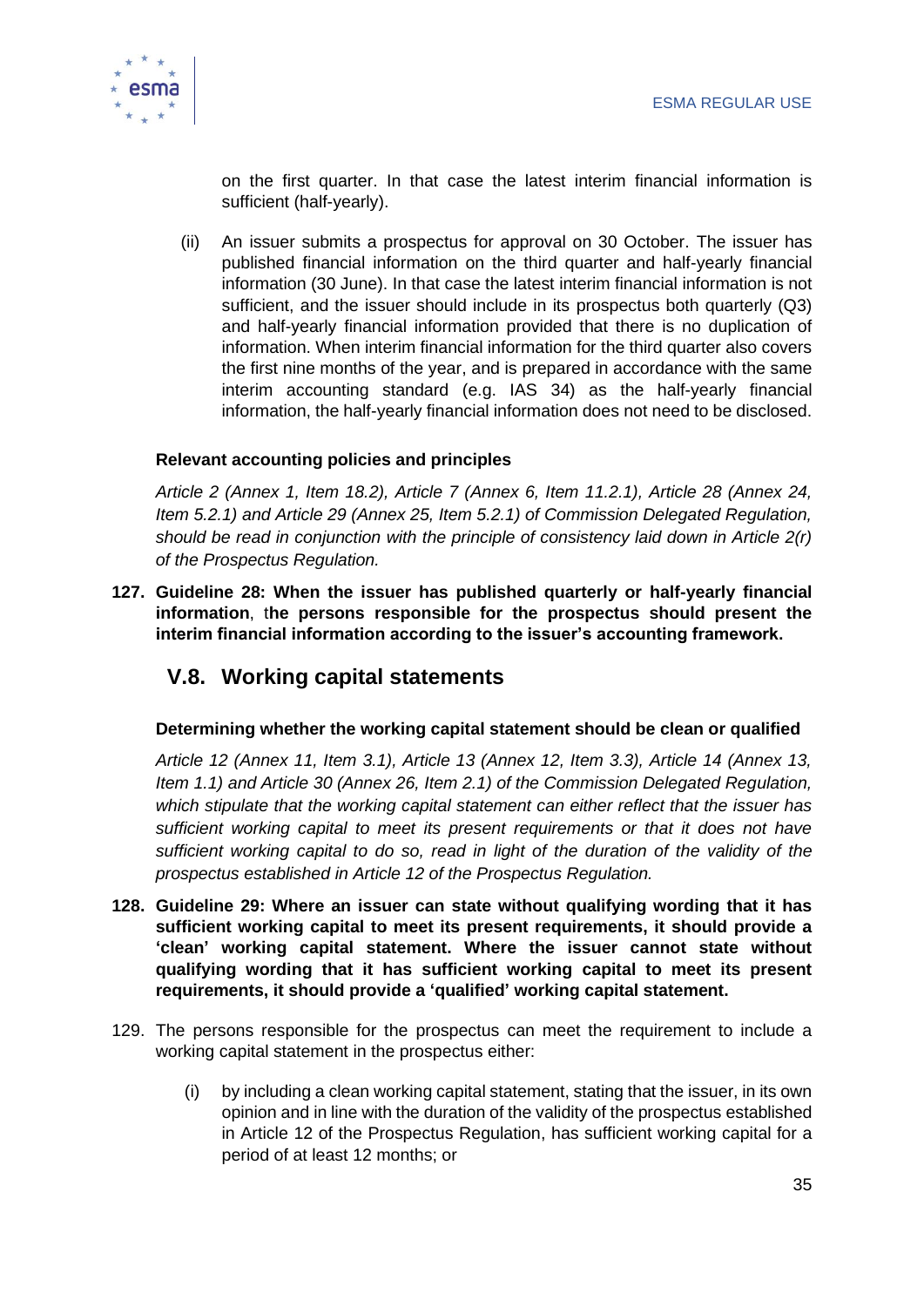on the first quarter. In that case the latest interim financial information is sufficient (half-yearly).

(ii) An issuer submits a prospectus for approval on 30 October. The issuer has published financial information on the third quarter and half-yearly financial information (30 June). In that case the latest interim financial information is not sufficient, and the issuer should include in its prospectus both quarterly (Q3) and half-yearly financial information provided that there is no duplication of information. When interim financial information for the third quarter also covers the first nine months of the year, and is prepared in accordance with the same interim accounting standard (e.g. IAS 34) as the half-yearly financial information, the half-yearly financial information does not need to be disclosed.

**Relevant accounting policies and principles**

*Article 2 (Annex 1, Item 18.2), Article 7 (Annex 6, Item 11.2.1), Article 28 (Annex 24, Item 5.2.1) and Article 29 (Annex 25, Item 5.2.1) of Commission Delegated Regulation, should be read in conjunction with the principle of consistency laid down in Article 2(r) of the Prospectus Regulation.*

127. **Guideline 28: When the issuer has published quarterly or half-yearly financial information**, t**he persons responsible for the prospectus should present the interim financial information according to the issuer's accounting framework.**

## V.8. Working capital statements

**Determining whether the working capital statement should be clean or qualified**

*Article 12 (Annex 11, Item 3.1), Article 13 (Annex 12, Item 3.3), Article 14 (Annex 13, Item 1.1) and Article 30 (Annex 26, Item 2.1) of the Commission Delegated Regulation, which stipulate that the working capital statement can either reflect that the issuer has sufficient working capital to meet its present requirements or that it does not have sufficient working capital to do so, read in light of the duration of the validity of the prospectus established in Article 12 of the Prospectus Regulation.*

128. **Guideline 29: Where an issuer can state without qualifying wording that it has sufficient working capital to meet its present requirements, it should provide a 'clean' working capital statement. Where the issuer cannot state without qualifying wording that it has sufficient working capital to meet its present requirements, it should provide a 'qualified' working capital statement.**

129. The persons responsible for the prospectus can meet the requirement to include a working capital statement in the prospectus either:

(i) by including a clean working capital statement, stating that the issuer, in its own opinion and in line with the duration of the validity of the prospectus established in Article 12 of the Prospectus Regulation, has sufficient working capital for a period of at least 12 months; or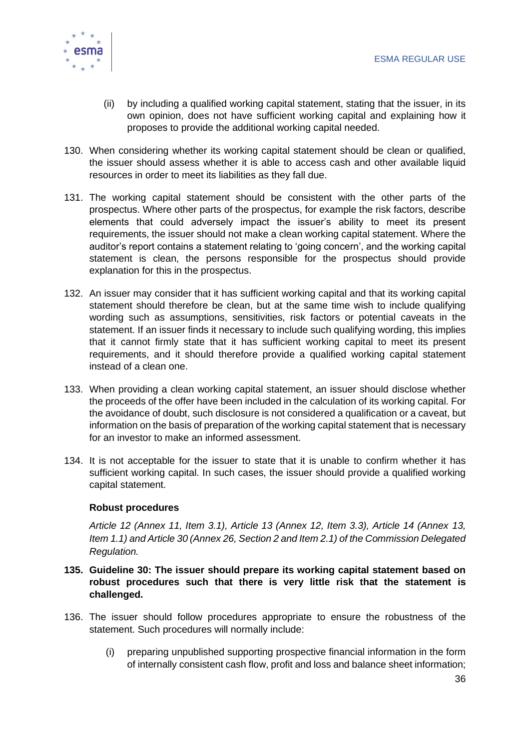(ii) by including a qualified working capital statement, stating that the issuer, in its own opinion, does not have sufficient working capital and explaining how it proposes to provide the additional working capital needed.

130. When considering whether its working capital statement should be clean or qualified, the issuer should assess whether it is able to access cash and other available liquid resources in order to meet its liabilities as they fall due.

131. The working capital statement should be consistent with the other parts of the prospectus. Where other parts of the prospectus, for example the risk factors, describe elements that could adversely impact the issuer's ability to meet its present requirements, the issuer should not make a clean working capital statement. Where the auditor's report contains a statement relating to 'going concern', and the working capital statement is clean, the persons responsible for the prospectus should provide explanation for this in the prospectus.

132. An issuer may consider that it has sufficient working capital and that its working capital statement should therefore be clean, but at the same time wish to include qualifying wording such as assumptions, sensitivities, risk factors or potential caveats in the statement. If an issuer finds it necessary to include such qualifying wording, this implies that it cannot firmly state that it has sufficient working capital to meet its present requirements, and it should therefore provide a qualified working capital statement instead of a clean one.

133. When providing a clean working capital statement, an issuer should disclose whether the proceeds of the offer have been included in the calculation of its working capital. For the avoidance of doubt, such disclosure is not considered a qualification or a caveat, but information on the basis of preparation of the working capital statement that is necessary for an investor to make an informed assessment.

134. It is not acceptable for the issuer to state that it is unable to confirm whether it has sufficient working capital. In such cases, the issuer should provide a qualified working capital statement.

**Robust procedures**

*Article 12 (Annex 11, Item 3.1), Article 13 (Annex 12, Item 3.3), Article 14 (Annex 13, Item 1.1) and Article 30 (Annex 26, Section 2 and Item 2.1) of the Commission Delegated Regulation.*

**135. Guideline 30: The issuer should prepare its working capital statement based on robust procedures such that there is very little risk that the statement is challenged.**

136. The issuer should follow procedures appropriate to ensure the robustness of the statement. Such procedures will normally include:

(i) preparing unpublished supporting prospective financial information in the form of internally consistent cash flow, profit and loss and balance sheet information;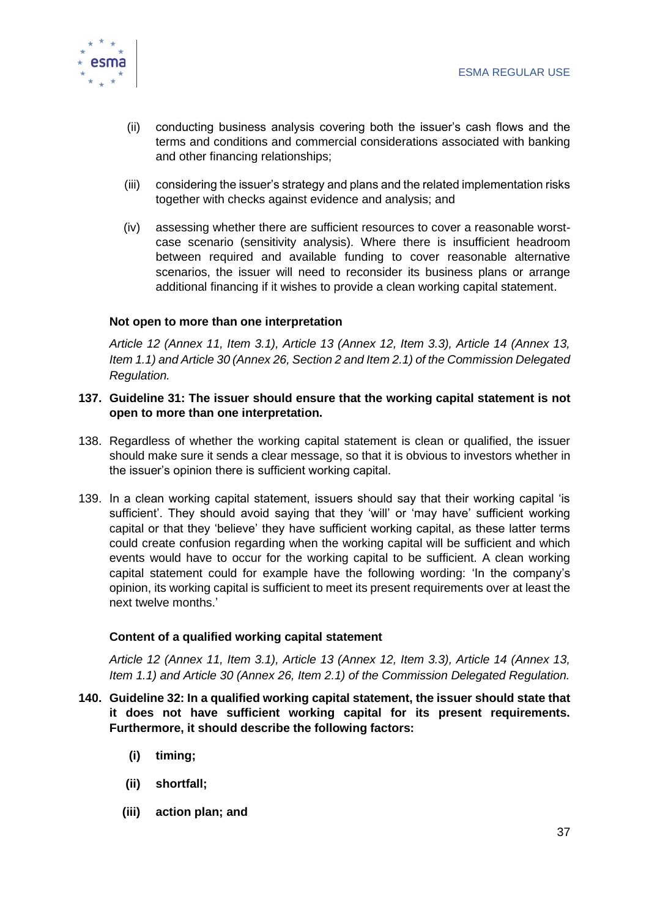(ii) conducting business analysis covering both the issuer's cash flows and the terms and conditions and commercial considerations associated with banking and other financing relationships;

(iii) considering the issuer's strategy and plans and the related implementation risks together with checks against evidence and analysis; and

(iv) assessing whether there are sufficient resources to cover a reasonable worst-case scenario (sensitivity analysis). Where there is insufficient headroom between required and available funding to cover reasonable alternative scenarios, the issuer will need to reconsider its business plans or arrange additional financing if it wishes to provide a clean working capital statement.

**Not open to more than one interpretation**

*Article 12 (Annex 11, Item 3.1), Article 13 (Annex 12, Item 3.3), Article 14 (Annex 13, Item 1.1) and Article 30 (Annex 26, Section 2 and Item 2.1) of the Commission Delegated Regulation.*

137. **Guideline 31: The issuer should ensure that the working capital statement is not open to more than one interpretation.**

138. Regardless of whether the working capital statement is clean or qualified, the issuer should make sure it sends a clear message, so that it is obvious to investors whether in the issuer's opinion there is sufficient working capital.

139. In a clean working capital statement, issuers should say that their working capital 'is sufficient'. They should avoid saying that they 'will' or 'may have' sufficient working capital or that they 'believe' they have sufficient working capital, as these latter terms could create confusion regarding when the working capital will be sufficient and which events would have to occur for the working capital to be sufficient. A clean working capital statement could for example have the following wording: 'In the company's opinion, its working capital is sufficient to meet its present requirements over at least the next twelve months.'

**Content of a qualified working capital statement**

*Article 12 (Annex 11, Item 3.1), Article 13 (Annex 12, Item 3.3), Article 14 (Annex 13, Item 1.1) and Article 30 (Annex 26, Item 2.1) of the Commission Delegated Regulation.*

140. **Guideline 32: In a qualified working capital statement, the issuer should state that it does not have sufficient working capital for its present requirements. Furthermore, it should describe the following factors:**

   **(i) timing;**

   **(ii) shortfall;**

   **(iii) action plan; and**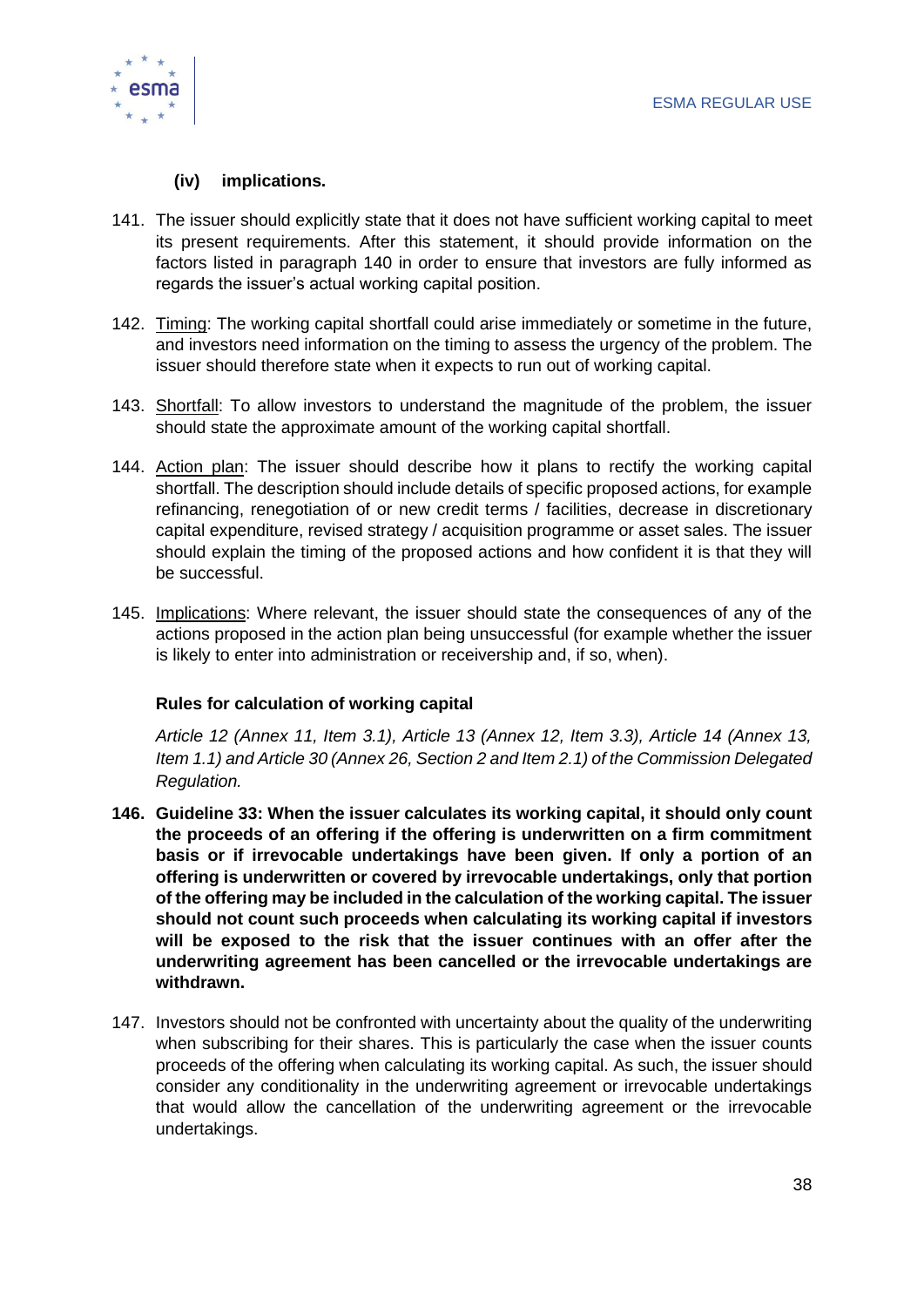**(iv) implications.**

141. The issuer should explicitly state that it does not have sufficient working capital to meet its present requirements. After this statement, it should provide information on the factors listed in paragraph 140 in order to ensure that investors are fully informed as regards the issuer's actual working capital position.

142. Timing: The working capital shortfall could arise immediately or sometime in the future, and investors need information on the timing to assess the urgency of the problem. The issuer should therefore state when it expects to run out of working capital.

143. Shortfall: To allow investors to understand the magnitude of the problem, the issuer should state the approximate amount of the working capital shortfall.

144. Action plan: The issuer should describe how it plans to rectify the working capital shortfall. The description should include details of specific proposed actions, for example refinancing, renegotiation of or new credit terms / facilities, decrease in discretionary capital expenditure, revised strategy / acquisition programme or asset sales. The issuer should explain the timing of the proposed actions and how confident it is that they will be successful.

145. Implications: Where relevant, the issuer should state the consequences of any of the actions proposed in the action plan being unsuccessful (for example whether the issuer is likely to enter into administration or receivership and, if so, when).

**Rules for calculation of working capital**

*Article 12 (Annex 11, Item 3.1), Article 13 (Annex 12, Item 3.3), Article 14 (Annex 13, Item 1.1) and Article 30 (Annex 26, Section 2 and Item 2.1) of the Commission Delegated Regulation.*

**146. Guideline 33: When the issuer calculates its working capital, it should only count the proceeds of an offering if the offering is underwritten on a firm commitment basis or if irrevocable undertakings have been given. If only a portion of an offering is underwritten or covered by irrevocable undertakings, only that portion of the offering may be included in the calculation of the working capital. The issuer should not count such proceeds when calculating its working capital if investors will be exposed to the risk that the issuer continues with an offer after the underwriting agreement has been cancelled or the irrevocable undertakings are withdrawn.**

147. Investors should not be confronted with uncertainty about the quality of the underwriting when subscribing for their shares. This is particularly the case when the issuer counts proceeds of the offering when calculating its working capital. As such, the issuer should consider any conditionality in the underwriting agreement or irrevocable undertakings that would allow the cancellation of the underwriting agreement or the irrevocable undertakings.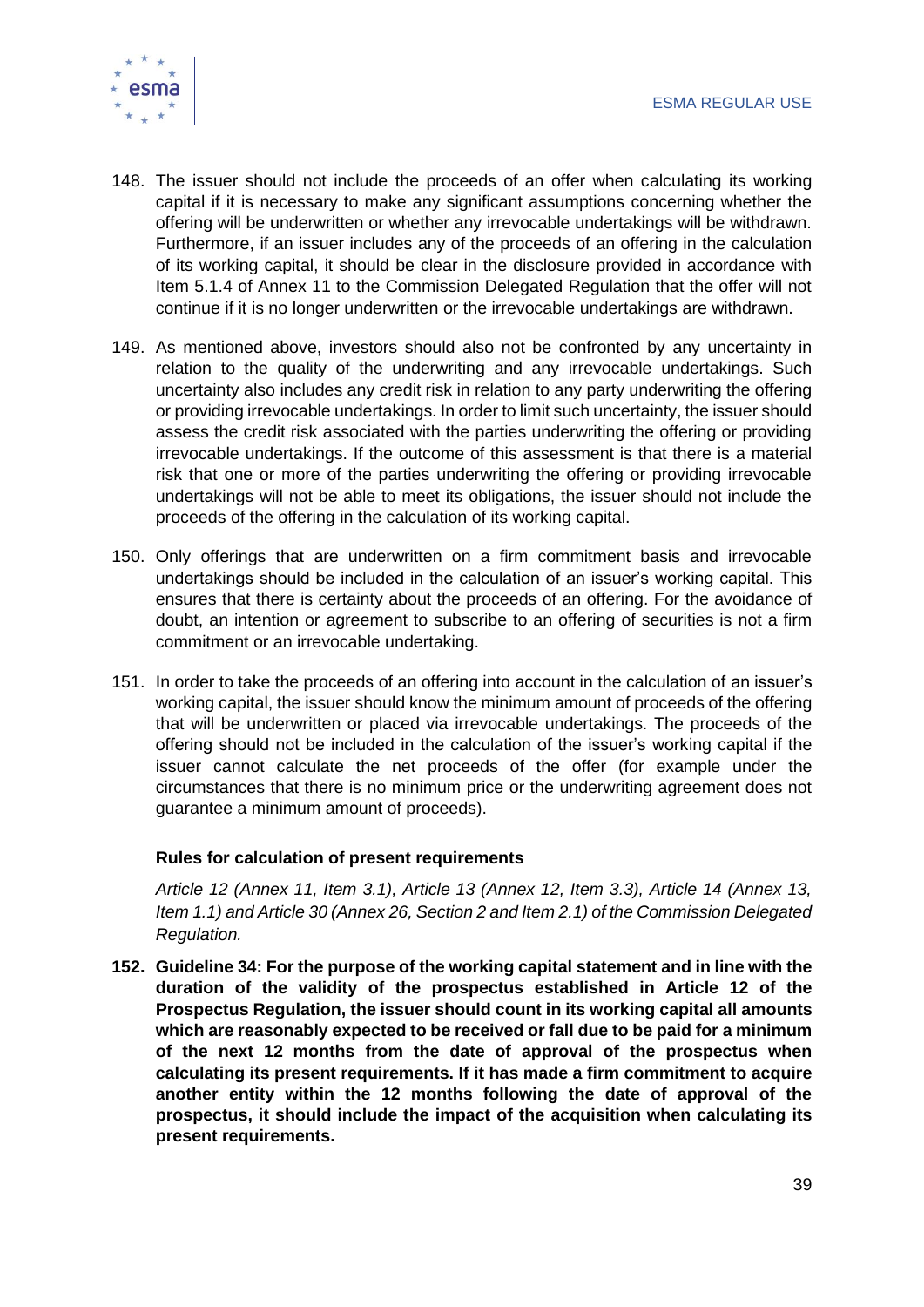148. The issuer should not include the proceeds of an offer when calculating its working capital if it is necessary to make any significant assumptions concerning whether the offering will be underwritten or whether any irrevocable undertakings will be withdrawn. Furthermore, if an issuer includes any of the proceeds of an offering in the calculation of its working capital, it should be clear in the disclosure provided in accordance with Item 5.1.4 of Annex 11 to the Commission Delegated Regulation that the offer will not continue if it is no longer underwritten or the irrevocable undertakings are withdrawn.

149. As mentioned above, investors should also not be confronted by any uncertainty in relation to the quality of the underwriting and any irrevocable undertakings. Such uncertainty also includes any credit risk in relation to any party underwriting the offering or providing irrevocable undertakings. In order to limit such uncertainty, the issuer should assess the credit risk associated with the parties underwriting the offering or providing irrevocable undertakings. If the outcome of this assessment is that there is a material risk that one or more of the parties underwriting the offering or providing irrevocable undertakings will not be able to meet its obligations, the issuer should not include the proceeds of the offering in the calculation of its working capital.

150. Only offerings that are underwritten on a firm commitment basis and irrevocable undertakings should be included in the calculation of an issuer's working capital. This ensures that there is certainty about the proceeds of an offering. For the avoidance of doubt, an intention or agreement to subscribe to an offering of securities is not a firm commitment or an irrevocable undertaking.

151. In order to take the proceeds of an offering into account in the calculation of an issuer's working capital, the issuer should know the minimum amount of proceeds of the offering that will be underwritten or placed via irrevocable undertakings. The proceeds of the offering should not be included in the calculation of the issuer's working capital if the issuer cannot calculate the net proceeds of the offer (for example under the circumstances that there is no minimum price or the underwriting agreement does not guarantee a minimum amount of proceeds).

**Rules for calculation of present requirements**

*Article 12 (Annex 11, Item 3.1), Article 13 (Annex 12, Item 3.3), Article 14 (Annex 13, Item 1.1) and Article 30 (Annex 26, Section 2 and Item 2.1) of the Commission Delegated Regulation.*

**152. Guideline 34: For the purpose of the working capital statement and in line with the duration of the validity of the prospectus established in Article 12 of the Prospectus Regulation, the issuer should count in its working capital all amounts which are reasonably expected to be received or fall due to be paid for a minimum of the next 12 months from the date of approval of the prospectus when calculating its present requirements. If it has made a firm commitment to acquire another entity within the 12 months following the date of approval of the prospectus, it should include the impact of the acquisition when calculating its present requirements.**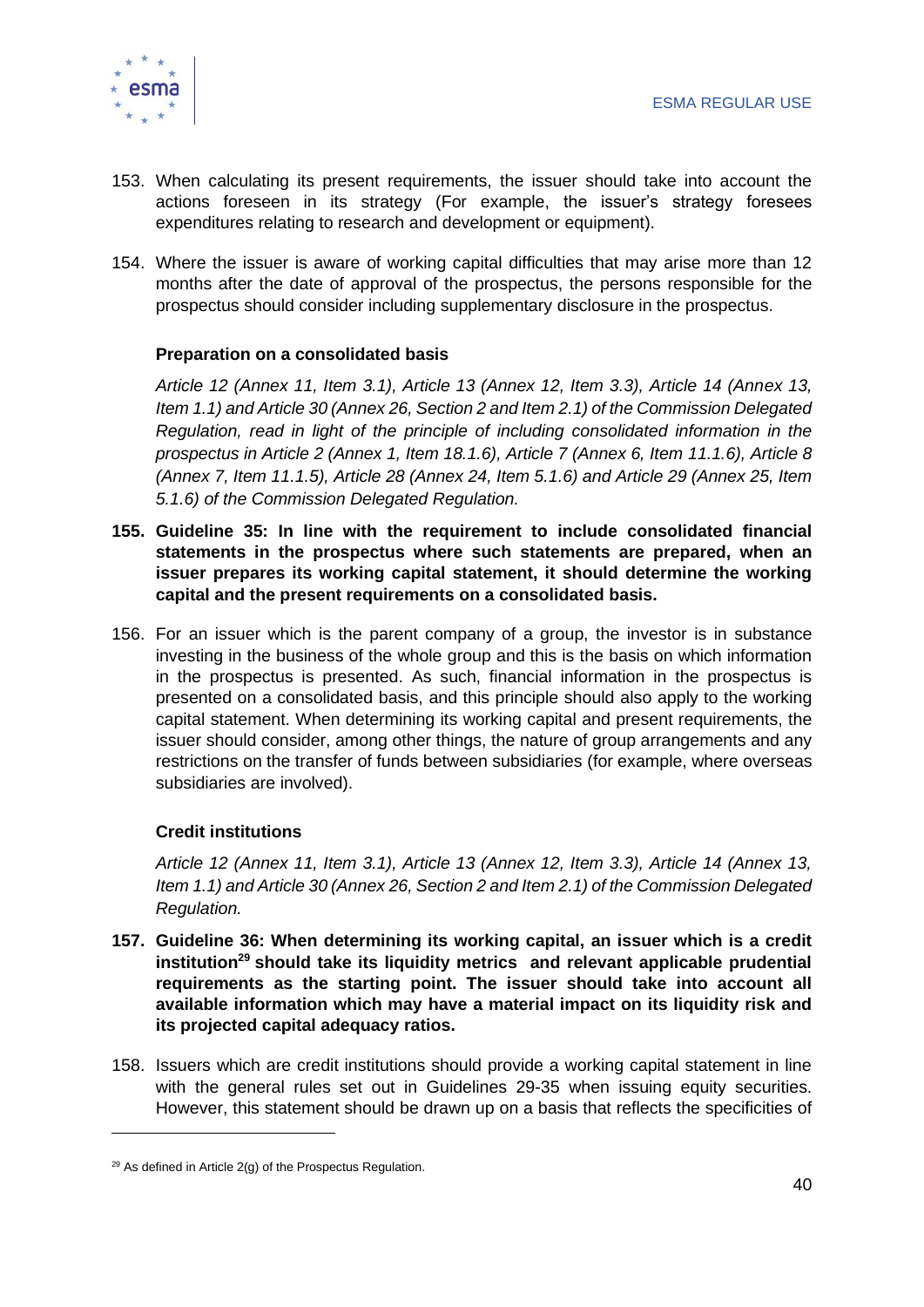153. When calculating its present requirements, the issuer should take into account the actions foreseen in its strategy (For example, the issuer's strategy foresees expenditures relating to research and development or equipment).

154. Where the issuer is aware of working capital difficulties that may arise more than 12 months after the date of approval of the prospectus, the persons responsible for the prospectus should consider including supplementary disclosure in the prospectus.

**Preparation on a consolidated basis**

*Article 12 (Annex 11, Item 3.1), Article 13 (Annex 12, Item 3.3), Article 14 (Annex 13, Item 1.1) and Article 30 (Annex 26, Section 2 and Item 2.1) of the Commission Delegated Regulation, read in light of the principle of including consolidated information in the prospectus in Article 2 (Annex 1, Item 18.1.6), Article 7 (Annex 6, Item 11.1.6), Article 8 (Annex 7, Item 11.1.5), Article 28 (Annex 24, Item 5.1.6) and Article 29 (Annex 25, Item 5.1.6) of the Commission Delegated Regulation.*

**155. Guideline 35: In line with the requirement to include consolidated financial statements in the prospectus where such statements are prepared, when an issuer prepares its working capital statement, it should determine the working capital and the present requirements on a consolidated basis.**

156. For an issuer which is the parent company of a group, the investor is in substance investing in the business of the whole group and this is the basis on which information in the prospectus is presented. As such, financial information in the prospectus is presented on a consolidated basis, and this principle should also apply to the working capital statement. When determining its working capital and present requirements, the issuer should consider, among other things, the nature of group arrangements and any restrictions on the transfer of funds between subsidiaries (for example, where overseas subsidiaries are involved).

**Credit institutions**

*Article 12 (Annex 11, Item 3.1), Article 13 (Annex 12, Item 3.3), Article 14 (Annex 13, Item 1.1) and Article 30 (Annex 26, Section 2 and Item 2.1) of the Commission Delegated Regulation.*

**157. Guideline 36: When determining its working capital, an issuer which is a credit institution[29] should take its liquidity metrics and relevant applicable prudential requirements as the starting point. The issuer should take into account all available information which may have a material impact on its liquidity risk and its projected capital adequacy ratios.**

158. Issuers which are credit institutions should provide a working capital statement in line with the general rules set out in Guidelines 29-35 when issuing equity securities. However, this statement should be drawn up on a basis that reflects the specificities of

[29] As defined in Article 2(g) of the Prospectus Regulation.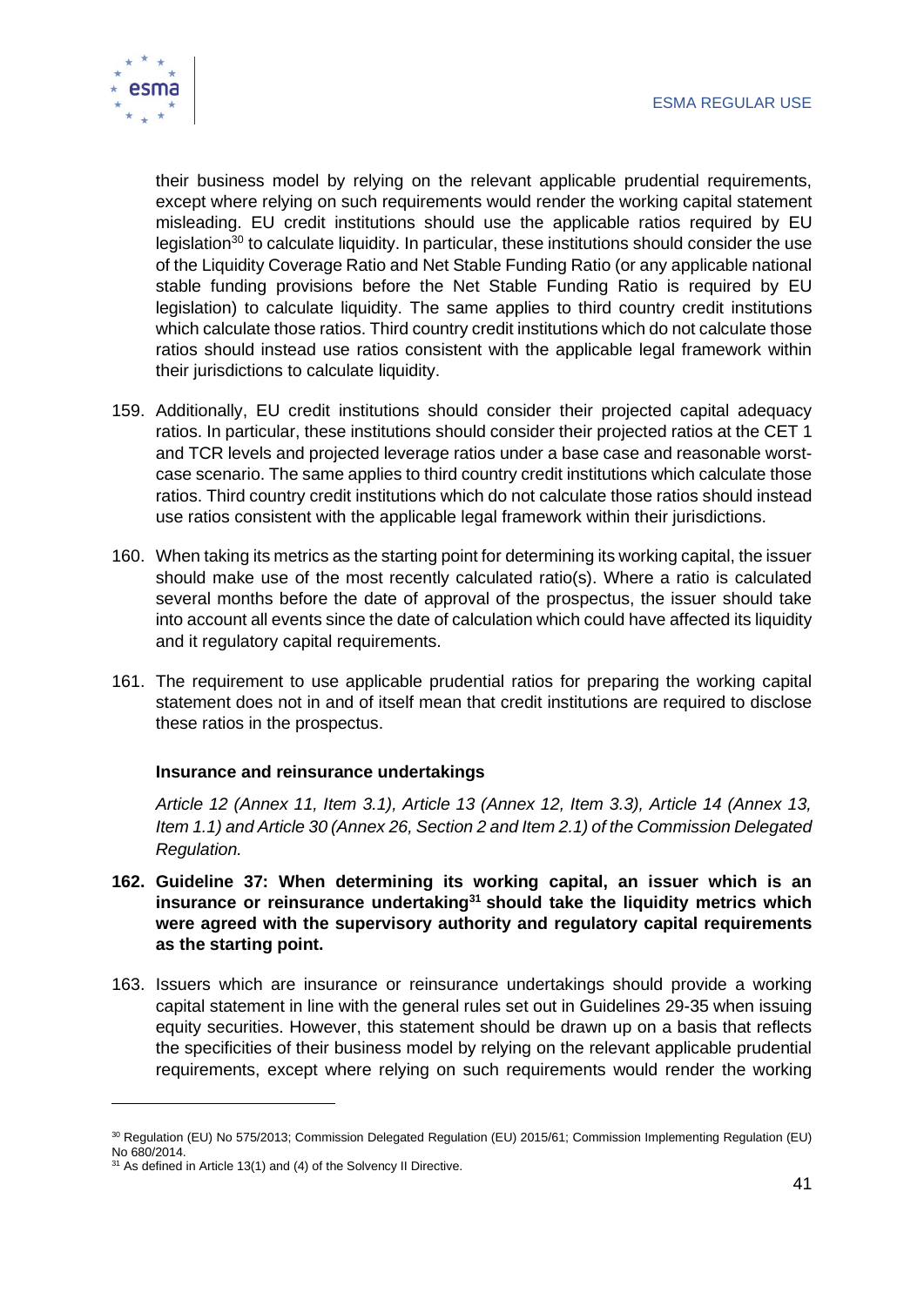their business model by relying on the relevant applicable prudential requirements, except where relying on such requirements would render the working capital statement misleading. EU credit institutions should use the applicable ratios required by EU legislation[30] to calculate liquidity. In particular, these institutions should consider the use of the Liquidity Coverage Ratio and Net Stable Funding Ratio (or any applicable national stable funding provisions before the Net Stable Funding Ratio is required by EU legislation) to calculate liquidity. The same applies to third country credit institutions which calculate those ratios. Third country credit institutions which do not calculate those ratios should instead use ratios consistent with the applicable legal framework within their jurisdictions to calculate liquidity.

159. Additionally, EU credit institutions should consider their projected capital adequacy ratios. In particular, these institutions should consider their projected ratios at the CET 1 and TCR levels and projected leverage ratios under a base case and reasonable worst-case scenario. The same applies to third country credit institutions which calculate those ratios. Third country credit institutions which do not calculate those ratios should instead use ratios consistent with the applicable legal framework within their jurisdictions.

160. When taking its metrics as the starting point for determining its working capital, the issuer should make use of the most recently calculated ratio(s). Where a ratio is calculated several months before the date of approval of the prospectus, the issuer should take into account all events since the date of calculation which could have affected its liquidity and it regulatory capital requirements.

161. The requirement to use applicable prudential ratios for preparing the working capital statement does not in and of itself mean that credit institutions are required to disclose these ratios in the prospectus.

**Insurance and reinsurance undertakings**

*Article 12 (Annex 11, Item 3.1), Article 13 (Annex 12, Item 3.3), Article 14 (Annex 13, Item 1.1) and Article 30 (Annex 26, Section 2 and Item 2.1) of the Commission Delegated Regulation.*

**162. Guideline 37: When determining its working capital, an issuer which is an insurance or reinsurance undertaking[31] should take the liquidity metrics which were agreed with the supervisory authority and regulatory capital requirements as the starting point.**

163. Issuers which are insurance or reinsurance undertakings should provide a working capital statement in line with the general rules set out in Guidelines 29-35 when issuing equity securities. However, this statement should be drawn up on a basis that reflects the specificities of their business model by relying on the relevant applicable prudential requirements, except where relying on such requirements would render the working

[30] Regulation (EU) No 575/2013; Commission Delegated Regulation (EU) 2015/61; Commission Implementing Regulation (EU) No 680/2014.

[31] As defined in Article 13(1) and (4) of the Solvency II Directive.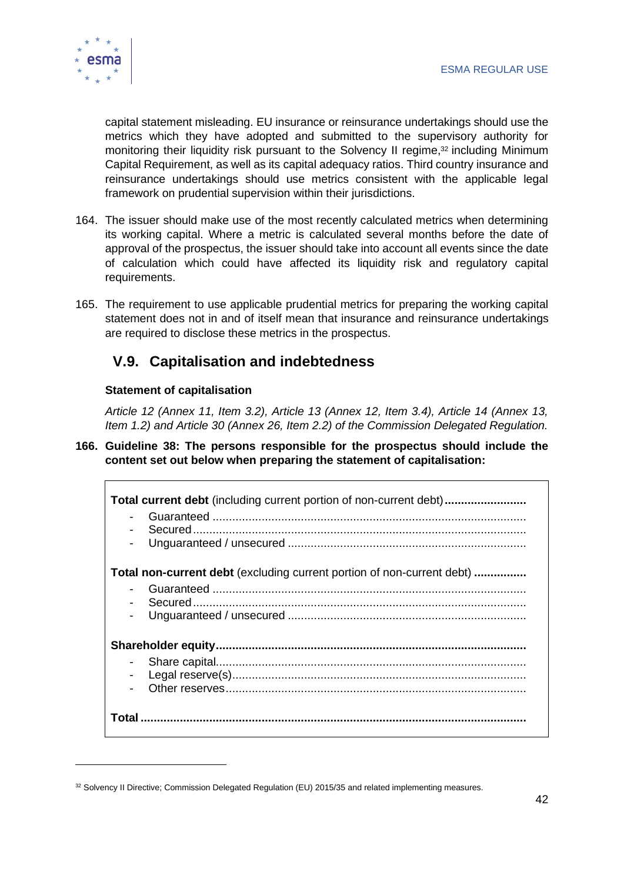capital statement misleading. EU insurance or reinsurance undertakings should use the metrics which they have adopted and submitted to the supervisory authority for monitoring their liquidity risk pursuant to the Solvency II regime,[32] including Minimum Capital Requirement, as well as its capital adequacy ratios. Third country insurance and reinsurance undertakings should use metrics consistent with the applicable legal framework on prudential supervision within their jurisdictions.

164. The issuer should make use of the most recently calculated metrics when determining its working capital. Where a metric is calculated several months before the date of approval of the prospectus, the issuer should take into account all events since the date of calculation which could have affected its liquidity risk and regulatory capital requirements.

165. The requirement to use applicable prudential metrics for preparing the working capital statement does not in and of itself mean that insurance and reinsurance undertakings are required to disclose these metrics in the prospectus.

## V.9. Capitalisation and indebtedness

### Statement of capitalisation

*Article 12 (Annex 11, Item 3.2), Article 13 (Annex 12, Item 3.4), Article 14 (Annex 13, Item 1.2) and Article 30 (Annex 26, Item 2.2) of the Commission Delegated Regulation.*

**166. Guideline 38: The persons responsible for the prospectus should include the content set out below when preparing the statement of capitalisation:**

**Total current debt** (including current portion of non-current debt)**.........................**
- Guaranteed ...............................................................................................
- Secured .....................................................................................................
- Unguaranteed / unsecured ........................................................................

**Total non-current debt** (excluding current portion of non-current debt) **................**
- Guaranteed ...............................................................................................
- Secured .....................................................................................................
- Unguaranteed / unsecured ........................................................................

**Shareholder equity...............................................................................................**
- Share capital.............................................................................................
- Legal reserve(s).........................................................................................
- Other reserves............................................................................................

**Total .....................................................................................................................**

[32] Solvency II Directive; Commission Delegated Regulation (EU) 2015/35 and related implementing measures.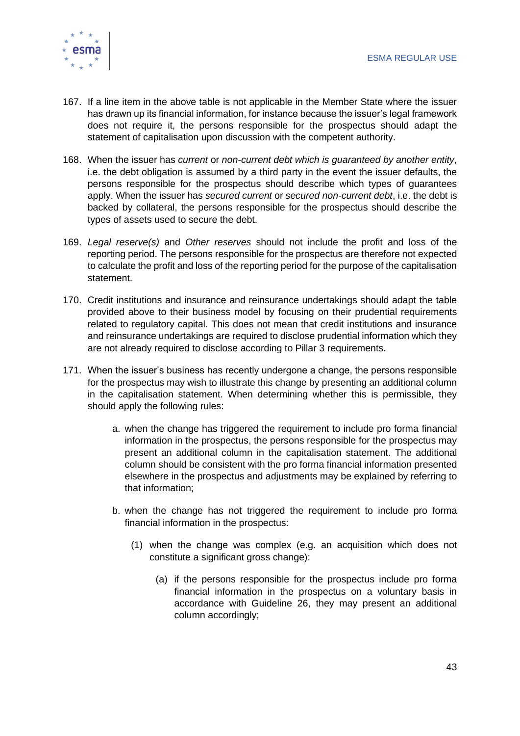167. If a line item in the above table is not applicable in the Member State where the issuer has drawn up its financial information, for instance because the issuer's legal framework does not require it, the persons responsible for the prospectus should adapt the statement of capitalisation upon discussion with the competent authority.

168. When the issuer has *current* or *non-current debt which is guaranteed by another entity*, i.e. the debt obligation is assumed by a third party in the event the issuer defaults, the persons responsible for the prospectus should describe which types of guarantees apply. When the issuer has *secured current* or *secured non-current debt*, i.e. the debt is backed by collateral, the persons responsible for the prospectus should describe the types of assets used to secure the debt.

169. *Legal reserve(s)* and *Other reserves* should not include the profit and loss of the reporting period. The persons responsible for the prospectus are therefore not expected to calculate the profit and loss of the reporting period for the purpose of the capitalisation statement.

170. Credit institutions and insurance and reinsurance undertakings should adapt the table provided above to their business model by focusing on their prudential requirements related to regulatory capital. This does not mean that credit institutions and insurance and reinsurance undertakings are required to disclose prudential information which they are not already required to disclose according to Pillar 3 requirements.

171. When the issuer's business has recently undergone a change, the persons responsible for the prospectus may wish to illustrate this change by presenting an additional column in the capitalisation statement. When determining whether this is permissible, they should apply the following rules:

    a. when the change has triggered the requirement to include pro forma financial information in the prospectus, the persons responsible for the prospectus may present an additional column in the capitalisation statement. The additional column should be consistent with the pro forma financial information presented elsewhere in the prospectus and adjustments may be explained by referring to that information;

    b. when the change has not triggered the requirement to include pro forma financial information in the prospectus:

        (1) when the change was complex (e.g. an acquisition which does not constitute a significant gross change):

            (a) if the persons responsible for the prospectus include pro forma financial information in the prospectus on a voluntary basis in accordance with Guideline 26, they may present an additional column accordingly;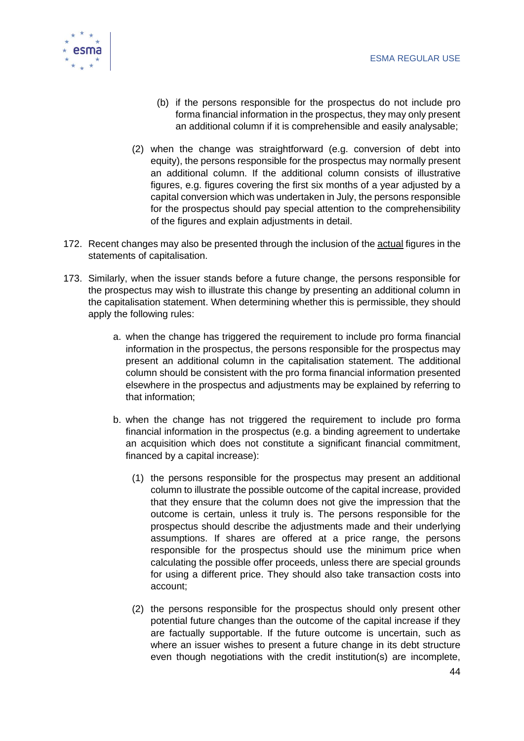(b) if the persons responsible for the prospectus do not include pro forma financial information in the prospectus, they may only present an additional column if it is comprehensible and easily analysable;

(2) when the change was straightforward (e.g. conversion of debt into equity), the persons responsible for the prospectus may normally present an additional column. If the additional column consists of illustrative figures, e.g. figures covering the first six months of a year adjusted by a capital conversion which was undertaken in July, the persons responsible for the prospectus should pay special attention to the comprehensibility of the figures and explain adjustments in detail.

172. Recent changes may also be presented through the inclusion of the actual figures in the statements of capitalisation.

173. Similarly, when the issuer stands before a future change, the persons responsible for the prospectus may wish to illustrate this change by presenting an additional column in the capitalisation statement. When determining whether this is permissible, they should apply the following rules:

a. when the change has triggered the requirement to include pro forma financial information in the prospectus, the persons responsible for the prospectus may present an additional column in the capitalisation statement. The additional column should be consistent with the pro forma financial information presented elsewhere in the prospectus and adjustments may be explained by referring to that information;

b. when the change has not triggered the requirement to include pro forma financial information in the prospectus (e.g. a binding agreement to undertake an acquisition which does not constitute a significant financial commitment, financed by a capital increase):

(1) the persons responsible for the prospectus may present an additional column to illustrate the possible outcome of the capital increase, provided that they ensure that the column does not give the impression that the outcome is certain, unless it truly is. The persons responsible for the prospectus should describe the adjustments made and their underlying assumptions. If shares are offered at a price range, the persons responsible for the prospectus should use the minimum price when calculating the possible offer proceeds, unless there are special grounds for using a different price. They should also take transaction costs into account;

(2) the persons responsible for the prospectus should only present other potential future changes than the outcome of the capital increase if they are factually supportable. If the future outcome is uncertain, such as where an issuer wishes to present a future change in its debt structure even though negotiations with the credit institution(s) are incomplete,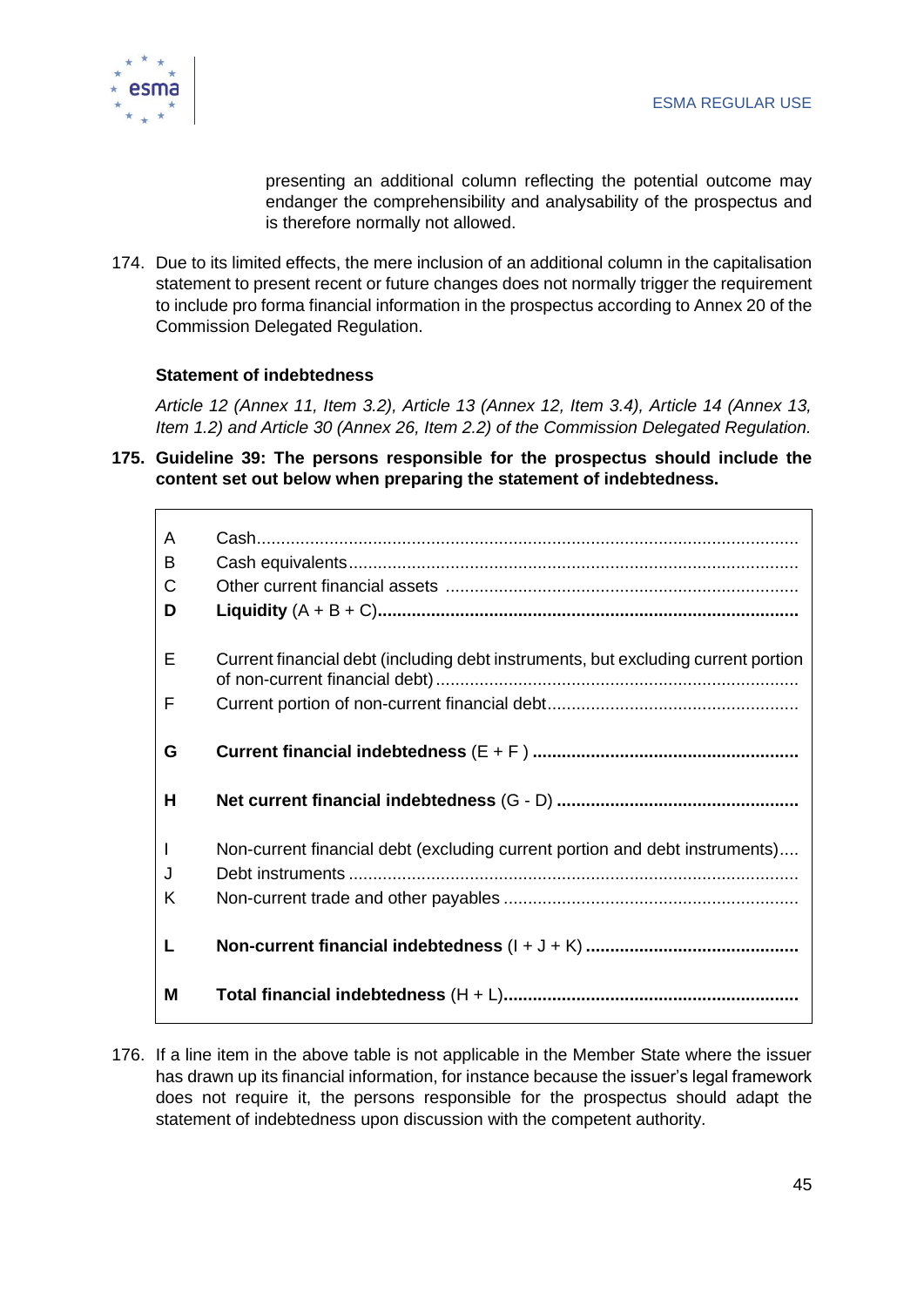presenting an additional column reflecting the potential outcome may endanger the comprehensibility and analysability of the prospectus and is therefore normally not allowed.

174. Due to its limited effects, the mere inclusion of an additional column in the capitalisation statement to present recent or future changes does not normally trigger the requirement to include pro forma financial information in the prospectus according to Annex 20 of the Commission Delegated Regulation.

**Statement of indebtedness**

*Article 12 (Annex 11, Item 3.2), Article 13 (Annex 12, Item 3.4), Article 14 (Annex 13, Item 1.2) and Article 30 (Annex 26, Item 2.2) of the Commission Delegated Regulation.*

**175. Guideline 39: The persons responsible for the prospectus should include the content set out below when preparing the statement of indebtedness.**

| | |
|---|---|
| A | Cash................................................................................................................ |
| B | Cash equivalents............................................................................................ |
| C | Other current financial assets ........................................................................ |
| **D** | **Liquidity** (A + B + C)**......................................................................................** |
| E | Current financial debt (including debt instruments, but excluding current portion of non-current financial debt).......................................................................... |
| F | Current portion of non-current financial debt................................................... |
| **G** | **Current financial indebtedness** (E + F ) **......................................................** |
| **H** | **Net current financial indebtedness** (G - D) **.................................................** |
| I | Non-current financial debt (excluding current portion and debt instruments).... |
| J | Debt instruments ............................................................................................ |
| K | Non-current trade and other payables ............................................................ |
| **L** | **Non-current financial indebtedness** (I + J + K) **...........................................** |
| **M** | **Total financial indebtedness** (H + L)**............................................................** |

176. If a line item in the above table is not applicable in the Member State where the issuer has drawn up its financial information, for instance because the issuer's legal framework does not require it, the persons responsible for the prospectus should adapt the statement of indebtedness upon discussion with the competent authority.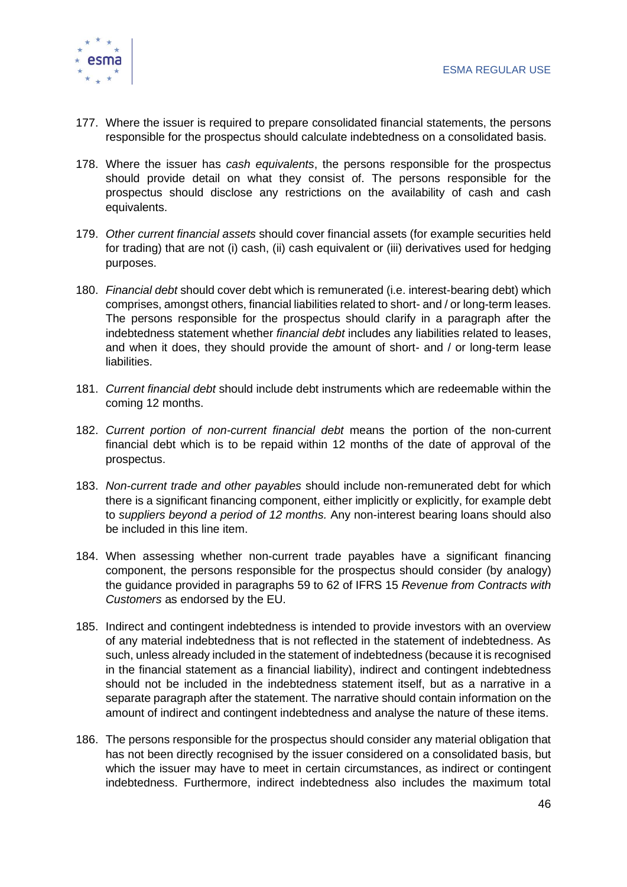177. Where the issuer is required to prepare consolidated financial statements, the persons responsible for the prospectus should calculate indebtedness on a consolidated basis.

178. Where the issuer has *cash equivalents*, the persons responsible for the prospectus should provide detail on what they consist of. The persons responsible for the prospectus should disclose any restrictions on the availability of cash and cash equivalents.

179. *Other current financial assets* should cover financial assets (for example securities held for trading) that are not (i) cash, (ii) cash equivalent or (iii) derivatives used for hedging purposes.

180. *Financial debt* should cover debt which is remunerated (i.e. interest-bearing debt) which comprises, amongst others, financial liabilities related to short- and / or long-term leases. The persons responsible for the prospectus should clarify in a paragraph after the indebtedness statement whether *financial debt* includes any liabilities related to leases, and when it does, they should provide the amount of short- and / or long-term lease liabilities.

181. *Current financial debt* should include debt instruments which are redeemable within the coming 12 months.

182. *Current portion of non-current financial debt* means the portion of the non-current financial debt which is to be repaid within 12 months of the date of approval of the prospectus.

183. *Non-current trade and other payables* should include non-remunerated debt for which there is a significant financing component, either implicitly or explicitly, for example debt to *suppliers beyond a period of 12 months.* Any non-interest bearing loans should also be included in this line item.

184. When assessing whether non-current trade payables have a significant financing component, the persons responsible for the prospectus should consider (by analogy) the guidance provided in paragraphs 59 to 62 of IFRS 15 *Revenue from Contracts with Customers* as endorsed by the EU.

185. Indirect and contingent indebtedness is intended to provide investors with an overview of any material indebtedness that is not reflected in the statement of indebtedness. As such, unless already included in the statement of indebtedness (because it is recognised in the financial statement as a financial liability), indirect and contingent indebtedness should not be included in the indebtedness statement itself, but as a narrative in a separate paragraph after the statement. The narrative should contain information on the amount of indirect and contingent indebtedness and analyse the nature of these items.

186. The persons responsible for the prospectus should consider any material obligation that has not been directly recognised by the issuer considered on a consolidated basis, but which the issuer may have to meet in certain circumstances, as indirect or contingent indebtedness. Furthermore, indirect indebtedness also includes the maximum total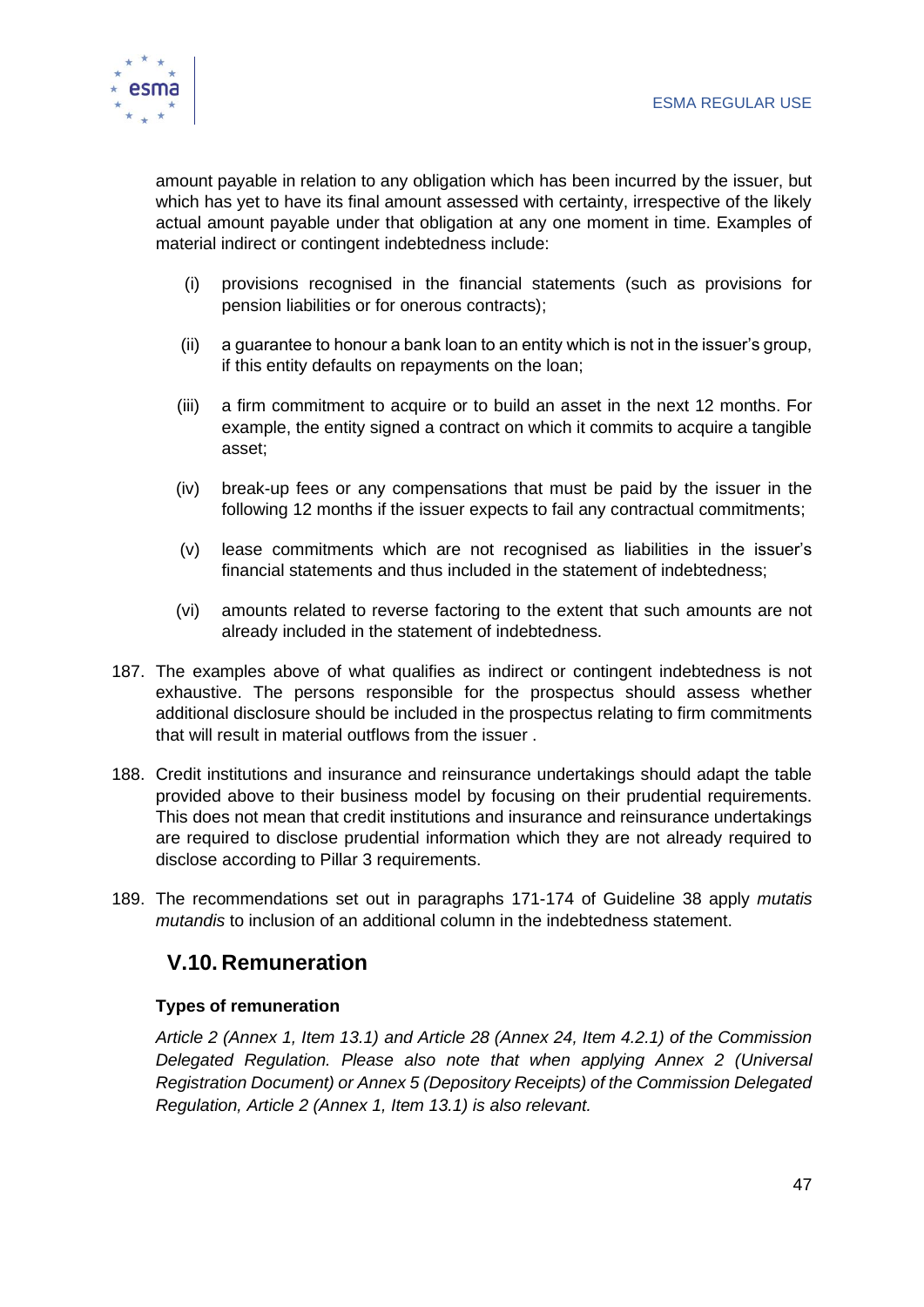amount payable in relation to any obligation which has been incurred by the issuer, but which has yet to have its final amount assessed with certainty, irrespective of the likely actual amount payable under that obligation at any one moment in time. Examples of material indirect or contingent indebtedness include:

(i) provisions recognised in the financial statements (such as provisions for pension liabilities or for onerous contracts);

(ii) a guarantee to honour a bank loan to an entity which is not in the issuer's group, if this entity defaults on repayments on the loan;

(iii) a firm commitment to acquire or to build an asset in the next 12 months. For example, the entity signed a contract on which it commits to acquire a tangible asset;

(iv) break-up fees or any compensations that must be paid by the issuer in the following 12 months if the issuer expects to fail any contractual commitments;

(v) lease commitments which are not recognised as liabilities in the issuer's financial statements and thus included in the statement of indebtedness;

(vi) amounts related to reverse factoring to the extent that such amounts are not already included in the statement of indebtedness.

187. The examples above of what qualifies as indirect or contingent indebtedness is not exhaustive. The persons responsible for the prospectus should assess whether additional disclosure should be included in the prospectus relating to firm commitments that will result in material outflows from the issuer .

188. Credit institutions and insurance and reinsurance undertakings should adapt the table provided above to their business model by focusing on their prudential requirements. This does not mean that credit institutions and insurance and reinsurance undertakings are required to disclose prudential information which they are not already required to disclose according to Pillar 3 requirements.

189. The recommendations set out in paragraphs 171-174 of Guideline 38 apply *mutatis mutandis* to inclusion of an additional column in the indebtedness statement.

## V.10. Remuneration

**Types of remuneration**

*Article 2 (Annex 1, Item 13.1) and Article 28 (Annex 24, Item 4.2.1) of the Commission Delegated Regulation. Please also note that when applying Annex 2 (Universal Registration Document) or Annex 5 (Depository Receipts) of the Commission Delegated Regulation, Article 2 (Annex 1, Item 13.1) is also relevant.*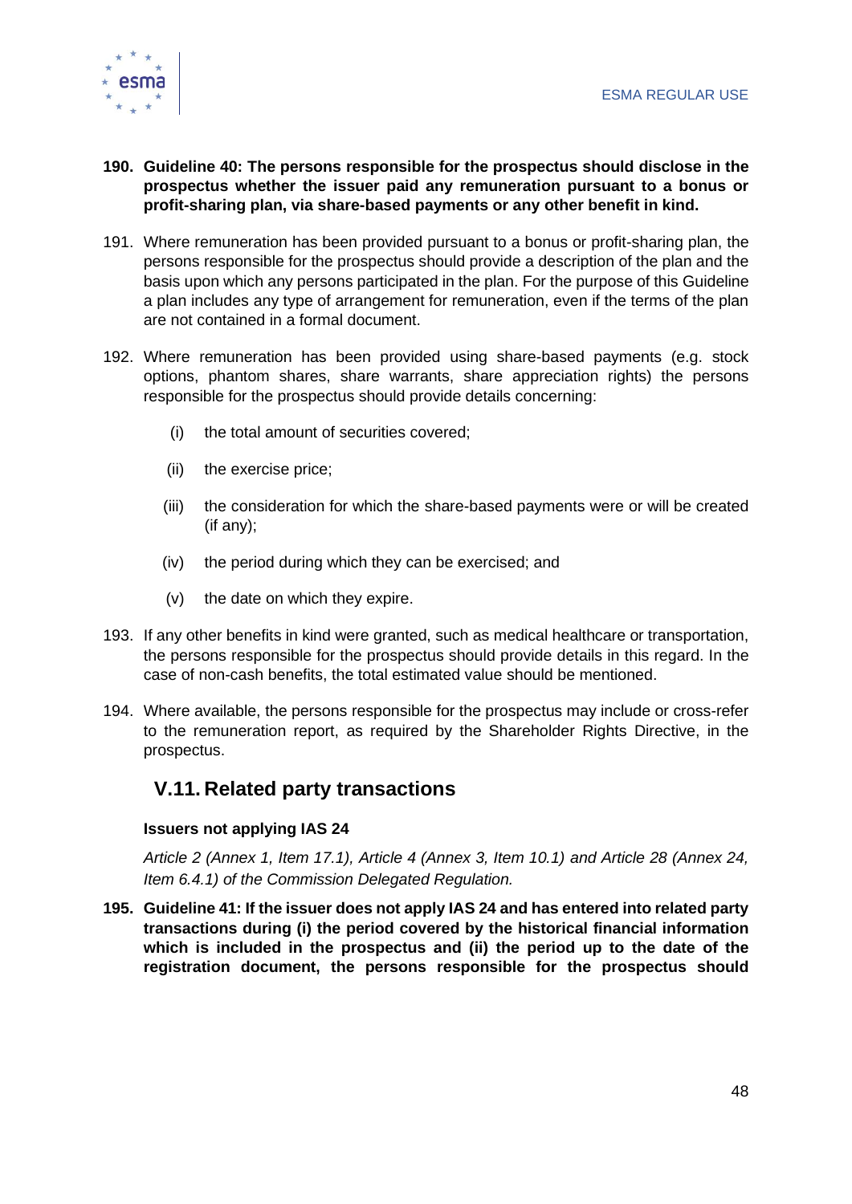**190. Guideline 40: The persons responsible for the prospectus should disclose in the prospectus whether the issuer paid any remuneration pursuant to a bonus or profit-sharing plan, via share-based payments or any other benefit in kind.**

191. Where remuneration has been provided pursuant to a bonus or profit-sharing plan, the persons responsible for the prospectus should provide a description of the plan and the basis upon which any persons participated in the plan. For the purpose of this Guideline a plan includes any type of arrangement for remuneration, even if the terms of the plan are not contained in a formal document.

192. Where remuneration has been provided using share-based payments (e.g. stock options, phantom shares, share warrants, share appreciation rights) the persons responsible for the prospectus should provide details concerning:

   (i) the total amount of securities covered;

   (ii) the exercise price;

   (iii) the consideration for which the share-based payments were or will be created (if any);

   (iv) the period during which they can be exercised; and

   (v) the date on which they expire.

193. If any other benefits in kind were granted, such as medical healthcare or transportation, the persons responsible for the prospectus should provide details in this regard. In the case of non-cash benefits, the total estimated value should be mentioned.

194. Where available, the persons responsible for the prospectus may include or cross-refer to the remuneration report, as required by the Shareholder Rights Directive, in the prospectus.

## V.11. Related party transactions

**Issuers not applying IAS 24**

*Article 2 (Annex 1, Item 17.1), Article 4 (Annex 3, Item 10.1) and Article 28 (Annex 24, Item 6.4.1) of the Commission Delegated Regulation.*

**195. Guideline 41: If the issuer does not apply IAS 24 and has entered into related party transactions during (i) the period covered by the historical financial information which is included in the prospectus and (ii) the period up to the date of the registration document, the persons responsible for the prospectus should**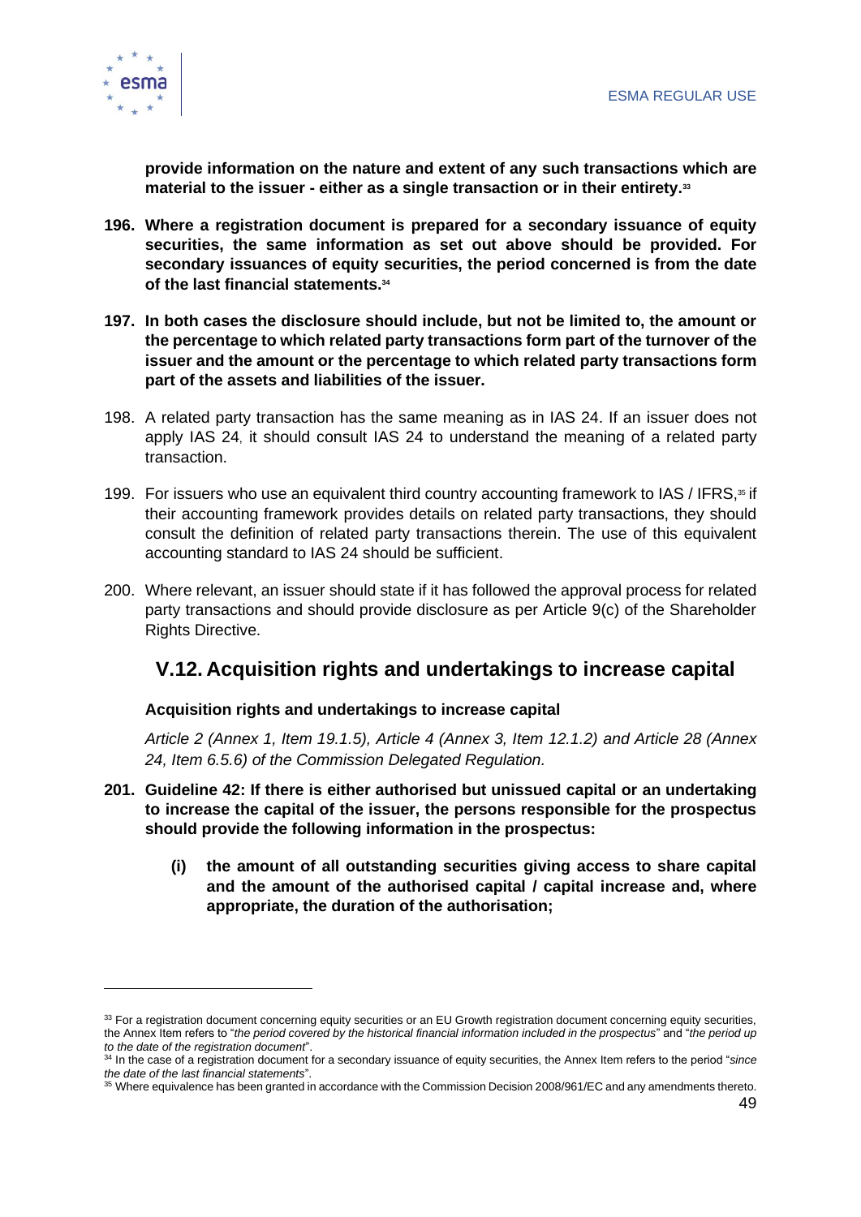**provide information on the nature and extent of any such transactions which are material to the issuer - either as a single transaction or in their entirety.**[33]

**196. Where a registration document is prepared for a secondary issuance of equity securities, the same information as set out above should be provided. For secondary issuances of equity securities, the period concerned is from the date of the last financial statements.**[34]

**197. In both cases the disclosure should include, but not be limited to, the amount or the percentage to which related party transactions form part of the turnover of the issuer and the amount or the percentage to which related party transactions form part of the assets and liabilities of the issuer.**

198. A related party transaction has the same meaning as in IAS 24. If an issuer does not apply IAS 24, it should consult IAS 24 to understand the meaning of a related party transaction.

199. For issuers who use an equivalent third country accounting framework to IAS / IFRS,[35] if their accounting framework provides details on related party transactions, they should consult the definition of related party transactions therein. The use of this equivalent accounting standard to IAS 24 should be sufficient.

200. Where relevant, an issuer should state if it has followed the approval process for related party transactions and should provide disclosure as per Article 9(c) of the Shareholder Rights Directive.

## V.12. Acquisition rights and undertakings to increase capital

**Acquisition rights and undertakings to increase capital**

*Article 2 (Annex 1, Item 19.1.5), Article 4 (Annex 3, Item 12.1.2) and Article 28 (Annex 24, Item 6.5.6) of the Commission Delegated Regulation.*

**201. Guideline 42: If there is either authorised but unissued capital or an undertaking to increase the capital of the issuer, the persons responsible for the prospectus should provide the following information in the prospectus:**

**(i) the amount of all outstanding securities giving access to share capital and the amount of the authorised capital / capital increase and, where appropriate, the duration of the authorisation;**

---

[33] For a registration document concerning equity securities or an EU Growth registration document concerning equity securities, the Annex Item refers to "*the period covered by the historical financial information included in the prospectus*" and "*the period up to the date of the registration document*".

[34] In the case of a registration document for a secondary issuance of equity securities, the Annex Item refers to the period "*since the date of the last financial statements*".

[35] Where equivalence has been granted in accordance with the Commission Decision 2008/961/EC and any amendments thereto.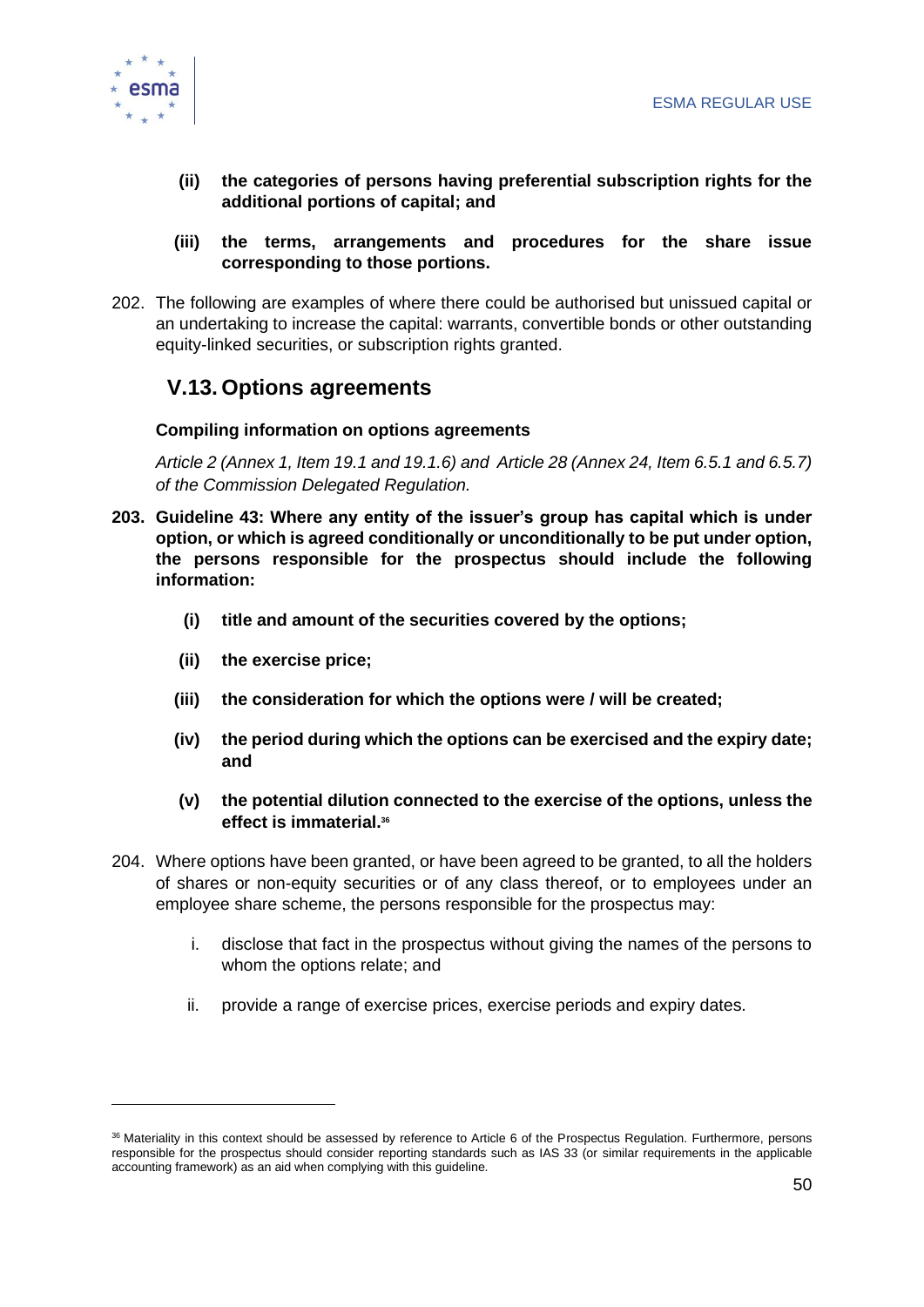**(ii) the categories of persons having preferential subscription rights for the additional portions of capital; and**

**(iii) the terms, arrangements and procedures for the share issue corresponding to those portions.**

202. The following are examples of where there could be authorised but unissued capital or an undertaking to increase the capital: warrants, convertible bonds or other outstanding equity-linked securities, or subscription rights granted.

## V.13. Options agreements

**Compiling information on options agreements**

*Article 2 (Annex 1, Item 19.1 and 19.1.6) and Article 28 (Annex 24, Item 6.5.1 and 6.5.7) of the Commission Delegated Regulation.*

**203. Guideline 43: Where any entity of the issuer's group has capital which is under option, or which is agreed conditionally or unconditionally to be put under option, the persons responsible for the prospectus should include the following information:**

**(i) title and amount of the securities covered by the options;**

**(ii) the exercise price;**

**(iii) the consideration for which the options were / will be created;**

**(iv) the period during which the options can be exercised and the expiry date; and**

**(v) the potential dilution connected to the exercise of the options, unless the effect is immaterial.[36]**

204. Where options have been granted, or have been agreed to be granted, to all the holders of shares or non-equity securities or of any class thereof, or to employees under an employee share scheme, the persons responsible for the prospectus may:

i. disclose that fact in the prospectus without giving the names of the persons to whom the options relate; and

ii. provide a range of exercise prices, exercise periods and expiry dates.

---

[36] Materiality in this context should be assessed by reference to Article 6 of the Prospectus Regulation. Furthermore, persons responsible for the prospectus should consider reporting standards such as IAS 33 (or similar requirements in the applicable accounting framework) as an aid when complying with this guideline.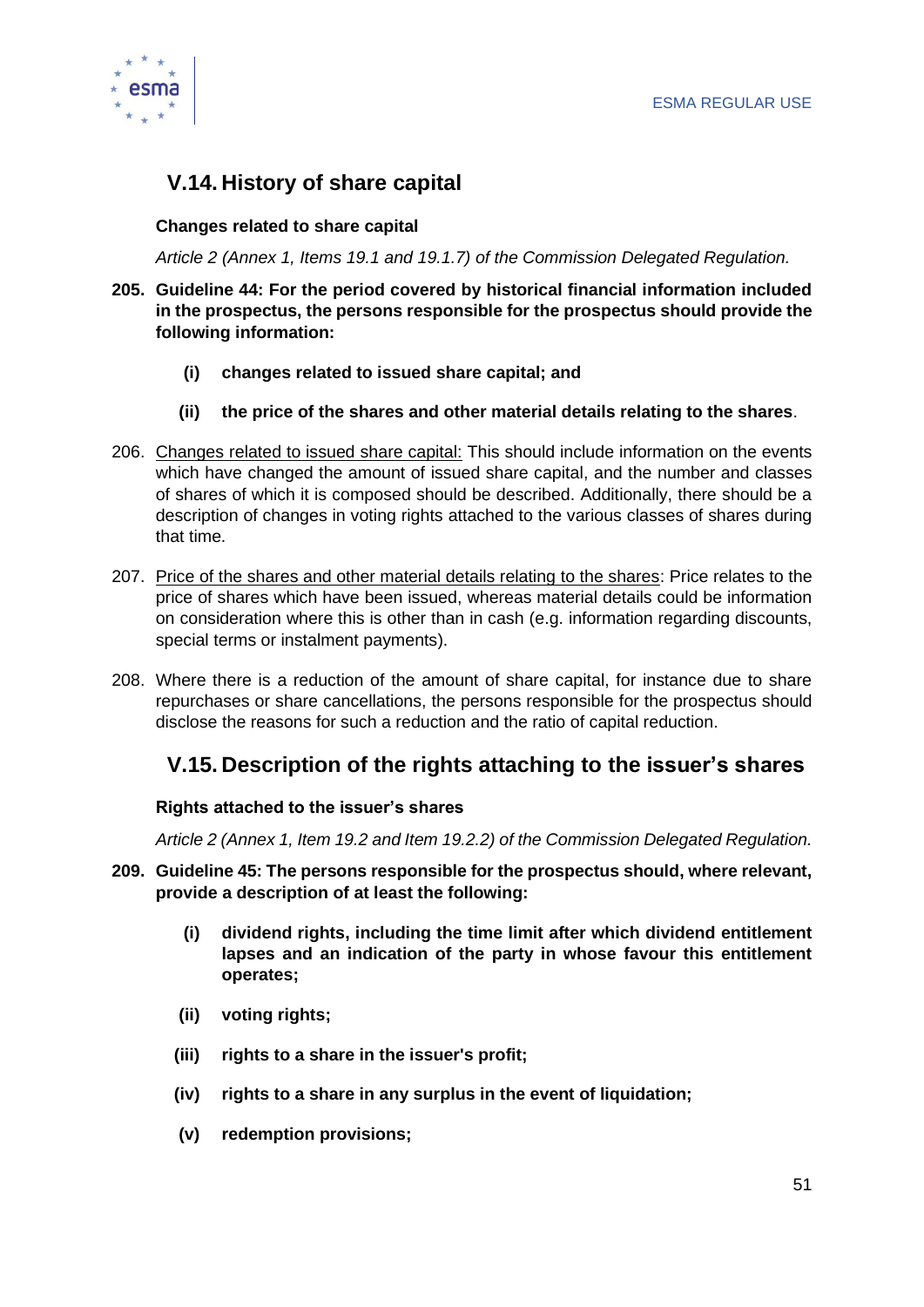## V.14. History of share capital

**Changes related to share capital**

*Article 2 (Annex 1, Items 19.1 and 19.1.7) of the Commission Delegated Regulation.*

205. **Guideline 44: For the period covered by historical financial information included in the prospectus, the persons responsible for the prospectus should provide the following information:**

   **(i) changes related to issued share capital; and**

   **(ii) the price of the shares and other material details relating to the shares**.

206. Changes related to issued share capital: This should include information on the events which have changed the amount of issued share capital, and the number and classes of shares of which it is composed should be described. Additionally, there should be a description of changes in voting rights attached to the various classes of shares during that time.

207. Price of the shares and other material details relating to the shares: Price relates to the price of shares which have been issued, whereas material details could be information on consideration where this is other than in cash (e.g. information regarding discounts, special terms or instalment payments).

208. Where there is a reduction of the amount of share capital, for instance due to share repurchases or share cancellations, the persons responsible for the prospectus should disclose the reasons for such a reduction and the ratio of capital reduction.

## V.15. Description of the rights attaching to the issuer's shares

**Rights attached to the issuer's shares**

*Article 2 (Annex 1, Item 19.2 and Item 19.2.2) of the Commission Delegated Regulation.*

209. **Guideline 45: The persons responsible for the prospectus should, where relevant, provide a description of at least the following:**

   **(i) dividend rights, including the time limit after which dividend entitlement lapses and an indication of the party in whose favour this entitlement operates;**

   **(ii) voting rights;**

   **(iii) rights to a share in the issuer's profit;**

   **(iv) rights to a share in any surplus in the event of liquidation;**

   **(v) redemption provisions;**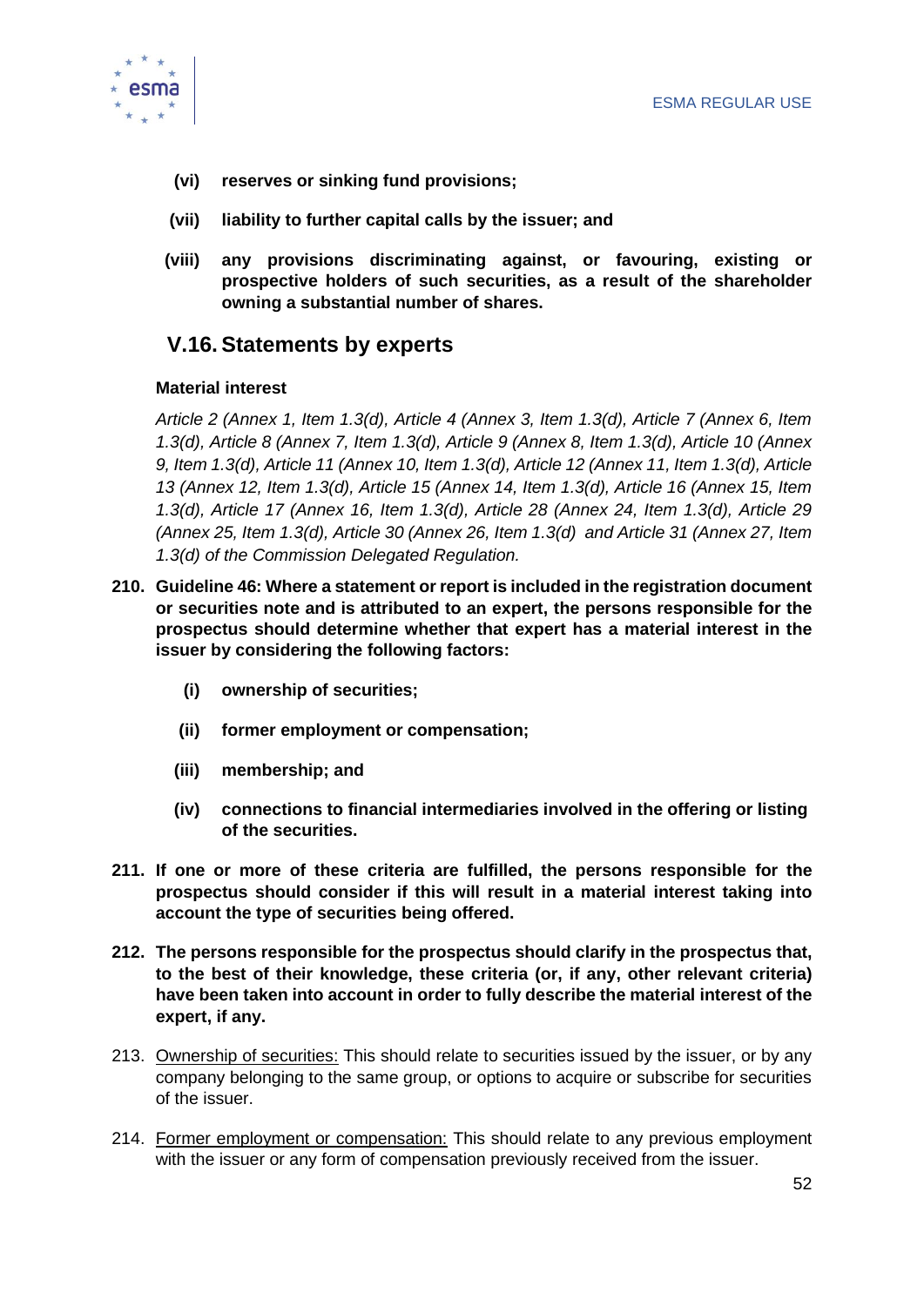**(vi) reserves or sinking fund provisions;**

**(vii) liability to further capital calls by the issuer; and**

**(viii) any provisions discriminating against, or favouring, existing or prospective holders of such securities, as a result of the shareholder owning a substantial number of shares.**

## V.16. Statements by experts

**Material interest**

*Article 2 (Annex 1, Item 1.3(d), Article 4 (Annex 3, Item 1.3(d), Article 7 (Annex 6, Item 1.3(d), Article 8 (Annex 7, Item 1.3(d), Article 9 (Annex 8, Item 1.3(d), Article 10 (Annex 9, Item 1.3(d), Article 11 (Annex 10, Item 1.3(d), Article 12 (Annex 11, Item 1.3(d), Article 13 (Annex 12, Item 1.3(d), Article 15 (Annex 14, Item 1.3(d), Article 16 (Annex 15, Item 1.3(d), Article 17 (Annex 16, Item 1.3(d), Article 28 (Annex 24, Item 1.3(d), Article 29 (Annex 25, Item 1.3(d), Article 30 (Annex 26, Item 1.3(d) and Article 31 (Annex 27, Item 1.3(d) of the Commission Delegated Regulation.*

210. **Guideline 46: Where a statement or report is included in the registration document or securities note and is attributed to an expert, the persons responsible for the prospectus should determine whether that expert has a material interest in the issuer by considering the following factors:**

    **(i) ownership of securities;**

    **(ii) former employment or compensation;**

    **(iii) membership; and**

    **(iv) connections to financial intermediaries involved in the offering or listing of the securities.**

211. **If one or more of these criteria are fulfilled, the persons responsible for the prospectus should consider if this will result in a material interest taking into account the type of securities being offered.**

212. **The persons responsible for the prospectus should clarify in the prospectus that, to the best of their knowledge, these criteria (or, if any, other relevant criteria) have been taken into account in order to fully describe the material interest of the expert, if any.**

213. <u>Ownership of securities:</u> This should relate to securities issued by the issuer, or by any company belonging to the same group, or options to acquire or subscribe for securities of the issuer.

214. <u>Former employment or compensation:</u> This should relate to any previous employment with the issuer or any form of compensation previously received from the issuer.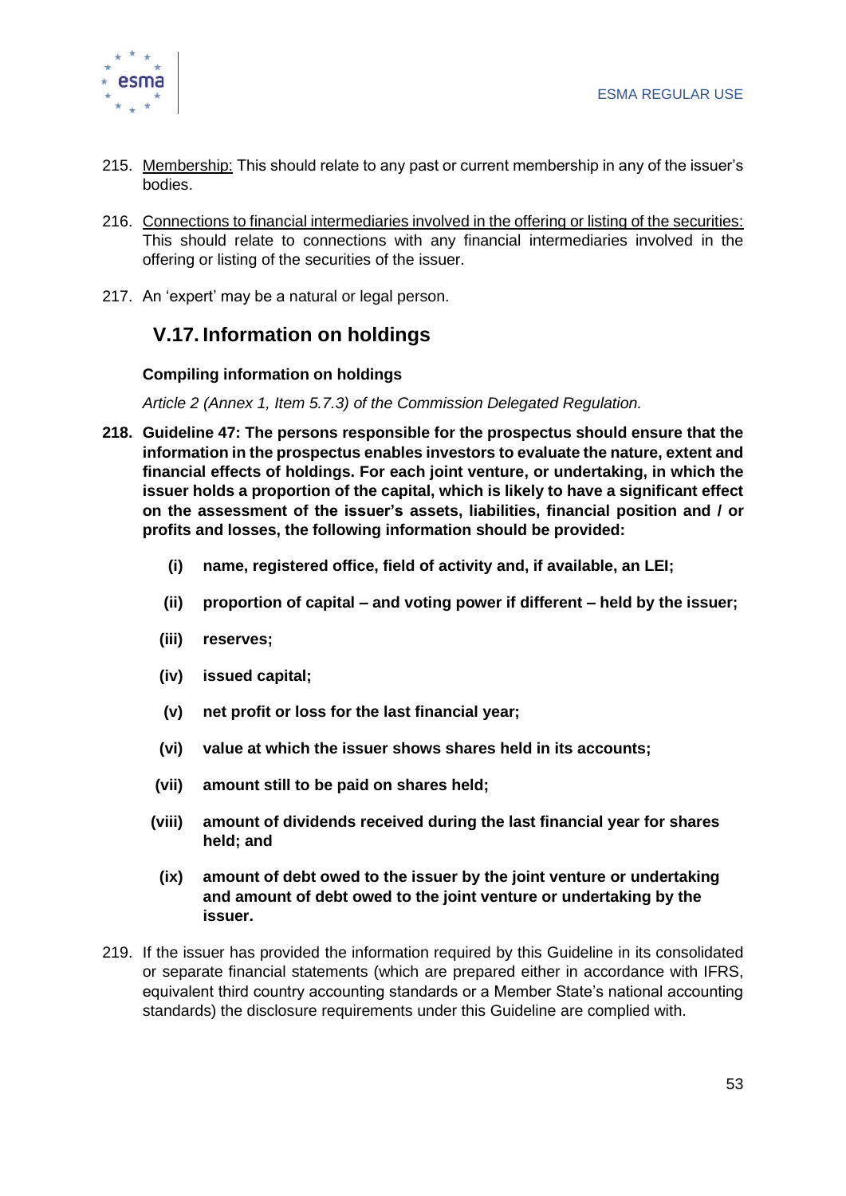215. Membership: This should relate to any past or current membership in any of the issuer's bodies.

216. Connections to financial intermediaries involved in the offering or listing of the securities: This should relate to connections with any financial intermediaries involved in the offering or listing of the securities of the issuer.

217. An 'expert' may be a natural or legal person.

## V.17. Information on holdings

**Compiling information on holdings**

*Article 2 (Annex 1, Item 5.7.3) of the Commission Delegated Regulation.*

**218. Guideline 47: The persons responsible for the prospectus should ensure that the information in the prospectus enables investors to evaluate the nature, extent and financial effects of holdings. For each joint venture, or undertaking, in which the issuer holds a proportion of the capital, which is likely to have a significant effect on the assessment of the issuer's assets, liabilities, financial position and / or profits and losses, the following information should be provided:**

- **(i) name, registered office, field of activity and, if available, an LEI;**
- **(ii) proportion of capital – and voting power if different – held by the issuer;**
- **(iii) reserves;**
- **(iv) issued capital;**
- **(v) net profit or loss for the last financial year;**
- **(vi) value at which the issuer shows shares held in its accounts;**
- **(vii) amount still to be paid on shares held;**
- **(viii) amount of dividends received during the last financial year for shares held; and**
- **(ix) amount of debt owed to the issuer by the joint venture or undertaking and amount of debt owed to the joint venture or undertaking by the issuer.**

219. If the issuer has provided the information required by this Guideline in its consolidated or separate financial statements (which are prepared either in accordance with IFRS, equivalent third country accounting standards or a Member State's national accounting standards) the disclosure requirements under this Guideline are complied with.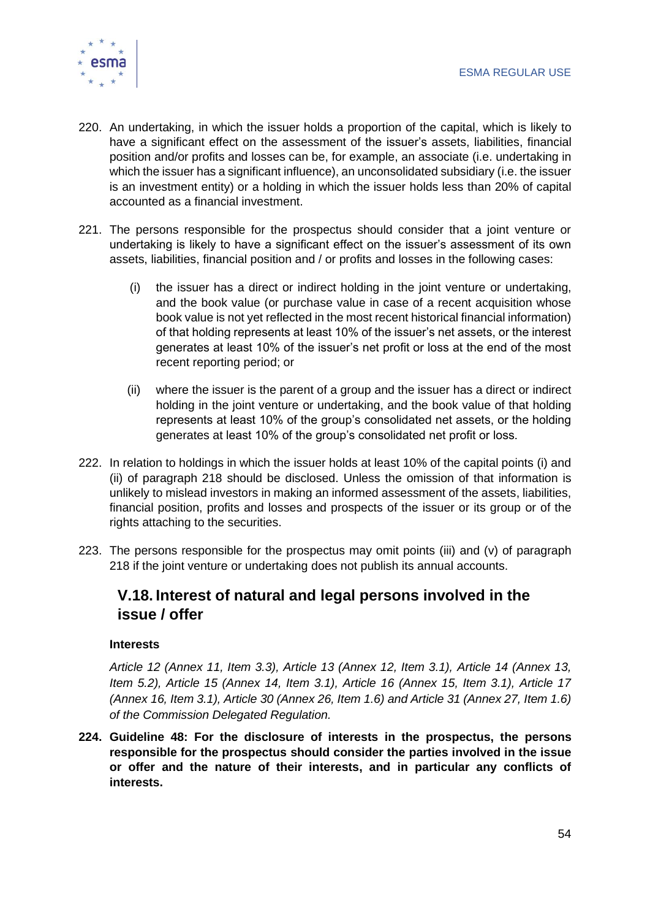220. An undertaking, in which the issuer holds a proportion of the capital, which is likely to have a significant effect on the assessment of the issuer's assets, liabilities, financial position and/or profits and losses can be, for example, an associate (i.e. undertaking in which the issuer has a significant influence), an unconsolidated subsidiary (i.e. the issuer is an investment entity) or a holding in which the issuer holds less than 20% of capital accounted as a financial investment.

221. The persons responsible for the prospectus should consider that a joint venture or undertaking is likely to have a significant effect on the issuer's assessment of its own assets, liabilities, financial position and / or profits and losses in the following cases:

   (i) the issuer has a direct or indirect holding in the joint venture or undertaking, and the book value (or purchase value in case of a recent acquisition whose book value is not yet reflected in the most recent historical financial information) of that holding represents at least 10% of the issuer's net assets, or the interest generates at least 10% of the issuer's net profit or loss at the end of the most recent reporting period; or

   (ii) where the issuer is the parent of a group and the issuer has a direct or indirect holding in the joint venture or undertaking, and the book value of that holding represents at least 10% of the group's consolidated net assets, or the holding generates at least 10% of the group's consolidated net profit or loss.

222. In relation to holdings in which the issuer holds at least 10% of the capital points (i) and (ii) of paragraph 218 should be disclosed. Unless the omission of that information is unlikely to mislead investors in making an informed assessment of the assets, liabilities, financial position, profits and losses and prospects of the issuer or its group or of the rights attaching to the securities.

223. The persons responsible for the prospectus may omit points (iii) and (v) of paragraph 218 if the joint venture or undertaking does not publish its annual accounts.

## V.18. Interest of natural and legal persons involved in the issue / offer

**Interests**

*Article 12 (Annex 11, Item 3.3), Article 13 (Annex 12, Item 3.1), Article 14 (Annex 13, Item 5.2), Article 15 (Annex 14, Item 3.1), Article 16 (Annex 15, Item 3.1), Article 17 (Annex 16, Item 3.1), Article 30 (Annex 26, Item 1.6) and Article 31 (Annex 27, Item 1.6) of the Commission Delegated Regulation.*

**224. Guideline 48: For the disclosure of interests in the prospectus, the persons responsible for the prospectus should consider the parties involved in the issue or offer and the nature of their interests, and in particular any conflicts of interests.**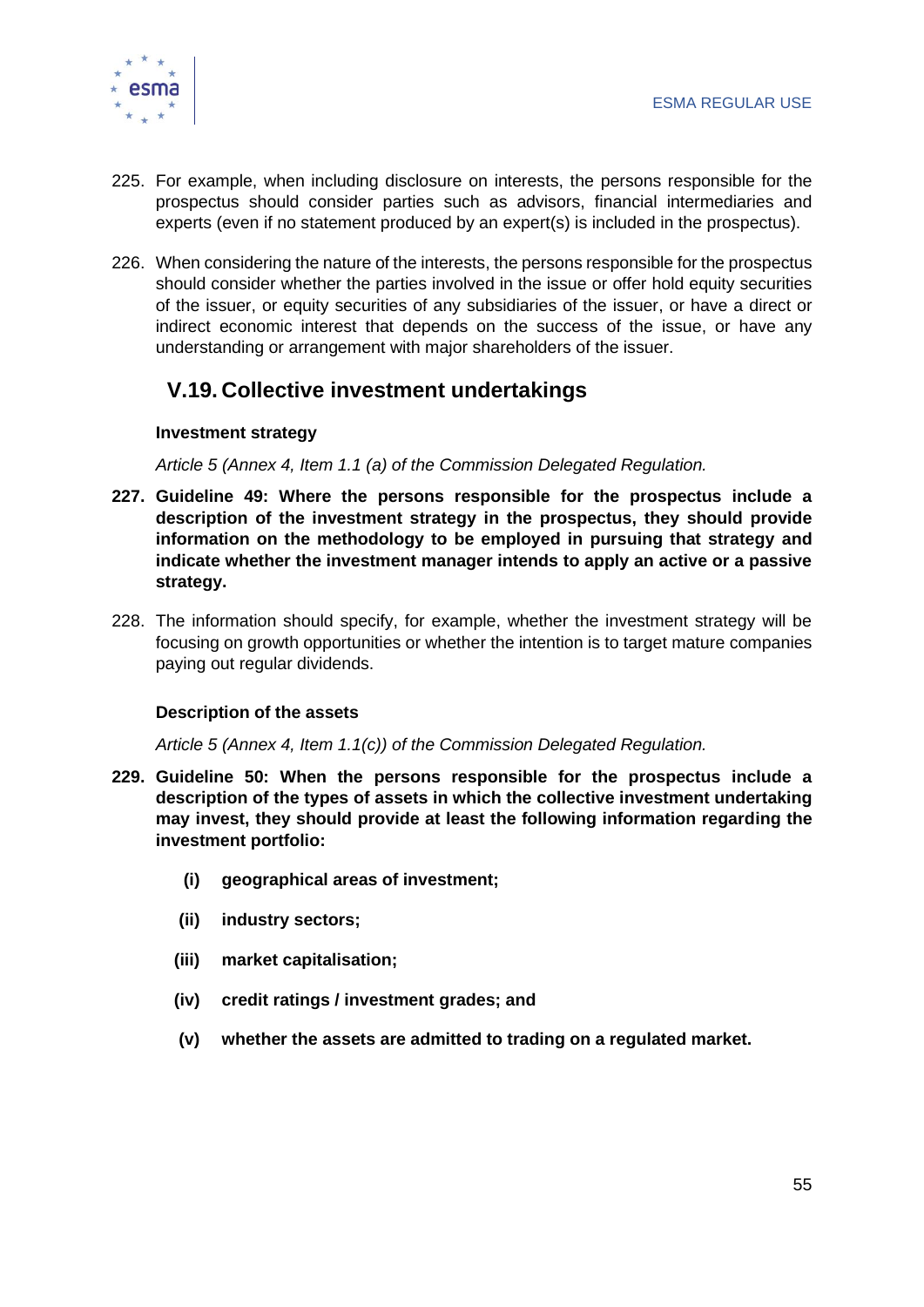225. For example, when including disclosure on interests, the persons responsible for the prospectus should consider parties such as advisors, financial intermediaries and experts (even if no statement produced by an expert(s) is included in the prospectus).

226. When considering the nature of the interests, the persons responsible for the prospectus should consider whether the parties involved in the issue or offer hold equity securities of the issuer, or equity securities of any subsidiaries of the issuer, or have a direct or indirect economic interest that depends on the success of the issue, or have any understanding or arrangement with major shareholders of the issuer.

## V.19. Collective investment undertakings

**Investment strategy**

*Article 5 (Annex 4, Item 1.1 (a) of the Commission Delegated Regulation.*

**227. Guideline 49: Where the persons responsible for the prospectus include a description of the investment strategy in the prospectus, they should provide information on the methodology to be employed in pursuing that strategy and indicate whether the investment manager intends to apply an active or a passive strategy.**

228. The information should specify, for example, whether the investment strategy will be focusing on growth opportunities or whether the intention is to target mature companies paying out regular dividends.

**Description of the assets**

*Article 5 (Annex 4, Item 1.1(c)) of the Commission Delegated Regulation.*

**229. Guideline 50: When the persons responsible for the prospectus include a description of the types of assets in which the collective investment undertaking may invest, they should provide at least the following information regarding the investment portfolio:**

- **(i) geographical areas of investment;**
- **(ii) industry sectors;**
- **(iii) market capitalisation;**
- **(iv) credit ratings / investment grades; and**
- **(v) whether the assets are admitted to trading on a regulated market.**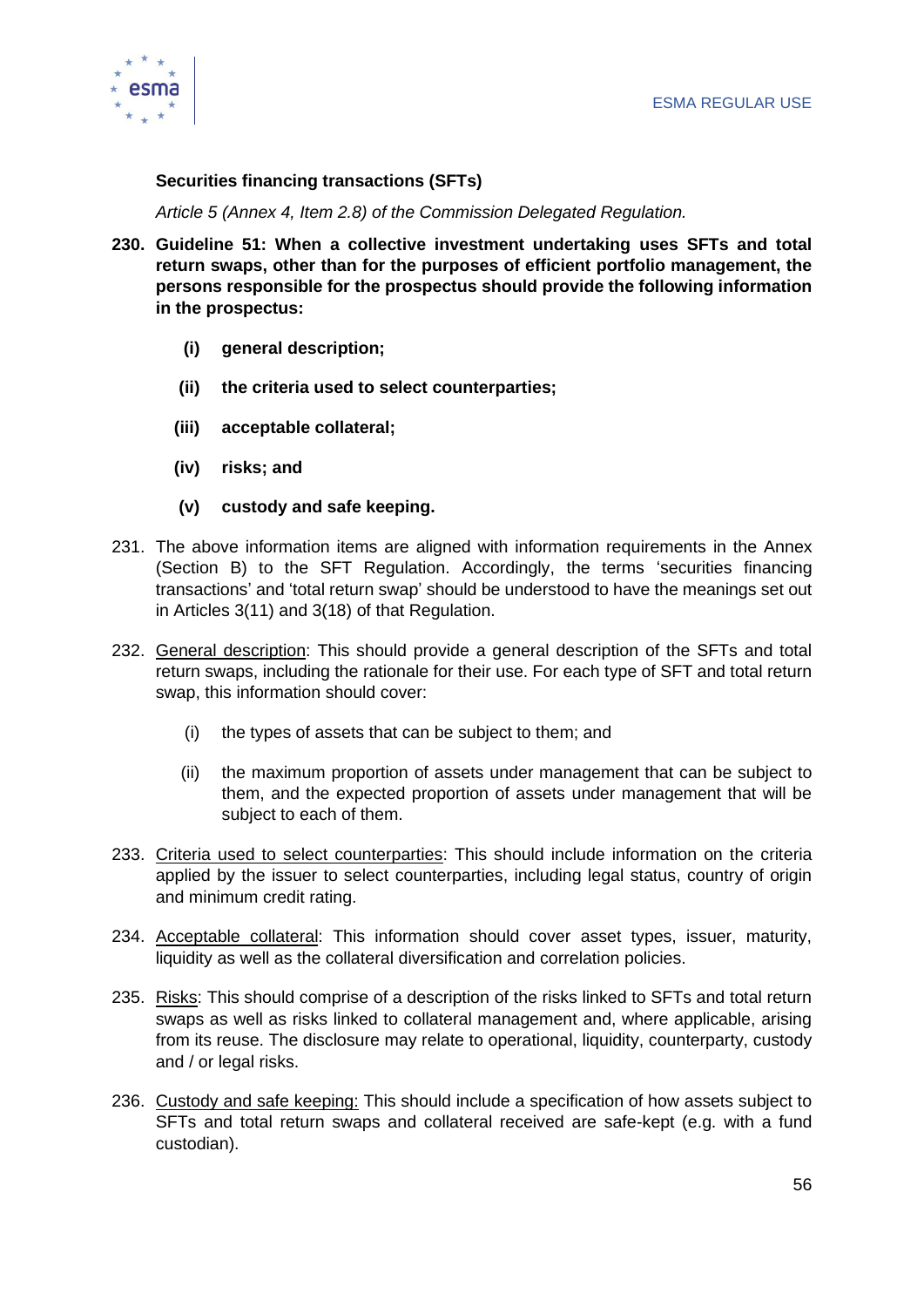**Securities financing transactions (SFTs)**

*Article 5 (Annex 4, Item 2.8) of the Commission Delegated Regulation.*

**230. Guideline 51: When a collective investment undertaking uses SFTs and total return swaps, other than for the purposes of efficient portfolio management, the persons responsible for the prospectus should provide the following information in the prospectus:**

   **(i) general description;**

   **(ii) the criteria used to select counterparties;**

   **(iii) acceptable collateral;**

   **(iv) risks; and**

   **(v) custody and safe keeping.**

231. The above information items are aligned with information requirements in the Annex (Section B) to the SFT Regulation. Accordingly, the terms 'securities financing transactions' and 'total return swap' should be understood to have the meanings set out in Articles 3(11) and 3(18) of that Regulation.

232. General description: This should provide a general description of the SFTs and total return swaps, including the rationale for their use. For each type of SFT and total return swap, this information should cover:

   (i) the types of assets that can be subject to them; and

   (ii) the maximum proportion of assets under management that can be subject to them, and the expected proportion of assets under management that will be subject to each of them.

233. Criteria used to select counterparties: This should include information on the criteria applied by the issuer to select counterparties, including legal status, country of origin and minimum credit rating.

234. Acceptable collateral: This information should cover asset types, issuer, maturity, liquidity as well as the collateral diversification and correlation policies.

235. Risks: This should comprise of a description of the risks linked to SFTs and total return swaps as well as risks linked to collateral management and, where applicable, arising from its reuse. The disclosure may relate to operational, liquidity, counterparty, custody and / or legal risks.

236. Custody and safe keeping: This should include a specification of how assets subject to SFTs and total return swaps and collateral received are safe-kept (e.g. with a fund custodian).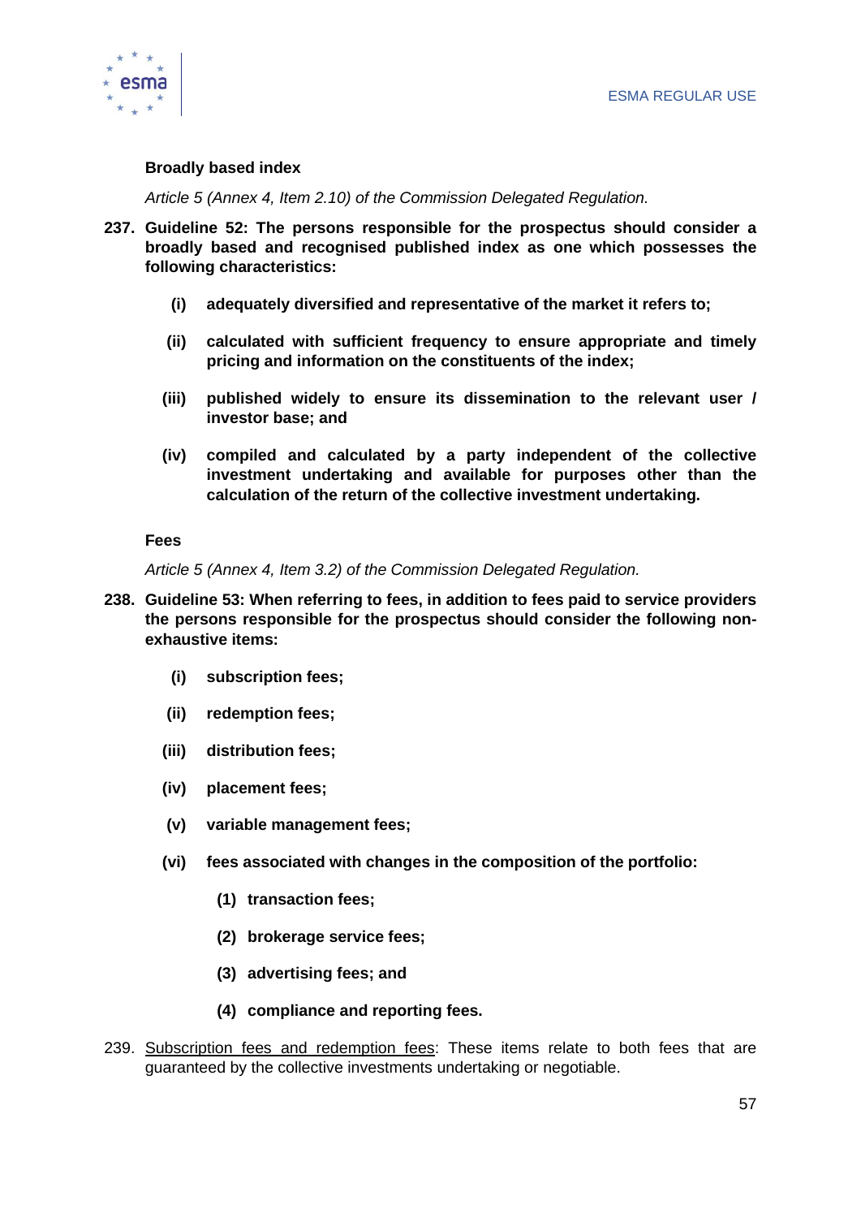**Broadly based index**

*Article 5 (Annex 4, Item 2.10) of the Commission Delegated Regulation.*

237. **Guideline 52: The persons responsible for the prospectus should consider a broadly based and recognised published index as one which possesses the following characteristics:**

    **(i) adequately diversified and representative of the market it refers to;**

    **(ii) calculated with sufficient frequency to ensure appropriate and timely pricing and information on the constituents of the index;**

    **(iii) published widely to ensure its dissemination to the relevant user / investor base; and**

    **(iv) compiled and calculated by a party independent of the collective investment undertaking and available for purposes other than the calculation of the return of the collective investment undertaking.**

**Fees**

*Article 5 (Annex 4, Item 3.2) of the Commission Delegated Regulation.*

238. **Guideline 53: When referring to fees, in addition to fees paid to service providers the persons responsible for the prospectus should consider the following non-exhaustive items:**

    **(i) subscription fees;**

    **(ii) redemption fees;**

    **(iii) distribution fees;**

    **(iv) placement fees;**

    **(v) variable management fees;**

    **(vi) fees associated with changes in the composition of the portfolio:**

    **(1) transaction fees;**

    **(2) brokerage service fees;**

    **(3) advertising fees; and**

    **(4) compliance and reporting fees.**

239. Subscription fees and redemption fees: These items relate to both fees that are guaranteed by the collective investments undertaking or negotiable.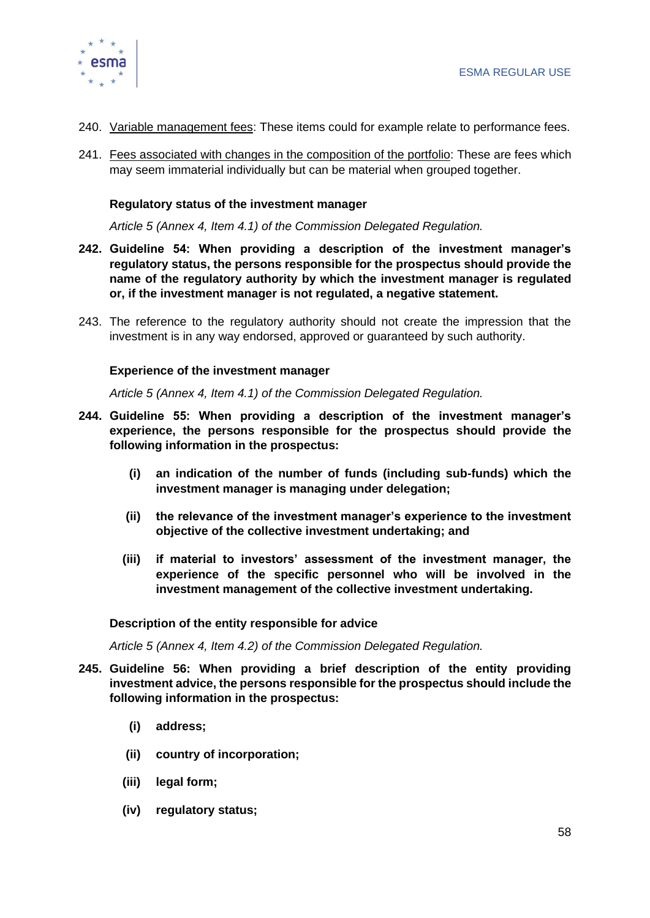240. <u>Variable management fees</u>: These items could for example relate to performance fees.

241. <u>Fees associated with changes in the composition of the portfolio</u>: These are fees which may seem immaterial individually but can be material when grouped together.

**Regulatory status of the investment manager**

*Article 5 (Annex 4, Item 4.1) of the Commission Delegated Regulation.*

**242. Guideline 54: When providing a description of the investment manager's regulatory status, the persons responsible for the prospectus should provide the name of the regulatory authority by which the investment manager is regulated or, if the investment manager is not regulated, a negative statement.**

243. The reference to the regulatory authority should not create the impression that the investment is in any way endorsed, approved or guaranteed by such authority.

**Experience of the investment manager**

*Article 5 (Annex 4, Item 4.1) of the Commission Delegated Regulation.*

**244. Guideline 55: When providing a description of the investment manager's experience, the persons responsible for the prospectus should provide the following information in the prospectus:**

- **(i) an indication of the number of funds (including sub-funds) which the investment manager is managing under delegation;**
- **(ii) the relevance of the investment manager's experience to the investment objective of the collective investment undertaking; and**
- **(iii) if material to investors' assessment of the investment manager, the experience of the specific personnel who will be involved in the investment management of the collective investment undertaking.**

**Description of the entity responsible for advice**

*Article 5 (Annex 4, Item 4.2) of the Commission Delegated Regulation.*

**245. Guideline 56: When providing a brief description of the entity providing investment advice, the persons responsible for the prospectus should include the following information in the prospectus:**

- **(i) address;**
- **(ii) country of incorporation;**
- **(iii) legal form;**
- **(iv) regulatory status;**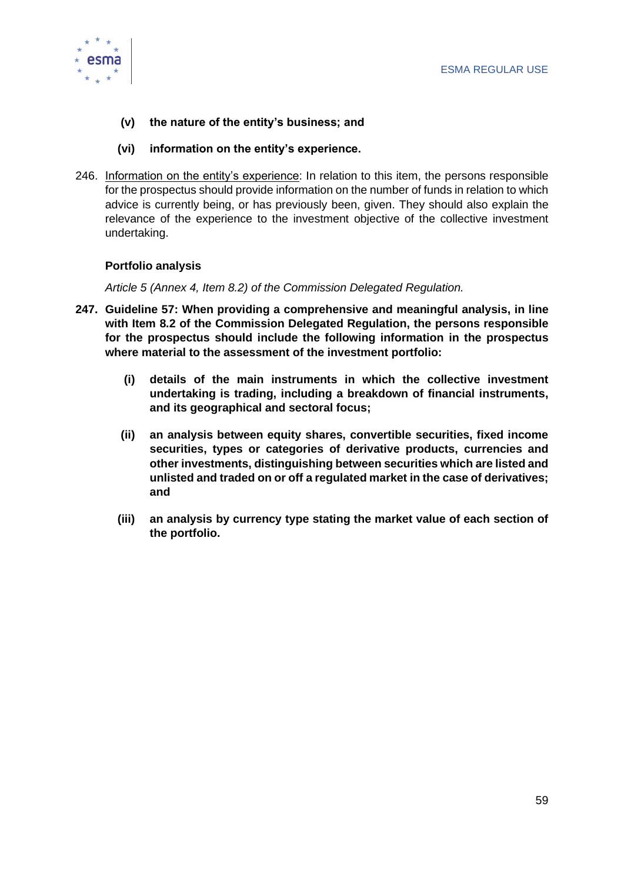**(v) the nature of the entity's business; and**

**(vi) information on the entity's experience.**

246. Information on the entity's experience: In relation to this item, the persons responsible for the prospectus should provide information on the number of funds in relation to which advice is currently being, or has previously been, given. They should also explain the relevance of the experience to the investment objective of the collective investment undertaking.

**Portfolio analysis**

*Article 5 (Annex 4, Item 8.2) of the Commission Delegated Regulation.*

**247. Guideline 57: When providing a comprehensive and meaningful analysis, in line with Item 8.2 of the Commission Delegated Regulation, the persons responsible for the prospectus should include the following information in the prospectus where material to the assessment of the investment portfolio:**

**(i) details of the main instruments in which the collective investment undertaking is trading, including a breakdown of financial instruments, and its geographical and sectoral focus;**

**(ii) an analysis between equity shares, convertible securities, fixed income securities, types or categories of derivative products, currencies and other investments, distinguishing between securities which are listed and unlisted and traded on or off a regulated market in the case of derivatives; and**

**(iii) an analysis by currency type stating the market value of each section of the portfolio.**